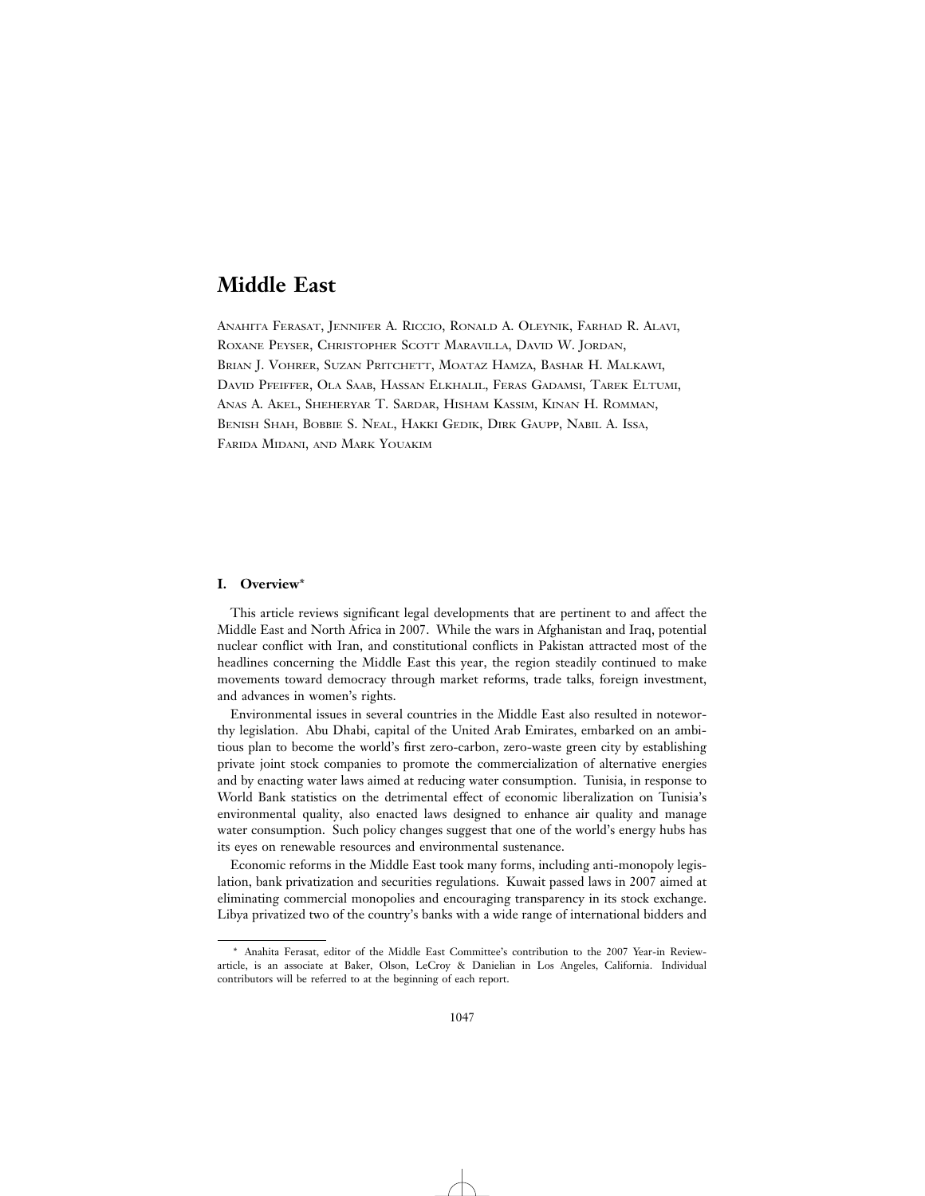# Middle East

Anahita Ferasat, Jennifer A. Riccio, Ronald A. Oleynik, Farhad R. Alavi, Roxane Peyser, Christopher Scott Maravilla, David W. Jordan, Brian J. Vohrer, Suzan Pritchett, Moataz Hamza, Bashar H. Malkawi, David Pfeiffer, Ola Saab, Hassan Elkhalil, Feras Gadamsi, Tarek Eltumi, Anas A. Akel, Sheheryar T. Sardar, Hisham Kassim, Kinan H. Romman, Benish Shah, Bobbie S. Neal, Hakki Gedik, Dirk Gaupp, Nabil A. Issa, Farida Midani, and Mark Youakim

## I. Overview*

This article reviews significant legal developments that are pertinent to and affect the Middle East and North Africa in 2007. While the wars in Afghanistan and Iraq, potential nuclear conflict with Iran, and constitutional conflicts in Pakistan attracted most of the headlines concerning the Middle East this year, the region steadily continued to make movements toward democracy through market reforms, trade talks, foreign investment, and advances in women's rights.

Environmental issues in several countries in the Middle East also resulted in noteworthy legislation. Abu Dhabi, capital of the United Arab Emirates, embarked on an ambitious plan to become the world's first zero-carbon, zero-waste green city by establishing private joint stock companies to promote the commercialization of alternative energies and by enacting water laws aimed at reducing water consumption. Tunisia, in response to World Bank statistics on the detrimental effect of economic liberalization on Tunisia's environmental quality, also enacted laws designed to enhance air quality and manage water consumption. Such policy changes suggest that one of the world's energy hubs has its eyes on renewable resources and environmental sustenance.

Economic reforms in the Middle East took many forms, including anti-monopoly legislation, bank privatization and securities regulations. Kuwait passed laws in 2007 aimed at eliminating commercial monopolies and encouraging transparency in its stock exchange. Libya privatized two of the country's banks with a wide range of international bidders and

---

* Anahita Ferasat, editor of the Middle East Committee's contribution to the 2007 Year-in Review-article, is an associate at Baker, Olson, LeCroy & Danielian in Los Angeles, California. Individual contributors will be referred to at the beginning of each report.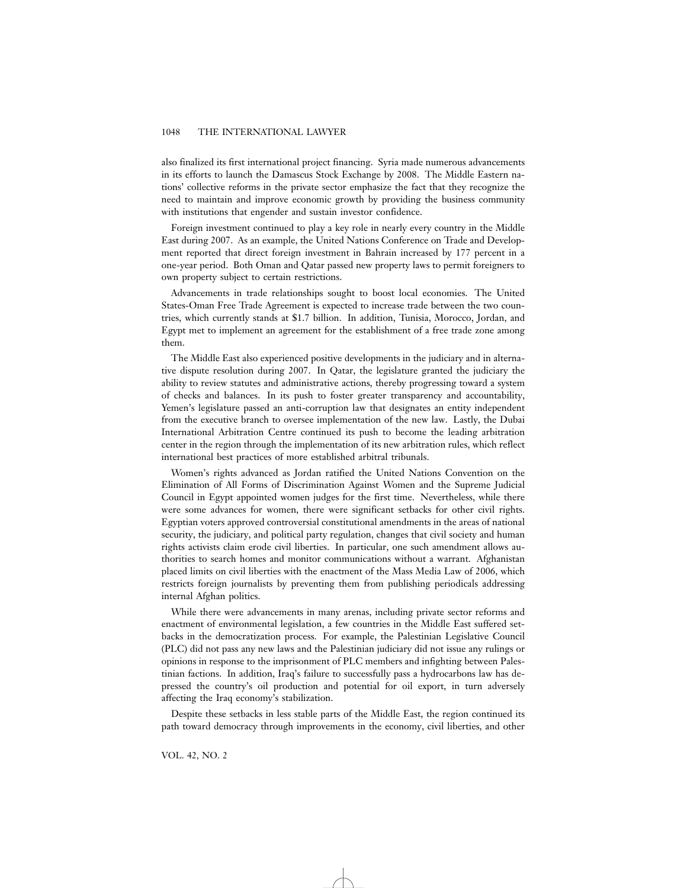also finalized its first international project financing. Syria made numerous advancements in its efforts to launch the Damascus Stock Exchange by 2008. The Middle Eastern nations' collective reforms in the private sector emphasize the fact that they recognize the need to maintain and improve economic growth by providing the business community with institutions that engender and sustain investor confidence.

Foreign investment continued to play a key role in nearly every country in the Middle East during 2007. As an example, the United Nations Conference on Trade and Development reported that direct foreign investment in Bahrain increased by 177 percent in a one-year period. Both Oman and Qatar passed new property laws to permit foreigners to own property subject to certain restrictions.

Advancements in trade relationships sought to boost local economies. The United States-Oman Free Trade Agreement is expected to increase trade between the two countries, which currently stands at $1.7 billion. In addition, Tunisia, Morocco, Jordan, and Egypt met to implement an agreement for the establishment of a free trade zone among them.

The Middle East also experienced positive developments in the judiciary and in alternative dispute resolution during 2007. In Qatar, the legislature granted the judiciary the ability to review statutes and administrative actions, thereby progressing toward a system of checks and balances. In its push to foster greater transparency and accountability, Yemen's legislature passed an anti-corruption law that designates an entity independent from the executive branch to oversee implementation of the new law. Lastly, the Dubai International Arbitration Centre continued its push to become the leading arbitration center in the region through the implementation of its new arbitration rules, which reflect international best practices of more established arbitral tribunals.

Women's rights advanced as Jordan ratified the United Nations Convention on the Elimination of All Forms of Discrimination Against Women and the Supreme Judicial Council in Egypt appointed women judges for the first time. Nevertheless, while there were some advances for women, there were significant setbacks for other civil rights. Egyptian voters approved controversial constitutional amendments in the areas of national security, the judiciary, and political party regulation, changes that civil society and human rights activists claim erode civil liberties. In particular, one such amendment allows authorities to search homes and monitor communications without a warrant. Afghanistan placed limits on civil liberties with the enactment of the Mass Media Law of 2006, which restricts foreign journalists by preventing them from publishing periodicals addressing internal Afghan politics.

While there were advancements in many arenas, including private sector reforms and enactment of environmental legislation, a few countries in the Middle East suffered setbacks in the democratization process. For example, the Palestinian Legislative Council (PLC) did not pass any new laws and the Palestinian judiciary did not issue any rulings or opinions in response to the imprisonment of PLC members and infighting between Palestinian factions. In addition, Iraq's failure to successfully pass a hydrocarbons law has depressed the country's oil production and potential for oil export, in turn adversely affecting the Iraq economy's stabilization.

Despite these setbacks in less stable parts of the Middle East, the region continued its path toward democracy through improvements in the economy, civil liberties, and other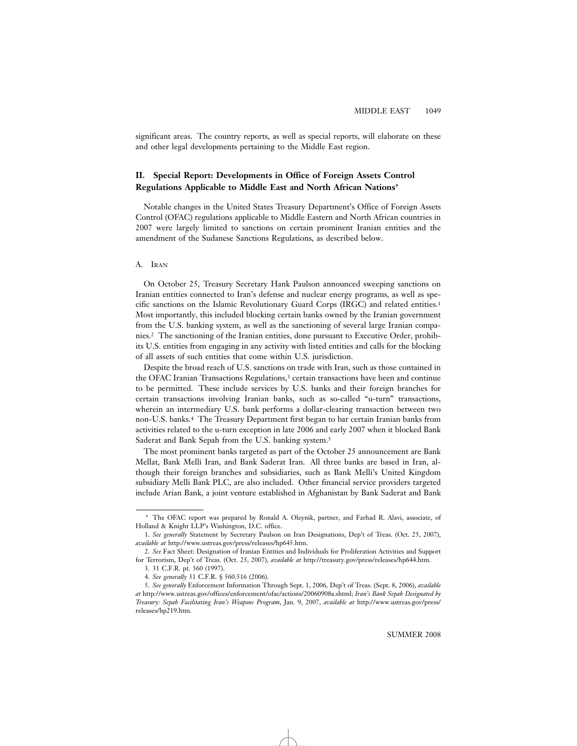significant areas. The country reports, as well as special reports, will elaborate on these and other legal developments pertaining to the Middle East region.

## II. Special Report: Developments in Office of Foreign Assets Control Regulations Applicable to Middle East and North African Nations*

Notable changes in the United States Treasury Department's Office of Foreign Assets Control (OFAC) regulations applicable to Middle Eastern and North African countries in 2007 were largely limited to sanctions on certain prominent Iranian entities and the amendment of the Sudanese Sanctions Regulations, as described below.

### A. Iran

On October 25, Treasury Secretary Hank Paulson announced sweeping sanctions on Iranian entities connected to Iran's defense and nuclear energy programs, as well as specific sanctions on the Islamic Revolutionary Guard Corps (IRGC) and related entities.[1] Most importantly, this included blocking certain banks owned by the Iranian government from the U.S. banking system, as well as the sanctioning of several large Iranian companies.[2] The sanctioning of the Iranian entities, done pursuant to Executive Order, prohibits U.S. entities from engaging in any activity with listed entities and calls for the blocking of all assets of such entities that come within U.S. jurisdiction.

Despite the broad reach of U.S. sanctions on trade with Iran, such as those contained in the OFAC Iranian Transactions Regulations,[3] certain transactions have been and continue to be permitted. These include services by U.S. banks and their foreign branches for certain transactions involving Iranian banks, such as so-called "u-turn" transactions, wherein an intermediary U.S. bank performs a dollar-clearing transaction between two non-U.S. banks.[4] The Treasury Department first began to bar certain Iranian banks from activities related to the u-turn exception in late 2006 and early 2007 when it blocked Bank Saderat and Bank Sepah from the U.S. banking system.[5]

The most prominent banks targeted as part of the October 25 announcement are Bank Mellat, Bank Melli Iran, and Bank Saderat Iran. All three banks are based in Iran, although their foreign branches and subsidiaries, such as Bank Melli's United Kingdom subsidiary Melli Bank PLC, are also included. Other financial service providers targeted include Arian Bank, a joint venture established in Afghanistan by Bank Saderat and Bank

---

* The OFAC report was prepared by Ronald A. Oleynik, partner, and Farhad R. Alavi, associate, of Holland & Knight LLP's Washington, D.C. office.

1. *See generally* Statement by Secretary Paulson on Iran Designations, Dep't of Treas. (Oct. 25, 2007), *available at* http://www.ustreas.gov/press/releases/hp645.htm.

2. *See* Fact Sheet: Designation of Iranian Entities and Individuals for Proliferation Activities and Support for Terrorism, Dep't of Treas. (Oct. 25, 2007), *available at* http://treasury.gov/press/releases/hp644.htm.

3. 31 C.F.R. pt. 560 (1997).

4. *See generally* 31 C.F.R. § 560.516 (2006).

5. *See generally* Enforcement Information Through Sept. 1, 2006, Dep't of Treas. (Sept. 8, 2006), *available at* http://www.ustreas.gov/offices/enforcement/ofac/actions/20060908a.shtml; *Iran's Bank Sepah Designated by Treasury: Sepah Facilitating Iran's Weapons Program*, Jan. 9, 2007, *available at* http://www.ustreas.gov/press/releases/hp219.htm.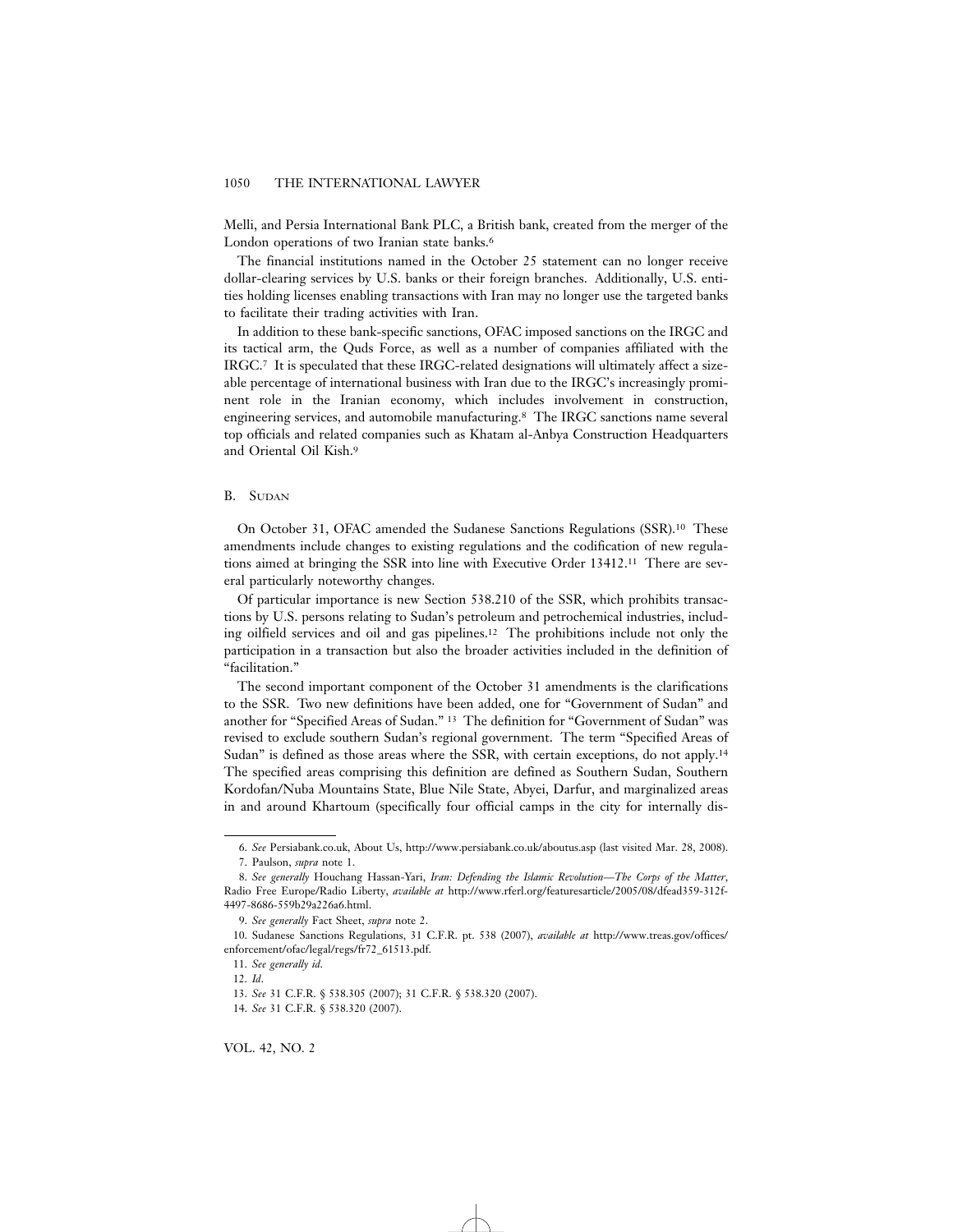Melli, and Persia International Bank PLC, a British bank, created from the merger of the London operations of two Iranian state banks.[6]

The financial institutions named in the October 25 statement can no longer receive dollar-clearing services by U.S. banks or their foreign branches. Additionally, U.S. entities holding licenses enabling transactions with Iran may no longer use the targeted banks to facilitate their trading activities with Iran.

In addition to these bank-specific sanctions, OFAC imposed sanctions on the IRGC and its tactical arm, the Quds Force, as well as a number of companies affiliated with the IRGC.[7] It is speculated that these IRGC-related designations will ultimately affect a sizeable percentage of international business with Iran due to the IRGC's increasingly prominent role in the Iranian economy, which includes involvement in construction, engineering services, and automobile manufacturing.[8] The IRGC sanctions name several top officials and related companies such as Khatam al-Anbya Construction Headquarters and Oriental Oil Kish.[9]

## B. Sudan

On October 31, OFAC amended the Sudanese Sanctions Regulations (SSR).[10] These amendments include changes to existing regulations and the codification of new regulations aimed at bringing the SSR into line with Executive Order 13412.[11] There are several particularly noteworthy changes.

Of particular importance is new Section 538.210 of the SSR, which prohibits transactions by U.S. persons relating to Sudan's petroleum and petrochemical industries, including oilfield services and oil and gas pipelines.[12] The prohibitions include not only the participation in a transaction but also the broader activities included in the definition of "facilitation."

The second important component of the October 31 amendments is the clarifications to the SSR. Two new definitions have been added, one for "Government of Sudan" and another for "Specified Areas of Sudan." [13] The definition for "Government of Sudan" was revised to exclude southern Sudan's regional government. The term "Specified Areas of Sudan" is defined as those areas where the SSR, with certain exceptions, do not apply.[14] The specified areas comprising this definition are defined as Southern Sudan, Southern Kordofan/Nuba Mountains State, Blue Nile State, Abyei, Darfur, and marginalized areas in and around Khartoum (specifically four official camps in the city for internally dis-

---

6. *See* Persiabank.co.uk, About Us, http://www.persiabank.co.uk/aboutus.asp (last visited Mar. 28, 2008).

7. Paulson, *supra* note 1.

8. *See generally* Houchang Hassan-Yari, *Iran: Defending the Islamic Revolution—The Corps of the Matter*, Radio Free Europe/Radio Liberty, *available at* http://www.rferl.org/featuresarticle/2005/08/dfead359-312f-4497-8686-559b29a226a6.html.

9. *See generally* Fact Sheet, *supra* note 2.

10. Sudanese Sanctions Regulations, 31 C.F.R. pt. 538 (2007), *available at* http://www.treas.gov/offices/enforcement/ofac/legal/regs/fr72_61513.pdf.

11. *See generally id*.

12. *Id*.

13. *See* 31 C.F.R. § 538.305 (2007); 31 C.F.R. § 538.320 (2007).

14. *See* 31 C.F.R. § 538.320 (2007).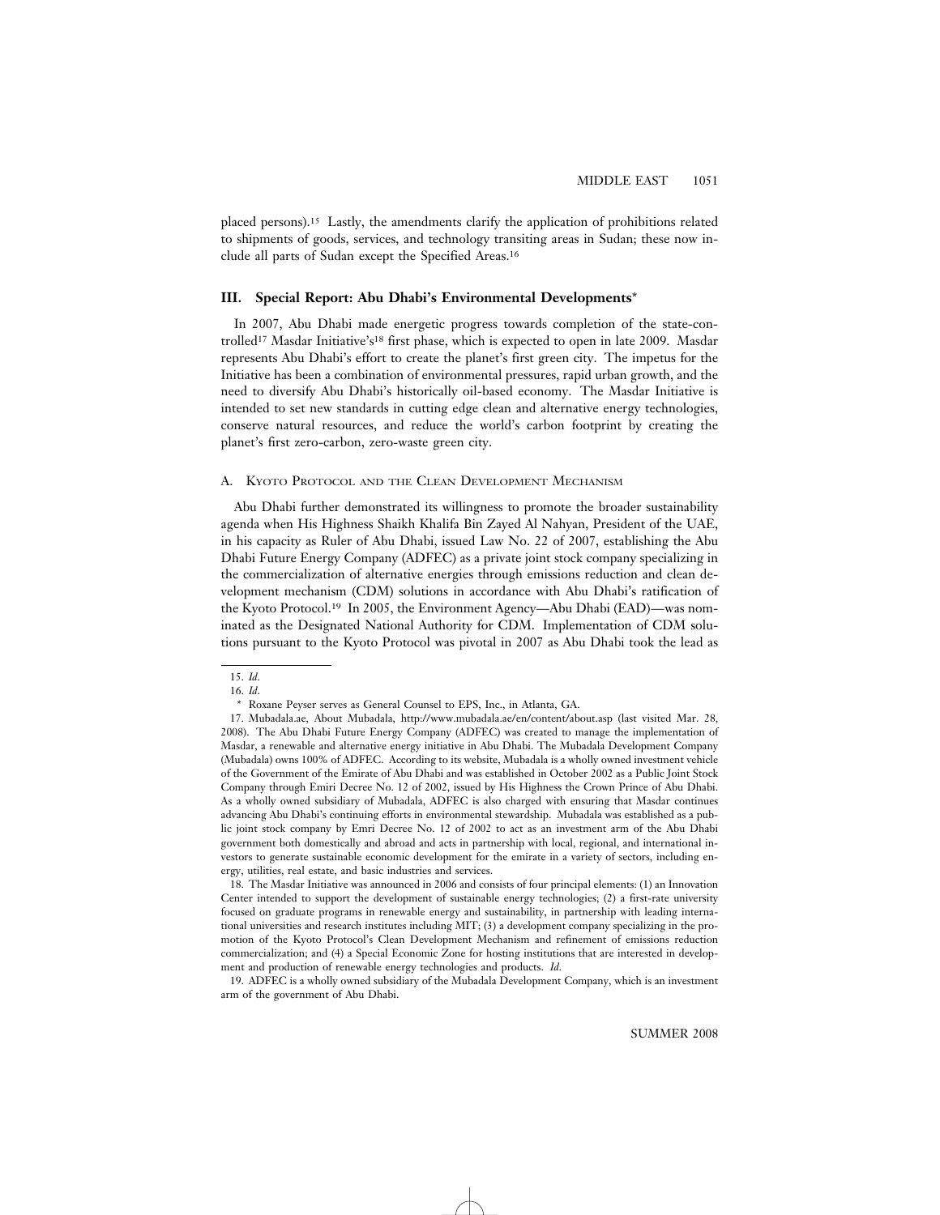placed persons).[15] Lastly, the amendments clarify the application of prohibitions related to shipments of goods, services, and technology transiting areas in Sudan; these now include all parts of Sudan except the Specified Areas.[16]

## III. Special Report: Abu Dhabi's Environmental Developments*

In 2007, Abu Dhabi made energetic progress towards completion of the state-controlled[17] Masdar Initiative's[18] first phase, which is expected to open in late 2009. Masdar represents Abu Dhabi's effort to create the planet's first green city. The impetus for the Initiative has been a combination of environmental pressures, rapid urban growth, and the need to diversify Abu Dhabi's historically oil-based economy. The Masdar Initiative is intended to set new standards in cutting edge clean and alternative energy technologies, conserve natural resources, and reduce the world's carbon footprint by creating the planet's first zero-carbon, zero-waste green city.

### A. Kyoto Protocol and the Clean Development Mechanism

Abu Dhabi further demonstrated its willingness to promote the broader sustainability agenda when His Highness Shaikh Khalifa Bin Zayed Al Nahyan, President of the UAE, in his capacity as Ruler of Abu Dhabi, issued Law No. 22 of 2007, establishing the Abu Dhabi Future Energy Company (ADFEC) as a private joint stock company specializing in the commercialization of alternative energies through emissions reduction and clean development mechanism (CDM) solutions in accordance with Abu Dhabi's ratification of the Kyoto Protocol.[19] In 2005, the Environment Agency—Abu Dhabi (EAD)—was nominated as the Designated National Authority for CDM. Implementation of CDM solutions pursuant to the Kyoto Protocol was pivotal in 2007 as Abu Dhabi took the lead as

---

15. *Id.*

16. *Id.*

\* Roxane Peyser serves as General Counsel to EPS, Inc., in Atlanta, GA.

17. Mubadala.ae, About Mubadala, http://www.mubadala.ae/en/content/about.asp (last visited Mar. 28, 2008). The Abu Dhabi Future Energy Company (ADFEC) was created to manage the implementation of Masdar, a renewable and alternative energy initiative in Abu Dhabi. The Mubadala Development Company (Mubadala) owns 100% of ADFEC. According to its website, Mubadala is a wholly owned investment vehicle of the Government of the Emirate of Abu Dhabi and was established in October 2002 as a Public Joint Stock Company through Emiri Decree No. 12 of 2002, issued by His Highness the Crown Prince of Abu Dhabi. As a wholly owned subsidiary of Mubadala, ADFEC is also charged with ensuring that Masdar continues advancing Abu Dhabi's continuing efforts in environmental stewardship. Mubadala was established as a public joint stock company by Emri Decree No. 12 of 2002 to act as an investment arm of the Abu Dhabi government both domestically and abroad and acts in partnership with local, regional, and international investors to generate sustainable economic development for the emirate in a variety of sectors, including energy, utilities, real estate, and basic industries and services.

18. The Masdar Initiative was announced in 2006 and consists of four principal elements: (1) an Innovation Center intended to support the development of sustainable energy technologies; (2) a first-rate university focused on graduate programs in renewable energy and sustainability, in partnership with leading international universities and research institutes including MIT; (3) a development company specializing in the promotion of the Kyoto Protocol's Clean Development Mechanism and refinement of emissions reduction commercialization; and (4) a Special Economic Zone for hosting institutions that are interested in development and production of renewable energy technologies and products. *Id.*

19. ADFEC is a wholly owned subsidiary of the Mubadala Development Company, which is an investment arm of the government of Abu Dhabi.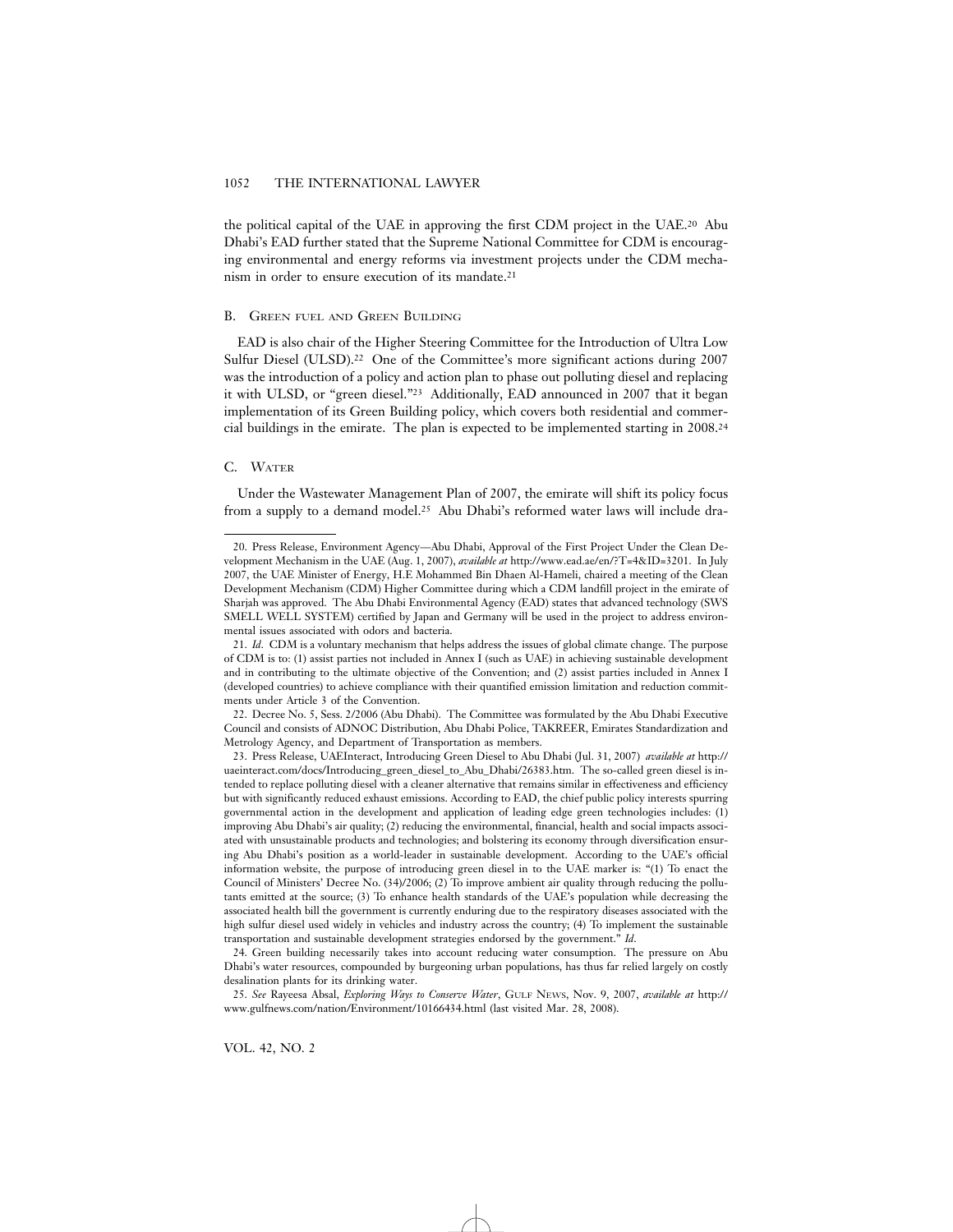the political capital of the UAE in approving the first CDM project in the UAE.[20] Abu Dhabi's EAD further stated that the Supreme National Committee for CDM is encouraging environmental and energy reforms via investment projects under the CDM mechanism in order to ensure execution of its mandate.[21]

### B. Green fuel and Green Building

EAD is also chair of the Higher Steering Committee for the Introduction of Ultra Low Sulfur Diesel (ULSD).[22] One of the Committee's more significant actions during 2007 was the introduction of a policy and action plan to phase out polluting diesel and replacing it with ULSD, or "green diesel."[23] Additionally, EAD announced in 2007 that it began implementation of its Green Building policy, which covers both residential and commercial buildings in the emirate. The plan is expected to be implemented starting in 2008.[24]

### C. Water

Under the Wastewater Management Plan of 2007, the emirate will shift its policy focus from a supply to a demand model.[25] Abu Dhabi's reformed water laws will include dra-

---

20. Press Release, Environment Agency—Abu Dhabi, Approval of the First Project Under the Clean Development Mechanism in the UAE (Aug. 1, 2007), *available at* http://www.ead.ae/en/?T=4&ID=3201. In July 2007, the UAE Minister of Energy, H.E Mohammed Bin Dhaen Al-Hameli, chaired a meeting of the Clean Development Mechanism (CDM) Higher Committee during which a CDM landfill project in the emirate of Sharjah was approved. The Abu Dhabi Environmental Agency (EAD) states that advanced technology (SWS SMELL WELL SYSTEM) certified by Japan and Germany will be used in the project to address environmental issues associated with odors and bacteria.

21. *Id*. CDM is a voluntary mechanism that helps address the issues of global climate change. The purpose of CDM is to: (1) assist parties not included in Annex I (such as UAE) in achieving sustainable development and in contributing to the ultimate objective of the Convention; and (2) assist parties included in Annex I (developed countries) to achieve compliance with their quantified emission limitation and reduction commitments under Article 3 of the Convention.

22. Decree No. 5, Sess. 2/2006 (Abu Dhabi). The Committee was formulated by the Abu Dhabi Executive Council and consists of ADNOC Distribution, Abu Dhabi Police, TAKREER, Emirates Standardization and Metrology Agency, and Department of Transportation as members.

23. Press Release, UAEInteract, Introducing Green Diesel to Abu Dhabi (Jul. 31, 2007) *available at* http://uaeinteract.com/docs/Introducing_green_diesel_to_Abu_Dhabi/26383.htm. The so-called green diesel is intended to replace polluting diesel with a cleaner alternative that remains similar in effectiveness and efficiency but with significantly reduced exhaust emissions. According to EAD, the chief public policy interests spurring governmental action in the development and application of leading edge green technologies includes: (1) improving Abu Dhabi's air quality; (2) reducing the environmental, financial, health and social impacts associated with unsustainable products and technologies; and bolstering its economy through diversification ensuring Abu Dhabi's position as a world-leader in sustainable development. According to the UAE's official information website, the purpose of introducing green diesel in to the UAE marker is: "(1) To enact the Council of Ministers' Decree No. (34)/2006; (2) To improve ambient air quality through reducing the pollutants emitted at the source; (3) To enhance health standards of the UAE's population while decreasing the associated health bill the government is currently enduring due to the respiratory diseases associated with the high sulfur diesel used widely in vehicles and industry across the country; (4) To implement the sustainable transportation and sustainable development strategies endorsed by the government." *Id*.

24. Green building necessarily takes into account reducing water consumption. The pressure on Abu Dhabi's water resources, compounded by burgeoning urban populations, has thus far relied largely on costly desalination plants for its drinking water.

25. *See* Rayeesa Absal, *Exploring Ways to Conserve Water*, Gulf News, Nov. 9, 2007, *available at* http://www.gulfnews.com/nation/Environment/10166434.html (last visited Mar. 28, 2008).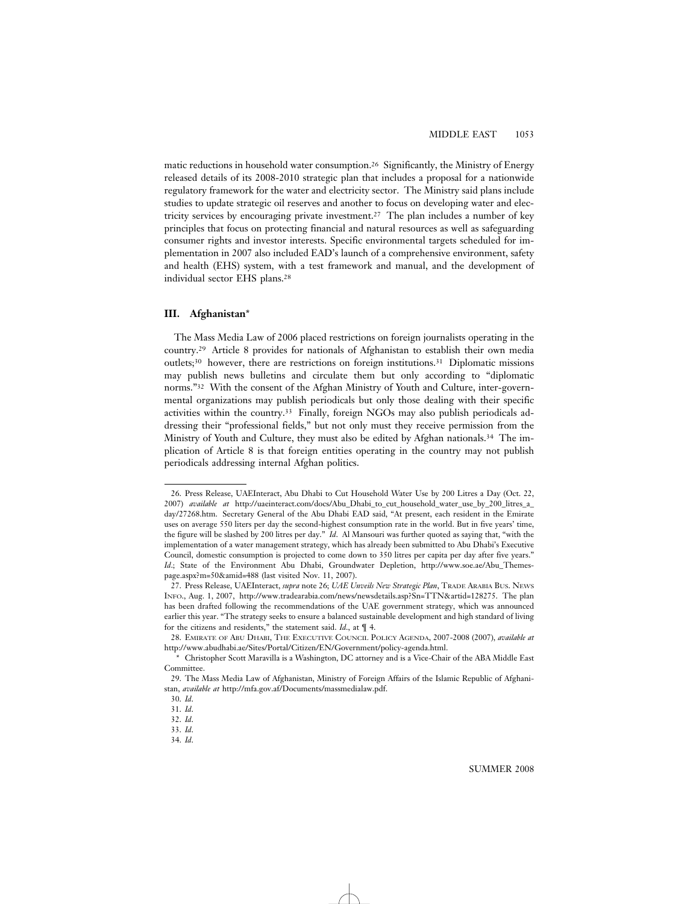matic reductions in household water consumption.[26] Significantly, the Ministry of Energy released details of its 2008-2010 strategic plan that includes a proposal for a nationwide regulatory framework for the water and electricity sector. The Ministry said plans include studies to update strategic oil reserves and another to focus on developing water and electricity services by encouraging private investment.[27] The plan includes a number of key principles that focus on protecting financial and natural resources as well as safeguarding consumer rights and investor interests. Specific environmental targets scheduled for implementation in 2007 also included EAD's launch of a comprehensive environment, safety and health (EHS) system, with a test framework and manual, and the development of individual sector EHS plans.[28]

### III. Afghanistan*

The Mass Media Law of 2006 placed restrictions on foreign journalists operating in the country.[29] Article 8 provides for nationals of Afghanistan to establish their own media outlets;[30] however, there are restrictions on foreign institutions.[31] Diplomatic missions may publish news bulletins and circulate them but only according to "diplomatic norms."[32] With the consent of the Afghan Ministry of Youth and Culture, inter-governmental organizations may publish periodicals but only those dealing with their specific activities within the country.[33] Finally, foreign NGOs may also publish periodicals addressing their "professional fields," but not only must they receive permission from the Ministry of Youth and Culture, they must also be edited by Afghan nationals.[34] The implication of Article 8 is that foreign entities operating in the country may not publish periodicals addressing internal Afghan politics.

---

26. Press Release, UAEInteract, Abu Dhabi to Cut Household Water Use by 200 Litres a Day (Oct. 22, 2007) *available at* http://uaeinteract.com/docs/Abu_Dhabi_to_cut_household_water_use_by_200_litres_a_day/27268.htm. Secretary General of the Abu Dhabi EAD said, "At present, each resident in the Emirate uses on average 550 liters per day the second-highest consumption rate in the world. But in five years' time, the figure will be slashed by 200 litres per day." *Id*. Al Mansouri was further quoted as saying that, "with the implementation of a water management strategy, which has already been submitted to Abu Dhabi's Executive Council, domestic consumption is projected to come down to 350 litres per capita per day after five years." *Id*.; State of the Environment Abu Dhabi, Groundwater Depletion, http://www.soe.ae/Abu_Themes-page.aspx?m=50&amid=488 (last visited Nov. 11, 2007).

27. Press Release, UAEInteract, *supra* note 26; *UAE Unveils New Strategic Plan*, TRADE ARABIA BUS. NEWS INFO., Aug. 1, 2007, http://www.tradearabia.com/news/newsdetails.asp?Sn=TTN&artid=128275. The plan has been drafted following the recommendations of the UAE government strategy, which was announced earlier this year. "The strategy seeks to ensure a balanced sustainable development and high standard of living for the citizens and residents," the statement said. *Id*., at ¶ 4.

28. EMIRATE OF ABU DHABI, THE EXECUTIVE COUNCIL POLICY AGENDA, 2007-2008 (2007), *available at* http://www.abudhabi.ae/Sites/Portal/Citizen/EN/Government/policy-agenda.html.

\* Christopher Scott Maravilla is a Washington, DC attorney and is a Vice-Chair of the ABA Middle East Committee.

29. The Mass Media Law of Afghanistan, Ministry of Foreign Affairs of the Islamic Republic of Afghanistan, *available at* http://mfa.gov.af/Documents/massmedialaw.pdf.

30. *Id*.

31. *Id*.

32. *Id*.

33. *Id*.

34. *Id*.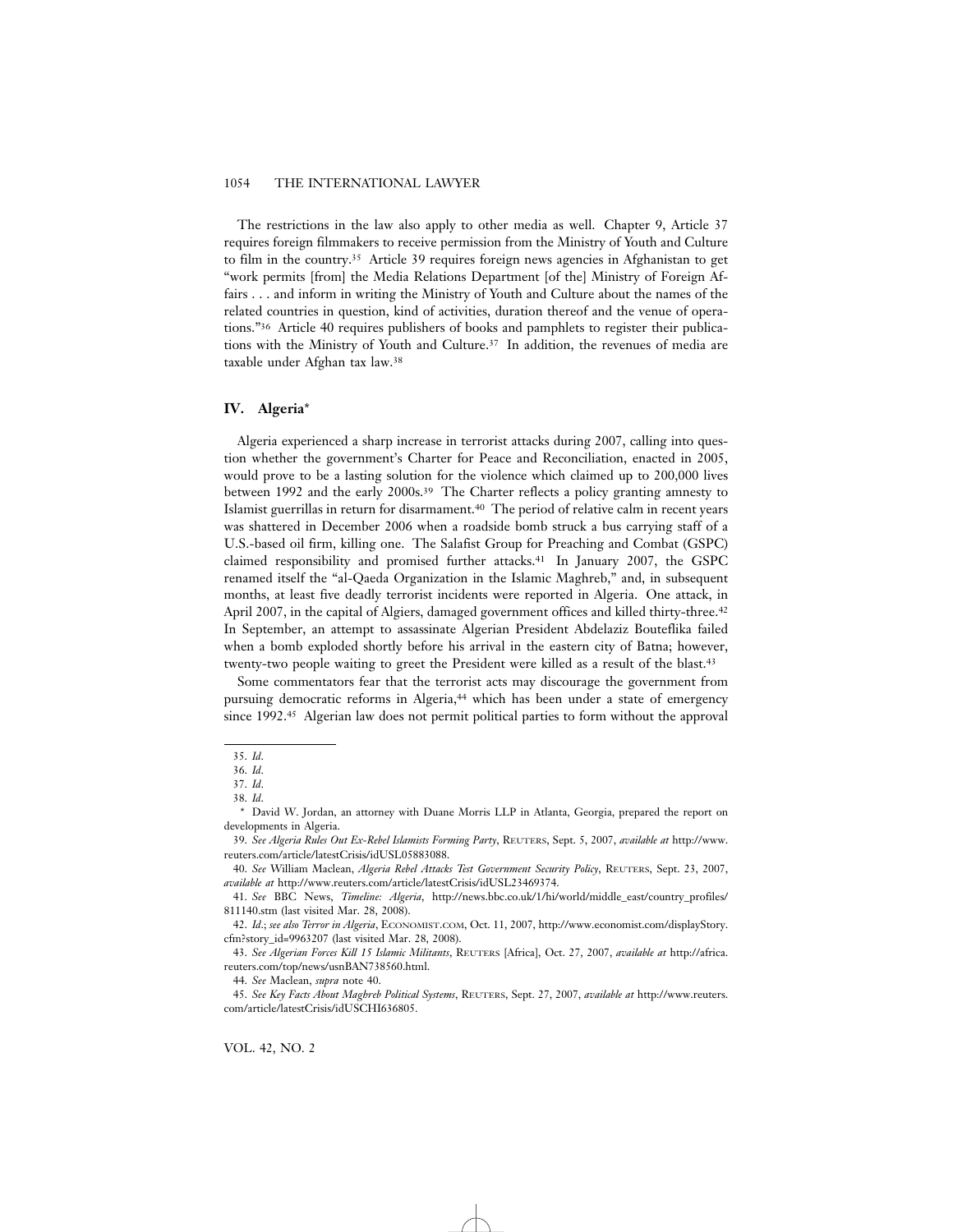The restrictions in the law also apply to other media as well. Chapter 9, Article 37 requires foreign filmmakers to receive permission from the Ministry of Youth and Culture to film in the country.[35] Article 39 requires foreign news agencies in Afghanistan to get "work permits [from] the Media Relations Department [of the] Ministry of Foreign Affairs . . . and inform in writing the Ministry of Youth and Culture about the names of the related countries in question, kind of activities, duration thereof and the venue of operations."[36] Article 40 requires publishers of books and pamphlets to register their publications with the Ministry of Youth and Culture.[37] In addition, the revenues of media are taxable under Afghan tax law.[38]

## IV. Algeria*

Algeria experienced a sharp increase in terrorist attacks during 2007, calling into question whether the government's Charter for Peace and Reconciliation, enacted in 2005, would prove to be a lasting solution for the violence which claimed up to 200,000 lives between 1992 and the early 2000s.[39] The Charter reflects a policy granting amnesty to Islamist guerrillas in return for disarmament.[40] The period of relative calm in recent years was shattered in December 2006 when a roadside bomb struck a bus carrying staff of a U.S.-based oil firm, killing one. The Salafist Group for Preaching and Combat (GSPC) claimed responsibility and promised further attacks.[41] In January 2007, the GSPC renamed itself the "al-Qaeda Organization in the Islamic Maghreb," and, in subsequent months, at least five deadly terrorist incidents were reported in Algeria. One attack, in April 2007, in the capital of Algiers, damaged government offices and killed thirty-three.[42] In September, an attempt to assassinate Algerian President Abdelaziz Bouteflika failed when a bomb exploded shortly before his arrival in the eastern city of Batna; however, twenty-two people waiting to greet the President were killed as a result of the blast.[43]

Some commentators fear that the terrorist acts may discourage the government from pursuing democratic reforms in Algeria,[44] which has been under a state of emergency since 1992.[45] Algerian law does not permit political parties to form without the approval

---

35. *Id.*

36. *Id.*

37. *Id.*

38. *Id.*

\* David W. Jordan, an attorney with Duane Morris LLP in Atlanta, Georgia, prepared the report on developments in Algeria.

39. *See Algeria Rules Out Ex-Rebel Islamists Forming Party*, REUTERS, Sept. 5, 2007, *available at* http://www.reuters.com/article/latestCrisis/idUSL05883088.

40. *See* William Maclean, *Algeria Rebel Attacks Test Government Security Policy*, REUTERS, Sept. 23, 2007, *available at* http://www.reuters.com/article/latestCrisis/idUSL23469374.

41. *See* BBC News, *Timeline: Algeria*, http://news.bbc.co.uk/1/hi/world/middle_east/country_profiles/811140.stm (last visited Mar. 28, 2008).

42. *Id.*; *see also Terror in Algeria*, ECONOMIST.COM, Oct. 11, 2007, http://www.economist.com/displayStory.cfm?story_id=9963207 (last visited Mar. 28, 2008).

43. *See Algerian Forces Kill 15 Islamic Militants*, REUTERS [Africa], Oct. 27, 2007, *available at* http://africa.reuters.com/top/news/usnBAN738560.html.

44. *See* Maclean, *supra* note 40.

45. *See Key Facts About Maghreb Political Systems*, REUTERS, Sept. 27, 2007, *available at* http://www.reuters.com/article/latestCrisis/idUSCHI636805.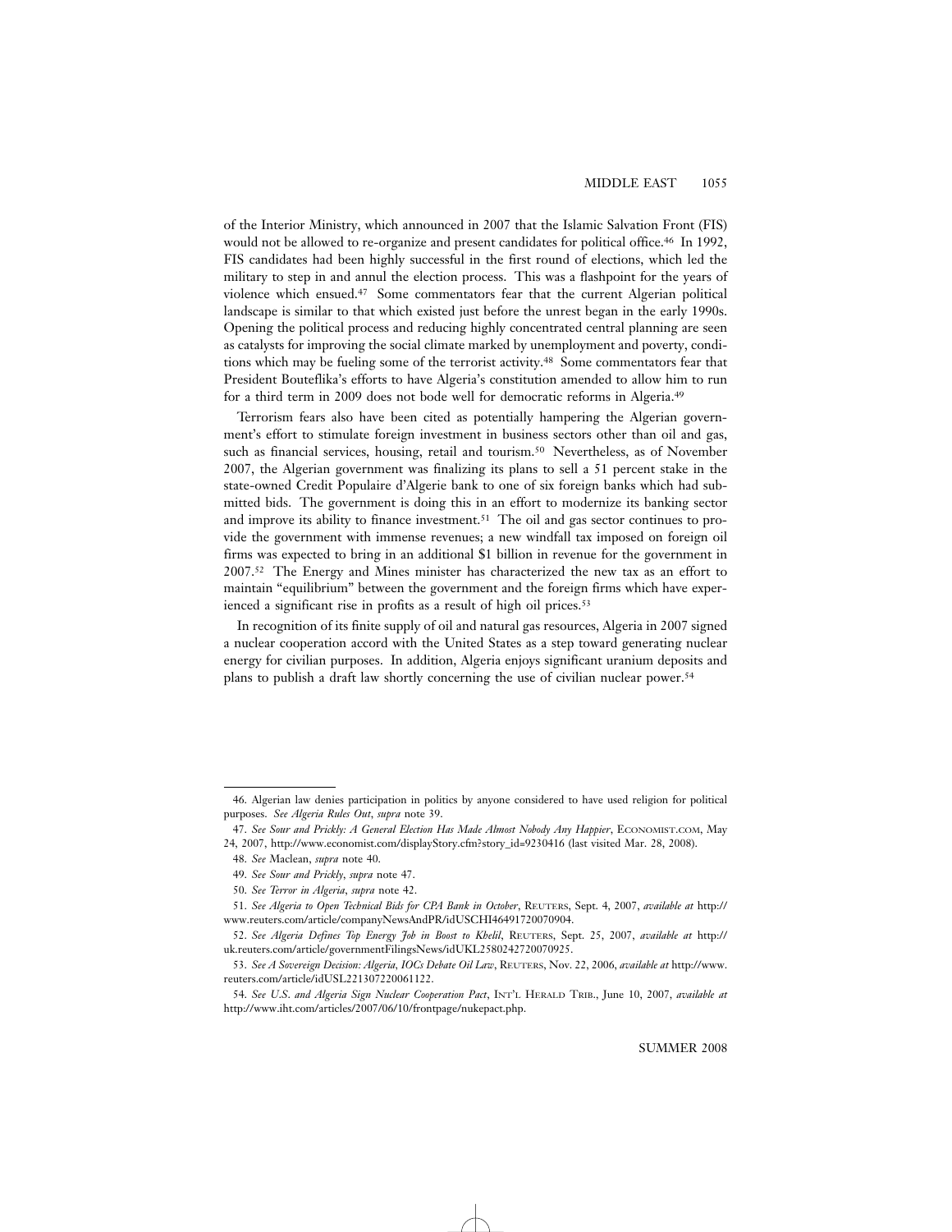of the Interior Ministry, which announced in 2007 that the Islamic Salvation Front (FIS) would not be allowed to re-organize and present candidates for political office.[46] In 1992, FIS candidates had been highly successful in the first round of elections, which led the military to step in and annul the election process. This was a flashpoint for the years of violence which ensued.[47] Some commentators fear that the current Algerian political landscape is similar to that which existed just before the unrest began in the early 1990s. Opening the political process and reducing highly concentrated central planning are seen as catalysts for improving the social climate marked by unemployment and poverty, conditions which may be fueling some of the terrorist activity.[48] Some commentators fear that President Bouteflika's efforts to have Algeria's constitution amended to allow him to run for a third term in 2009 does not bode well for democratic reforms in Algeria.[49]

Terrorism fears also have been cited as potentially hampering the Algerian government's effort to stimulate foreign investment in business sectors other than oil and gas, such as financial services, housing, retail and tourism.[50] Nevertheless, as of November 2007, the Algerian government was finalizing its plans to sell a 51 percent stake in the state-owned Credit Populaire d'Algerie bank to one of six foreign banks which had submitted bids. The government is doing this in an effort to modernize its banking sector and improve its ability to finance investment.[51] The oil and gas sector continues to provide the government with immense revenues; a new windfall tax imposed on foreign oil firms was expected to bring in an additional $1 billion in revenue for the government in 2007.[52] The Energy and Mines minister has characterized the new tax as an effort to maintain "equilibrium" between the government and the foreign firms which have experienced a significant rise in profits as a result of high oil prices.[53]

In recognition of its finite supply of oil and natural gas resources, Algeria in 2007 signed a nuclear cooperation accord with the United States as a step toward generating nuclear energy for civilian purposes. In addition, Algeria enjoys significant uranium deposits and plans to publish a draft law shortly concerning the use of civilian nuclear power.[54]

---

46. Algerian law denies participation in politics by anyone considered to have used religion for political purposes. *See Algeria Rules Out*, *supra* note 39.

47. *See Sour and Prickly: A General Election Has Made Almost Nobody Any Happier*, ECONOMIST.COM, May 24, 2007, http://www.economist.com/displayStory.cfm?story_id=9230416 (last visited Mar. 28, 2008).

48. *See* Maclean, *supra* note 40.

49. *See Sour and Prickly*, *supra* note 47.

50. *See Terror in Algeria*, *supra* note 42.

51. *See Algeria to Open Technical Bids for CPA Bank in October*, REUTERS, Sept. 4, 2007, *available at* http://www.reuters.com/article/companyNewsAndPR/idUSCHI46491720070904.

52. *See Algeria Defines Top Energy Job in Boost to Khelil*, REUTERS, Sept. 25, 2007, *available at* http://uk.reuters.com/article/governmentFilingsNews/idUKL2580242720070925.

53. *See A Sovereign Decision: Algeria, IOCs Debate Oil Law*, REUTERS, Nov. 22, 2006, *available at* http://www.reuters.com/article/idUSL221307220061122.

54. *See U.S. and Algeria Sign Nuclear Cooperation Pact*, INT'L HERALD TRIB., June 10, 2007, *available at* http://www.iht.com/articles/2007/06/10/frontpage/nukepact.php.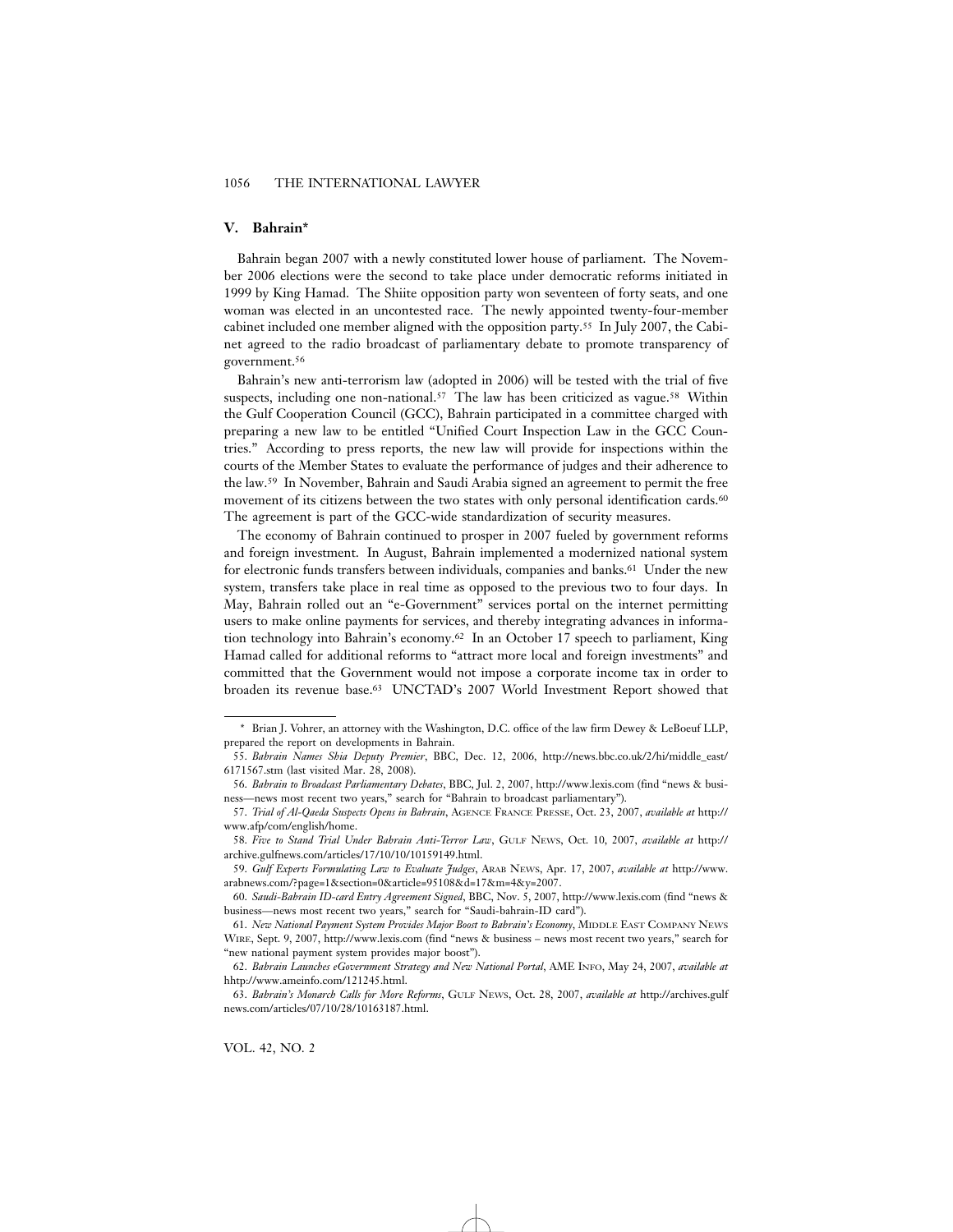## V. Bahrain*

Bahrain began 2007 with a newly constituted lower house of parliament. The November 2006 elections were the second to take place under democratic reforms initiated in 1999 by King Hamad. The Shiite opposition party won seventeen of forty seats, and one woman was elected in an uncontested race. The newly appointed twenty-four-member cabinet included one member aligned with the opposition party.[55] In July 2007, the Cabinet agreed to the radio broadcast of parliamentary debate to promote transparency of government.[56]

Bahrain's new anti-terrorism law (adopted in 2006) will be tested with the trial of five suspects, including one non-national.[57] The law has been criticized as vague.[58] Within the Gulf Cooperation Council (GCC), Bahrain participated in a committee charged with preparing a new law to be entitled "Unified Court Inspection Law in the GCC Countries." According to press reports, the new law will provide for inspections within the courts of the Member States to evaluate the performance of judges and their adherence to the law.[59] In November, Bahrain and Saudi Arabia signed an agreement to permit the free movement of its citizens between the two states with only personal identification cards.[60] The agreement is part of the GCC-wide standardization of security measures.

The economy of Bahrain continued to prosper in 2007 fueled by government reforms and foreign investment. In August, Bahrain implemented a modernized national system for electronic funds transfers between individuals, companies and banks.[61] Under the new system, transfers take place in real time as opposed to the previous two to four days. In May, Bahrain rolled out an "e-Government" services portal on the internet permitting users to make online payments for services, and thereby integrating advances in information technology into Bahrain's economy.[62] In an October 17 speech to parliament, King Hamad called for additional reforms to "attract more local and foreign investments" and committed that the Government would not impose a corporate income tax in order to broaden its revenue base.[63] UNCTAD's 2007 World Investment Report showed that

---

\* Brian J. Vohrer, an attorney with the Washington, D.C. office of the law firm Dewey & LeBoeuf LLP, prepared the report on developments in Bahrain.

55. *Bahrain Names Shia Deputy Premier*, BBC, Dec. 12, 2006, http://news.bbc.co.uk/2/hi/middle_east/6171567.stm (last visited Mar. 28, 2008).

56. *Bahrain to Broadcast Parliamentary Debates*, BBC, Jul. 2, 2007, http://www.lexis.com (find "news & business—news most recent two years," search for "Bahrain to broadcast parliamentary").

57. *Trial of Al-Qaeda Suspects Opens in Bahrain*, AGENCE FRANCE PRESSE, Oct. 23, 2007, *available at* http://www.afp/com/english/home.

58. *Five to Stand Trial Under Bahrain Anti-Terror Law*, GULF NEWS, Oct. 10, 2007, *available at* http://archive.gulfnews.com/articles/17/10/10/10159149.html.

59. *Gulf Experts Formulating Law to Evaluate Judges*, ARAB NEWS, Apr. 17, 2007, *available at* http://www.arabnews.com/?page=1&section=0&article=95108&d=17&m=4&y=2007.

60. *Saudi-Bahrain ID-card Entry Agreement Signed*, BBC, Nov. 5, 2007, http://www.lexis.com (find "news & business—news most recent two years," search for "Saudi-bahrain-ID card").

61. *New National Payment System Provides Major Boost to Bahrain's Economy*, MIDDLE EAST COMPANY NEWS WIRE, Sept. 9, 2007, http://www.lexis.com (find "news & business – news most recent two years," search for "new national payment system provides major boost").

62. *Bahrain Launches eGovernment Strategy and New National Portal*, AME INFO, May 24, 2007, *available at* hhtp://www.ameinfo.com/121245.html.

63. *Bahrain's Monarch Calls for More Reforms*, GULF NEWS, Oct. 28, 2007, *available at* http://archives.gulfnews.com/articles/07/10/28/10163187.html.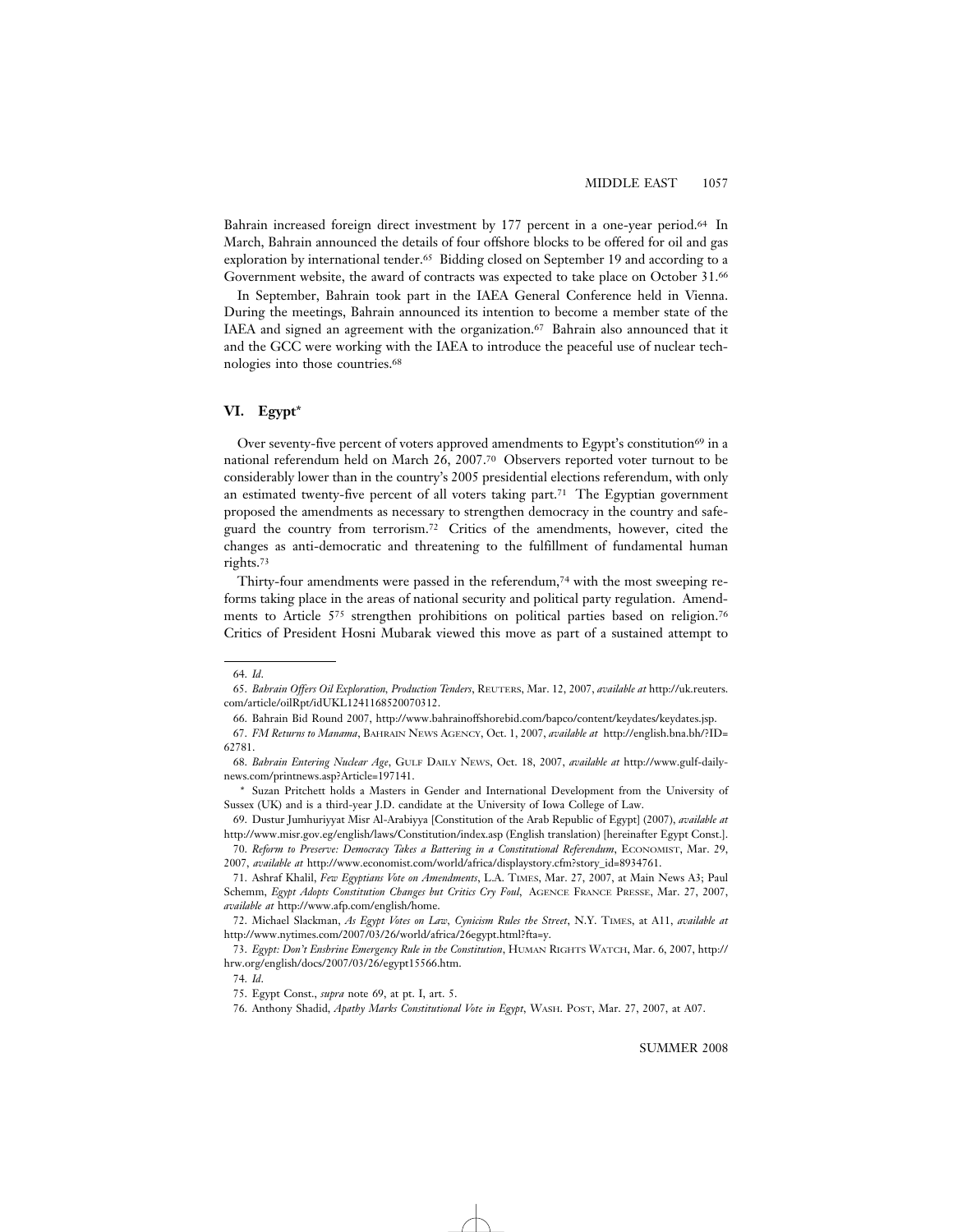Bahrain increased foreign direct investment by 177 percent in a one-year period.[64] In March, Bahrain announced the details of four offshore blocks to be offered for oil and gas exploration by international tender.[65] Bidding closed on September 19 and according to a Government website, the award of contracts was expected to take place on October 31.[66]

In September, Bahrain took part in the IAEA General Conference held in Vienna. During the meetings, Bahrain announced its intention to become a member state of the IAEA and signed an agreement with the organization.[67] Bahrain also announced that it and the GCC were working with the IAEA to introduce the peaceful use of nuclear technologies into those countries.[68]

## VI. Egypt*

Over seventy-five percent of voters approved amendments to Egypt's constitution[69] in a national referendum held on March 26, 2007.[70] Observers reported voter turnout to be considerably lower than in the country's 2005 presidential elections referendum, with only an estimated twenty-five percent of all voters taking part.[71] The Egyptian government proposed the amendments as necessary to strengthen democracy in the country and safeguard the country from terrorism.[72] Critics of the amendments, however, cited the changes as anti-democratic and threatening to the fulfillment of fundamental human rights.[73]

Thirty-four amendments were passed in the referendum,[74] with the most sweeping reforms taking place in the areas of national security and political party regulation. Amendments to Article 5[75] strengthen prohibitions on political parties based on religion.[76] Critics of President Hosni Mubarak viewed this move as part of a sustained attempt to

---

64. *Id.*

65. *Bahrain Offers Oil Exploration, Production Tenders*, REUTERS, Mar. 12, 2007, *available at* http://uk.reuters.com/article/oilRpt/idUKL1241168520070312.

66. Bahrain Bid Round 2007, http://www.bahrainoffshorebid.com/bapco/content/keydates/keydates.jsp.

67. *FM Returns to Manama*, BAHRAIN NEWS AGENCY, Oct. 1, 2007, *available at* http://english.bna.bh/?ID=62781.

68. *Bahrain Entering Nuclear Age*, GULF DAILY NEWS, Oct. 18, 2007, *available at* http://www.gulf-daily-news.com/printnews.asp?Article=197141.

\* Suzan Pritchett holds a Masters in Gender and International Development from the University of Sussex (UK) and is a third-year J.D. candidate at the University of Iowa College of Law.

69. Dustur Jumhuriyyat Misr Al-Arabiyya [Constitution of the Arab Republic of Egypt] (2007), *available at* http://www.misr.gov.eg/english/laws/Constitution/index.asp (English translation) [hereinafter Egypt Const.].

70. *Reform to Preserve: Democracy Takes a Battering in a Constitutional Referendum*, ECONOMIST, Mar. 29, 2007, *available at* http://www.economist.com/world/africa/displaystory.cfm?story_id=8934761.

71. Ashraf Khalil, *Few Egyptians Vote on Amendments*, L.A. TIMES, Mar. 27, 2007, at Main News A3; Paul Schemm, *Egypt Adopts Constitution Changes but Critics Cry Foul*, AGENCE FRANCE PRESSE, Mar. 27, 2007, *available at* http://www.afp.com/english/home.

72. Michael Slackman, *As Egypt Votes on Law, Cynicism Rules the Street*, N.Y. TIMES, at A11, *available at* http://www.nytimes.com/2007/03/26/world/africa/26egypt.html?fta=y.

73. *Egypt: Don't Enshrine Emergency Rule in the Constitution*, HUMAN RIGHTS WATCH, Mar. 6, 2007, http://hrw.org/english/docs/2007/03/26/egypt15566.htm.

74. *Id.*

75. Egypt Const., *supra* note 69, at pt. I, art. 5.

76. Anthony Shadid, *Apathy Marks Constitutional Vote in Egypt*, WASH. POST, Mar. 27, 2007, at A07.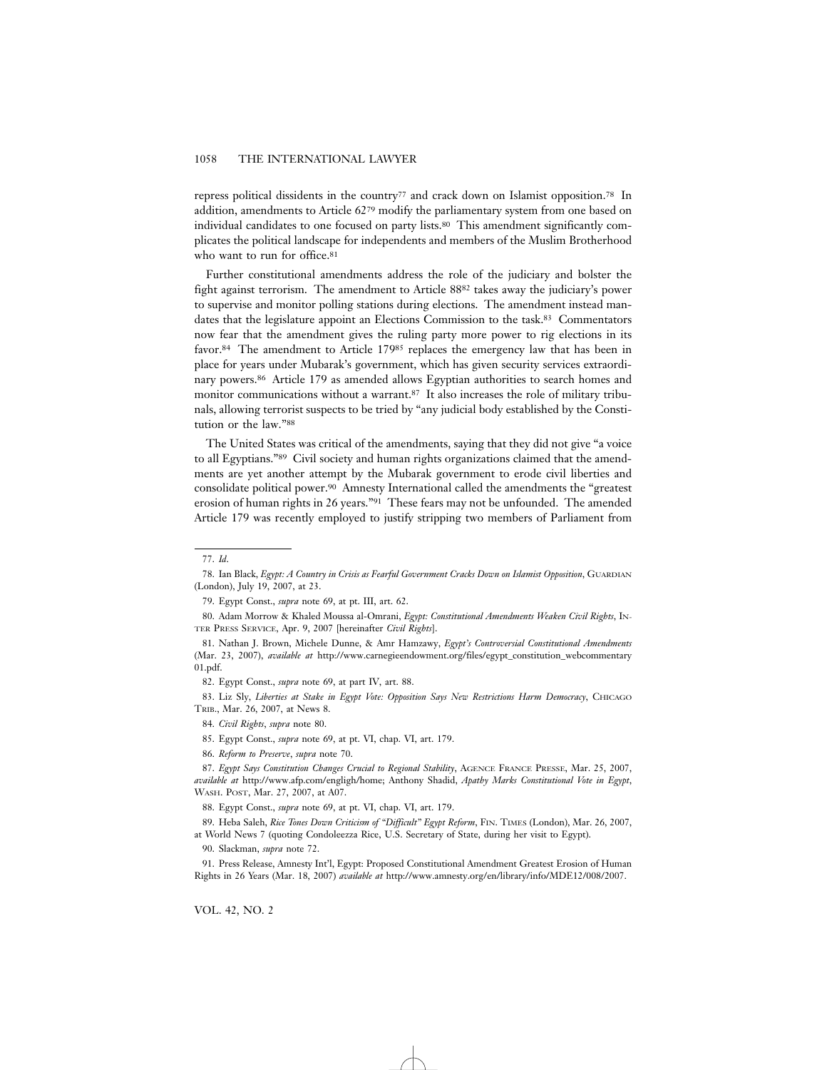repress political dissidents in the country[77] and crack down on Islamist opposition.[78] In addition, amendments to Article 62[79] modify the parliamentary system from one based on individual candidates to one focused on party lists.[80] This amendment significantly complicates the political landscape for independents and members of the Muslim Brotherhood who want to run for office.[81]

Further constitutional amendments address the role of the judiciary and bolster the fight against terrorism. The amendment to Article 88[82] takes away the judiciary's power to supervise and monitor polling stations during elections. The amendment instead mandates that the legislature appoint an Elections Commission to the task.[83] Commentators now fear that the amendment gives the ruling party more power to rig elections in its favor.[84] The amendment to Article 179[85] replaces the emergency law that has been in place for years under Mubarak's government, which has given security services extraordinary powers.[86] Article 179 as amended allows Egyptian authorities to search homes and monitor communications without a warrant.[87] It also increases the role of military tribunals, allowing terrorist suspects to be tried by "any judicial body established by the Constitution or the law."[88]

The United States was critical of the amendments, saying that they did not give "a voice to all Egyptians."[89] Civil society and human rights organizations claimed that the amendments are yet another attempt by the Mubarak government to erode civil liberties and consolidate political power.[90] Amnesty International called the amendments the "greatest erosion of human rights in 26 years."[91] These fears may not be unfounded. The amended Article 179 was recently employed to justify stripping two members of Parliament from

---

77. *Id.*

78. Ian Black, *Egypt: A Country in Crisis as Fearful Government Cracks Down on Islamist Opposition*, GUARDIAN (London), July 19, 2007, at 23.

79. Egypt Const., *supra* note 69, at pt. III, art. 62.

80. Adam Morrow & Khaled Moussa al-Omrani, *Egypt: Constitutional Amendments Weaken Civil Rights*, INTER PRESS SERVICE, Apr. 9, 2007 [hereinafter *Civil Rights*].

81. Nathan J. Brown, Michele Dunne, & Amr Hamzawy, *Egypt's Controversial Constitutional Amendments* (Mar. 23, 2007), *available at* http://www.carnegieendowment.org/files/egypt_constitution_webcommentary01.pdf.

82. Egypt Const., *supra* note 69, at part IV, art. 88.

83. Liz Sly, *Liberties at Stake in Egypt Vote: Opposition Says New Restrictions Harm Democracy*, CHICAGO TRIB., Mar. 26, 2007, at News 8.

84. *Civil Rights*, *supra* note 80.

85. Egypt Const., *supra* note 69, at pt. VI, chap. VI, art. 179.

86. *Reform to Preserve*, *supra* note 70.

87. *Egypt Says Constitution Changes Crucial to Regional Stability*, AGENCE FRANCE PRESSE, Mar. 25, 2007, *available at* http://www.afp.com/engligh/home; Anthony Shadid, *Apathy Marks Constitutional Vote in Egypt*, WASH. POST, Mar. 27, 2007, at A07.

88. Egypt Const., *supra* note 69, at pt. VI, chap. VI, art. 179.

89. Heba Saleh, *Rice Tones Down Criticism of "Difficult" Egypt Reform*, FIN. TIMES (London), Mar. 26, 2007, at World News 7 (quoting Condoleezza Rice, U.S. Secretary of State, during her visit to Egypt).

90. Slackman, *supra* note 72.

91. Press Release, Amnesty Int'l, Egypt: Proposed Constitutional Amendment Greatest Erosion of Human Rights in 26 Years (Mar. 18, 2007) *available at* http://www.amnesty.org/en/library/info/MDE12/008/2007.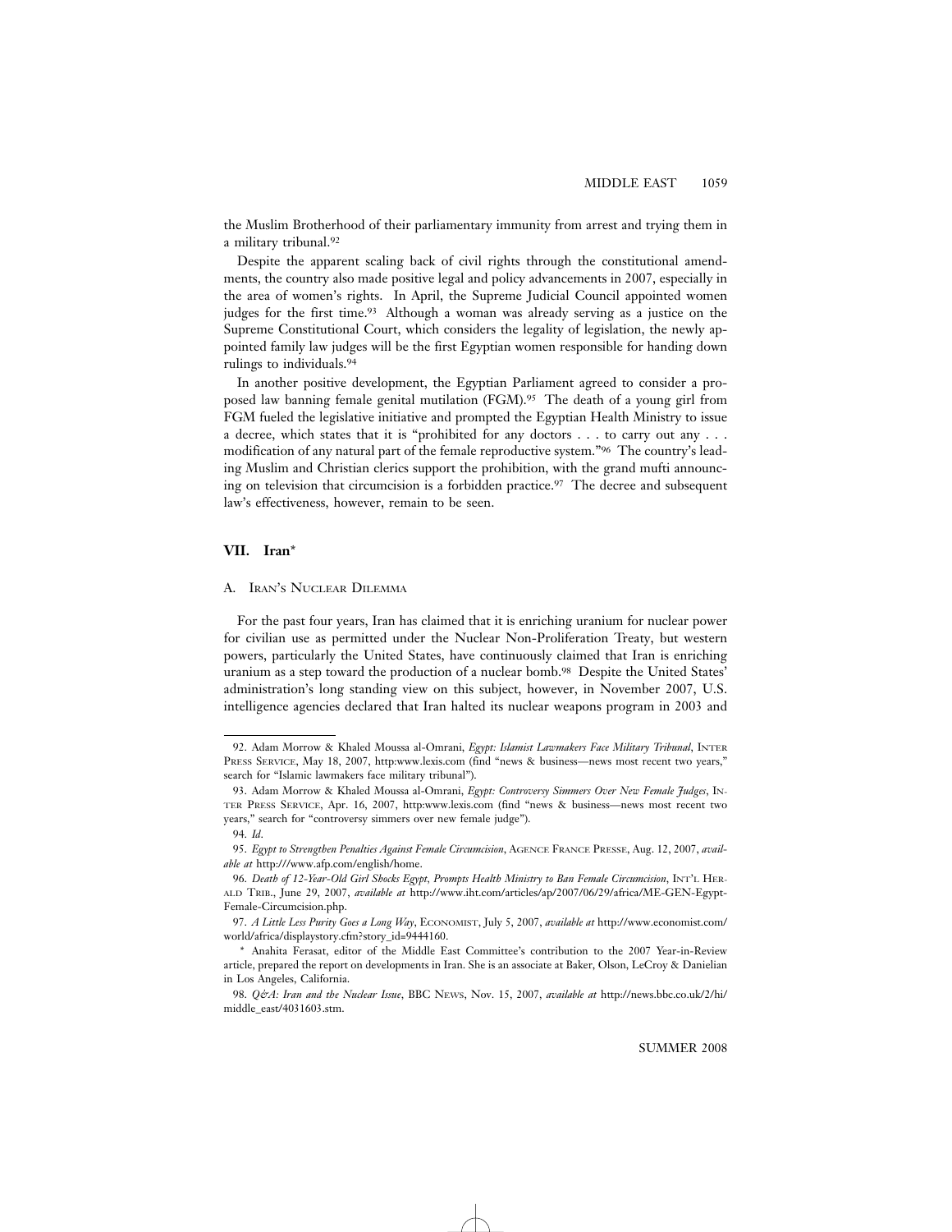the Muslim Brotherhood of their parliamentary immunity from arrest and trying them in a military tribunal.[92]

Despite the apparent scaling back of civil rights through the constitutional amendments, the country also made positive legal and policy advancements in 2007, especially in the area of women's rights. In April, the Supreme Judicial Council appointed women judges for the first time.[93] Although a woman was already serving as a justice on the Supreme Constitutional Court, which considers the legality of legislation, the newly appointed family law judges will be the first Egyptian women responsible for handing down rulings to individuals.[94]

In another positive development, the Egyptian Parliament agreed to consider a proposed law banning female genital mutilation (FGM).[95] The death of a young girl from FGM fueled the legislative initiative and prompted the Egyptian Health Ministry to issue a decree, which states that it is "prohibited for any doctors . . . to carry out any . . . modification of any natural part of the female reproductive system."[96] The country's leading Muslim and Christian clerics support the prohibition, with the grand mufti announcing on television that circumcision is a forbidden practice.[97] The decree and subsequent law's effectiveness, however, remain to be seen.

## VII. Iran*

### A. Iran's Nuclear Dilemma

For the past four years, Iran has claimed that it is enriching uranium for nuclear power for civilian use as permitted under the Nuclear Non-Proliferation Treaty, but western powers, particularly the United States, have continuously claimed that Iran is enriching uranium as a step toward the production of a nuclear bomb.[98] Despite the United States' administration's long standing view on this subject, however, in November 2007, U.S. intelligence agencies declared that Iran halted its nuclear weapons program in 2003 and

---

92. Adam Morrow & Khaled Moussa al-Omrani, *Egypt: Islamist Lawmakers Face Military Tribunal*, Inter Press Service, May 18, 2007, http:www.lexis.com (find "news & business—news most recent two years," search for "Islamic lawmakers face military tribunal").

93. Adam Morrow & Khaled Moussa al-Omrani, *Egypt: Controversy Simmers Over New Female Judges*, Inter Press Service, Apr. 16, 2007, http:www.lexis.com (find "news & business—news most recent two years," search for "controversy simmers over new female judge").

94. *Id.*

95. *Egypt to Strengthen Penalties Against Female Circumcision*, Agence France Presse, Aug. 12, 2007, *available at* http:///www.afp.com/english/home.

96. *Death of 12-Year-Old Girl Shocks Egypt, Prompts Health Ministry to Ban Female Circumcision*, Int'l Herald Trib., June 29, 2007, *available at* http://www.iht.com/articles/ap/2007/06/29/africa/ME-GEN-Egypt-Female-Circumcision.php.

97. *A Little Less Purity Goes a Long Way*, Economist, July 5, 2007, *available at* http://www.economist.com/world/africa/displaystory.cfm?story_id=9444160.

\* Anahita Ferasat, editor of the Middle East Committee's contribution to the 2007 Year-in-Review article, prepared the report on developments in Iran. She is an associate at Baker, Olson, LeCroy & Danielian in Los Angeles, California.

98. *Q&A: Iran and the Nuclear Issue*, BBC News, Nov. 15, 2007, *available at* http://news.bbc.co.uk/2/hi/middle_east/4031603.stm.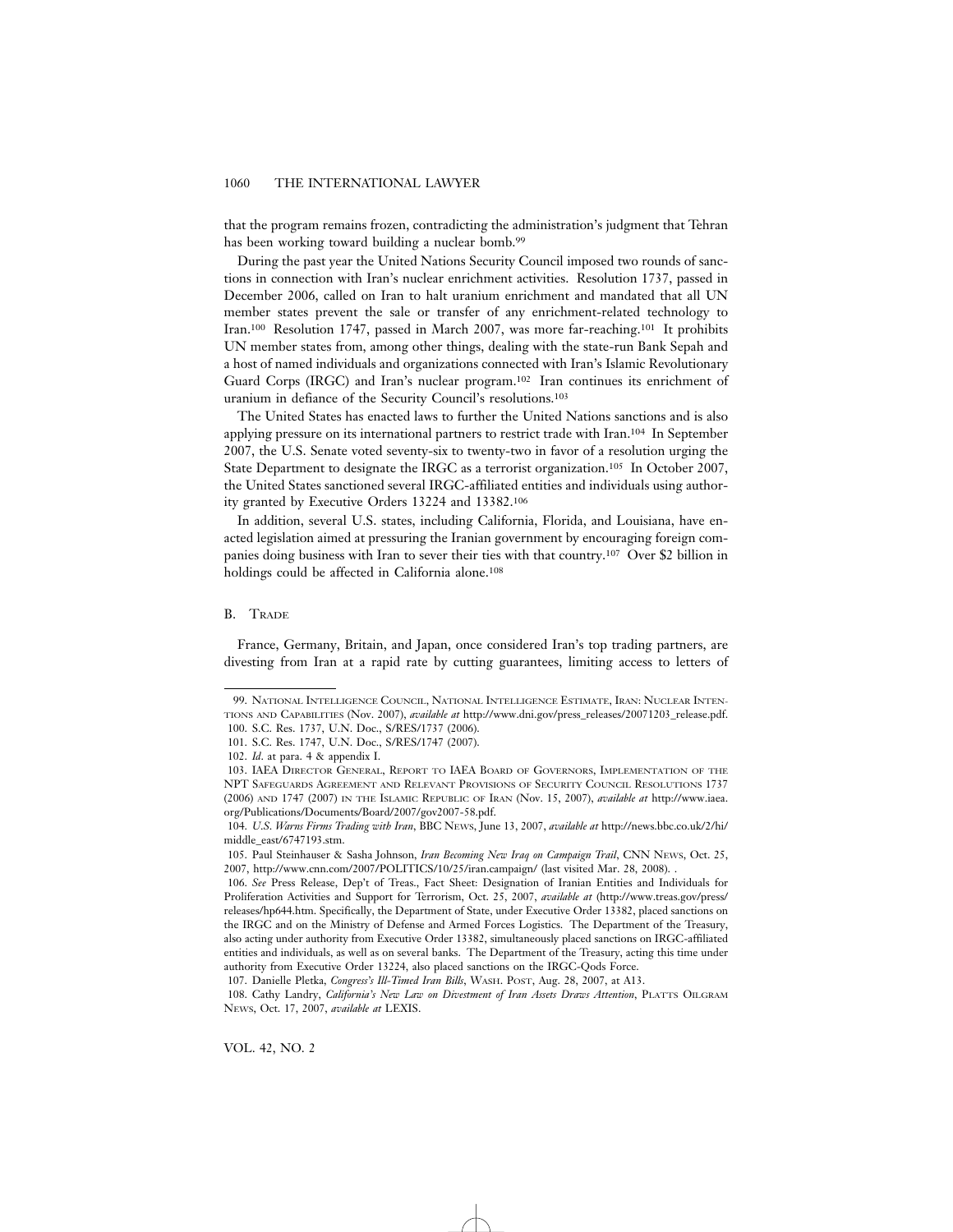that the program remains frozen, contradicting the administration's judgment that Tehran has been working toward building a nuclear bomb.[99]

During the past year the United Nations Security Council imposed two rounds of sanctions in connection with Iran's nuclear enrichment activities. Resolution 1737, passed in December 2006, called on Iran to halt uranium enrichment and mandated that all UN member states prevent the sale or transfer of any enrichment-related technology to Iran.[100] Resolution 1747, passed in March 2007, was more far-reaching.[101] It prohibits UN member states from, among other things, dealing with the state-run Bank Sepah and a host of named individuals and organizations connected with Iran's Islamic Revolutionary Guard Corps (IRGC) and Iran's nuclear program.[102] Iran continues its enrichment of uranium in defiance of the Security Council's resolutions.[103]

The United States has enacted laws to further the United Nations sanctions and is also applying pressure on its international partners to restrict trade with Iran.[104] In September 2007, the U.S. Senate voted seventy-six to twenty-two in favor of a resolution urging the State Department to designate the IRGC as a terrorist organization.[105] In October 2007, the United States sanctioned several IRGC-affiliated entities and individuals using authority granted by Executive Orders 13224 and 13382.[106]

In addition, several U.S. states, including California, Florida, and Louisiana, have enacted legislation aimed at pressuring the Iranian government by encouraging foreign companies doing business with Iran to sever their ties with that country.[107] Over $2 billion in holdings could be affected in California alone.[108]

## B. Trade

France, Germany, Britain, and Japan, once considered Iran's top trading partners, are divesting from Iran at a rapid rate by cutting guarantees, limiting access to letters of

---

99. National Intelligence Council, National Intelligence Estimate, Iran: Nuclear Intentions and Capabilities (Nov. 2007), *available at* http://www.dni.gov/press_releases/20071203_release.pdf.

100. S.C. Res. 1737, U.N. Doc., S/RES/1737 (2006).

101. S.C. Res. 1747, U.N. Doc., S/RES/1747 (2007).

102. *Id.* at para. 4 & appendix I.

103. IAEA Director General, Report to IAEA Board of Governors, Implementation of the NPT Safeguards Agreement and Relevant Provisions of Security Council Resolutions 1737 (2006) and 1747 (2007) in the Islamic Republic of Iran (Nov. 15, 2007), *available at* http://www.iaea.org/Publications/Documents/Board/2007/gov2007-58.pdf.

104. *U.S. Warns Firms Trading with Iran*, BBC News, June 13, 2007, *available at* http://news.bbc.co.uk/2/hi/middle_east/6747193.stm.

105. Paul Steinhauser & Sasha Johnson, *Iran Becoming New Iraq on Campaign Trail*, CNN News, Oct. 25, 2007, http://www.cnn.com/2007/POLITICS/10/25/iran.campaign/ (last visited Mar. 28, 2008). .

106. *See* Press Release, Dep't of Treas., Fact Sheet: Designation of Iranian Entities and Individuals for Proliferation Activities and Support for Terrorism, Oct. 25, 2007, *available at* (http://www.treas.gov/press/releases/hp644.htm. Specifically, the Department of State, under Executive Order 13382, placed sanctions on the IRGC and on the Ministry of Defense and Armed Forces Logistics. The Department of the Treasury, also acting under authority from Executive Order 13382, simultaneously placed sanctions on IRGC-affiliated entities and individuals, as well as on several banks. The Department of the Treasury, acting this time under authority from Executive Order 13224, also placed sanctions on the IRGC-Qods Force.

107. Danielle Pletka, *Congress's Ill-Timed Iran Bills*, Wash. Post, Aug. 28, 2007, at A13.

108. Cathy Landry, *California's New Law on Divestment of Iran Assets Draws Attention*, Platts Oilgram News, Oct. 17, 2007, *available at* LEXIS.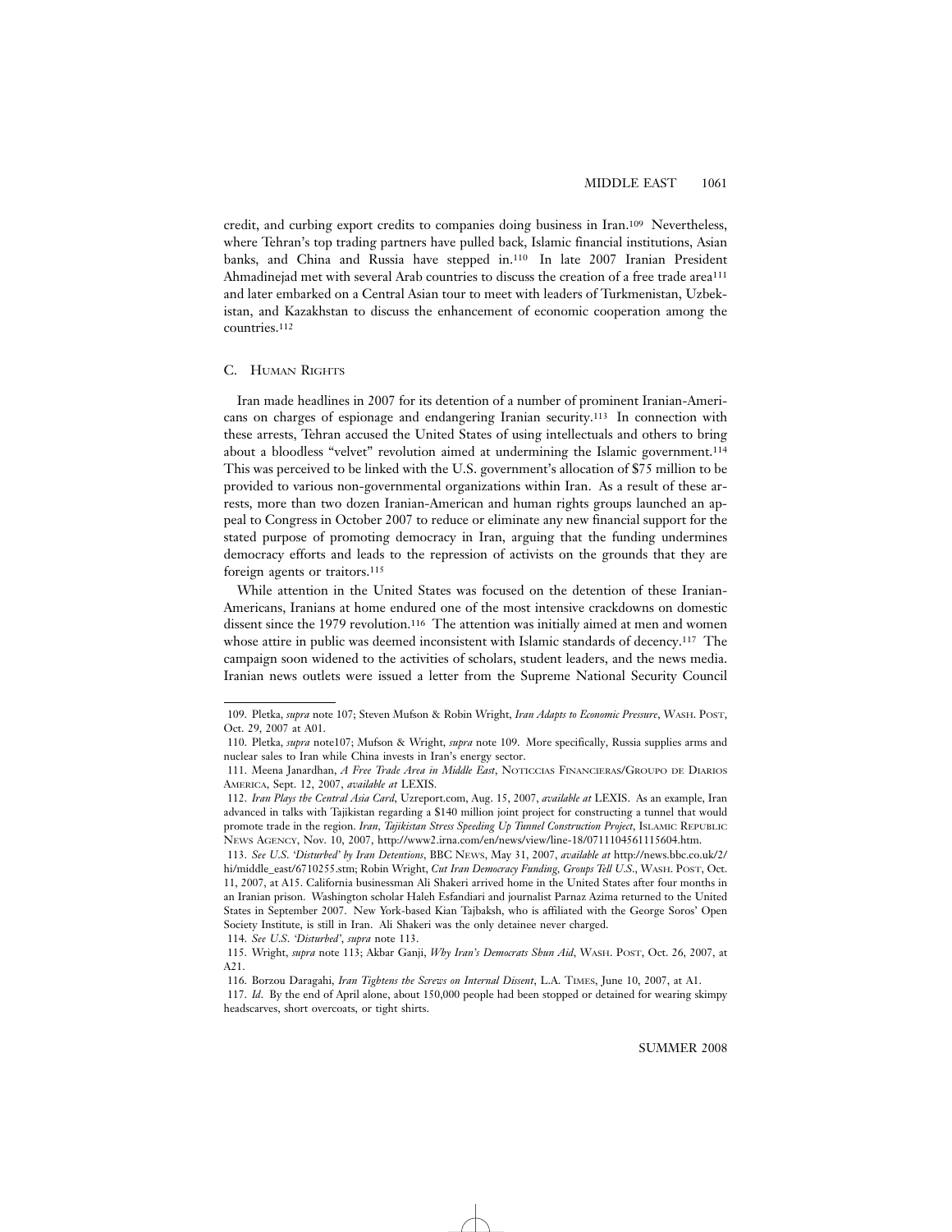credit, and curbing export credits to companies doing business in Iran.[109] Nevertheless, where Tehran's top trading partners have pulled back, Islamic financial institutions, Asian banks, and China and Russia have stepped in.[110] In late 2007 Iranian President Ahmadinejad met with several Arab countries to discuss the creation of a free trade area[111] and later embarked on a Central Asian tour to meet with leaders of Turkmenistan, Uzbekistan, and Kazakhstan to discuss the enhancement of economic cooperation among the countries.[112]

### C. Human Rights

Iran made headlines in 2007 for its detention of a number of prominent Iranian-Americans on charges of espionage and endangering Iranian security.[113] In connection with these arrests, Tehran accused the United States of using intellectuals and others to bring about a bloodless "velvet" revolution aimed at undermining the Islamic government.[114] This was perceived to be linked with the U.S. government's allocation of $75 million to be provided to various non-governmental organizations within Iran. As a result of these arrests, more than two dozen Iranian-American and human rights groups launched an appeal to Congress in October 2007 to reduce or eliminate any new financial support for the stated purpose of promoting democracy in Iran, arguing that the funding undermines democracy efforts and leads to the repression of activists on the grounds that they are foreign agents or traitors.[115]

While attention in the United States was focused on the detention of these Iranian-Americans, Iranians at home endured one of the most intensive crackdowns on domestic dissent since the 1979 revolution.[116] The attention was initially aimed at men and women whose attire in public was deemed inconsistent with Islamic standards of decency.[117] The campaign soon widened to the activities of scholars, student leaders, and the news media. Iranian news outlets were issued a letter from the Supreme National Security Council

---

109. Pletka, *supra* note 107; Steven Mufson & Robin Wright, *Iran Adapts to Economic Pressure*, Wash. Post, Oct. 29, 2007 at A01.

110. Pletka, *supra* note107; Mufson & Wright, *supra* note 109. More specifically, Russia supplies arms and nuclear sales to Iran while China invests in Iran's energy sector.

111. Meena Janardhan, *A Free Trade Area in Middle East*, Noticcias Financieras/Groupo de Diarios America, Sept. 12, 2007, *available at* LEXIS.

112. *Iran Plays the Central Asia Card*, Uzreport.com, Aug. 15, 2007, *available at* LEXIS. As an example, Iran advanced in talks with Tajikistan regarding a $140 million joint project for constructing a tunnel that would promote trade in the region. *Iran, Tajikistan Stress Speeding Up Tunnel Construction Project*, Islamic Republic News Agency, Nov. 10, 2007, http://www2.irna.com/en/news/view/line-18/0711104561115604.htm.

113. *See U.S. 'Disturbed' by Iran Detentions*, BBC News, May 31, 2007, *available at* http://news.bbc.co.uk/2/hi/middle_east/6710255.stm; Robin Wright, *Cut Iran Democracy Funding, Groups Tell U.S.*, Wash. Post, Oct. 11, 2007, at A15. California businessman Ali Shakeri arrived home in the United States after four months in an Iranian prison. Washington scholar Haleh Esfandiari and journalist Parnaz Azima returned to the United States in September 2007. New York-based Kian Tajbaksh, who is affiliated with the George Soros' Open Society Institute, is still in Iran. Ali Shakeri was the only detainee never charged.

114. *See U.S. 'Disturbed'*, *supra* note 113.

115. Wright, *supra* note 113; Akbar Ganji, *Why Iran's Democrats Shun Aid*, Wash. Post, Oct. 26, 2007, at A21.

116. Borzou Daragahi, *Iran Tightens the Screws on Internal Dissent*, L.A. Times, June 10, 2007, at A1.

117. *Id*. By the end of April alone, about 150,000 people had been stopped or detained for wearing skimpy headscarves, short overcoats, or tight shirts.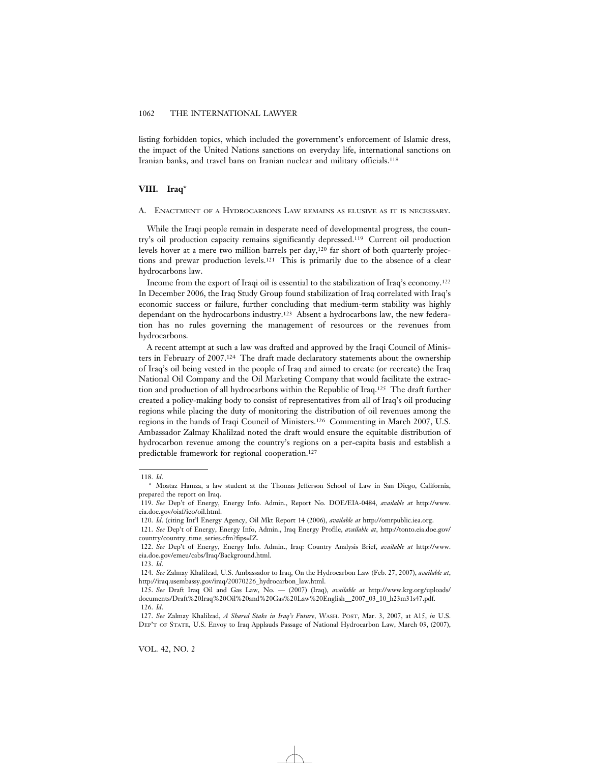listing forbidden topics, which included the government's enforcement of Islamic dress, the impact of the United Nations sanctions on everyday life, international sanctions on Iranian banks, and travel bans on Iranian nuclear and military officials.[118]

## VIII. Iraq*

### A. Enactment of a Hydrocarbons Law remains as elusive as it is necessary.

While the Iraqi people remain in desperate need of developmental progress, the country's oil production capacity remains significantly depressed.[119] Current oil production levels hover at a mere two million barrels per day,[120] far short of both quarterly projections and prewar production levels.[121] This is primarily due to the absence of a clear hydrocarbons law.

Income from the export of Iraqi oil is essential to the stabilization of Iraq's economy.[122] In December 2006, the Iraq Study Group found stabilization of Iraq correlated with Iraq's economic success or failure, further concluding that medium-term stability was highly dependant on the hydrocarbons industry.[123] Absent a hydrocarbons law, the new federation has no rules governing the management of resources or the revenues from hydrocarbons.

A recent attempt at such a law was drafted and approved by the Iraqi Council of Ministers in February of 2007.[124] The draft made declaratory statements about the ownership of Iraq's oil being vested in the people of Iraq and aimed to create (or recreate) the Iraq National Oil Company and the Oil Marketing Company that would facilitate the extraction and production of all hydrocarbons within the Republic of Iraq.[125] The draft further created a policy-making body to consist of representatives from all of Iraq's oil producing regions while placing the duty of monitoring the distribution of oil revenues among the regions in the hands of Iraqi Council of Ministers.[126] Commenting in March 2007, U.S. Ambassador Zalmay Khalilzad noted the draft would ensure the equitable distribution of hydrocarbon revenue among the country's regions on a per-capita basis and establish a predictable framework for regional cooperation.[127]

---

118. *Id*.

\* Moataz Hamza, a law student at the Thomas Jefferson School of Law in San Diego, California, prepared the report on Iraq.

119. *See* Dep't of Energy, Energy Info. Admin., Report No. DOE/EIA-0484, *available at* http://www.eia.doe.gov/oiaf/ieo/oil.html.

120. *Id*. (citing Int'l Energy Agency, Oil Mkt Report 14 (2006), *available at* http://omrpublic.iea.org.

121. *See* Dep't of Energy, Energy Info, Admin., Iraq Energy Profile, *available at*, http://tonto.eia.doe.gov/country/country_time_series.cfm?fips=IZ.

122. *See* Dep't of Energy, Energy Info. Admin., Iraq: Country Analysis Brief, *available at* http://www.eia.doe.gov/emeu/cabs/Iraq/Background.html.

123. *Id*.

124. *See* Zalmay Khalilzad, U.S. Ambassador to Iraq, On the Hydrocarbon Law (Feb. 27, 2007), *available at*, http://iraq.usembassy.gov/iraq/20070226_hydrocarbon_law.html.

125. *See* Draft Iraq Oil and Gas Law, No. — (2007) (Iraq), *available at* http://www.krg.org/uploads/documents/Draft%20Iraq%20Oil%20and%20Gas%20Law%20English__2007_03_10_h23m31s47.pdf.

126. *Id*.

127. *See* Zalmay Khalilzad, *A Shared Stake in Iraq's Future*, Wash. Post, Mar. 3, 2007, at A15, *in* U.S. Dep't of State, U.S. Envoy to Iraq Applauds Passage of National Hydrocarbon Law, March 03, (2007),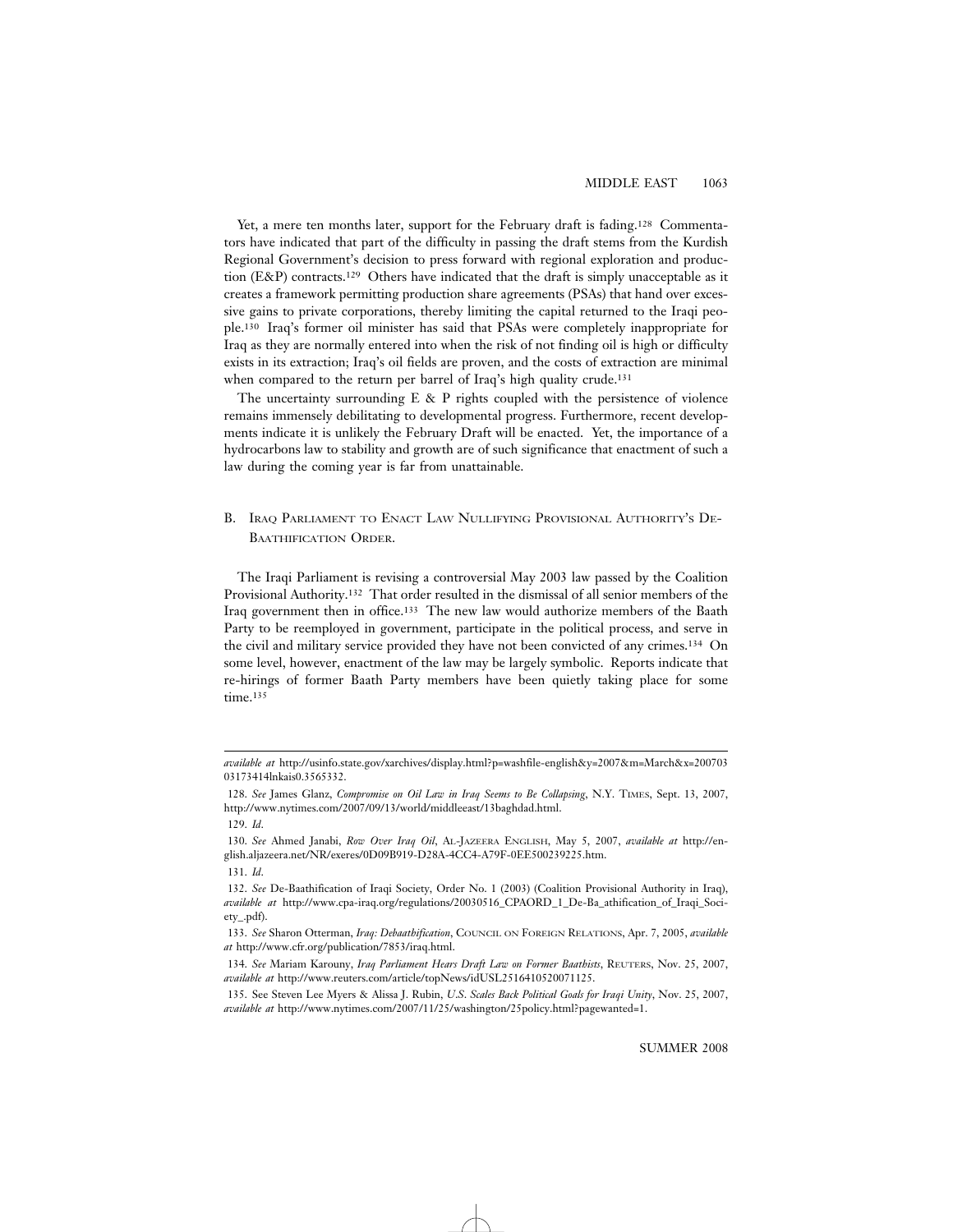Yet, a mere ten months later, support for the February draft is fading.[128] Commentators have indicated that part of the difficulty in passing the draft stems from the Kurdish Regional Government's decision to press forward with regional exploration and production (E&P) contracts.[129] Others have indicated that the draft is simply unacceptable as it creates a framework permitting production share agreements (PSAs) that hand over excessive gains to private corporations, thereby limiting the capital returned to the Iraqi people.[130] Iraq's former oil minister has said that PSAs were completely inappropriate for Iraq as they are normally entered into when the risk of not finding oil is high or difficulty exists in its extraction; Iraq's oil fields are proven, and the costs of extraction are minimal when compared to the return per barrel of Iraq's high quality crude.[131]

The uncertainty surrounding E & P rights coupled with the persistence of violence remains immensely debilitating to developmental progress. Furthermore, recent developments indicate it is unlikely the February Draft will be enacted. Yet, the importance of a hydrocarbons law to stability and growth are of such significance that enactment of such a law during the coming year is far from unattainable.

## B. Iraq Parliament to Enact Law Nullifying Provisional Authority's De-Baathification Order.

The Iraqi Parliament is revising a controversial May 2003 law passed by the Coalition Provisional Authority.[132] That order resulted in the dismissal of all senior members of the Iraq government then in office.[133] The new law would authorize members of the Baath Party to be reemployed in government, participate in the political process, and serve in the civil and military service provided they have not been convicted of any crimes.[134] On some level, however, enactment of the law may be largely symbolic. Reports indicate that re-hirings of former Baath Party members have been quietly taking place for some time.[135]

---

*available at* http://usinfo.state.gov/xarchives/display.html?p=washfile-english&y=2007&m=March&x=200703 03173414lnkais0.3565332.

128. *See* James Glanz, *Compromise on Oil Law in Iraq Seems to Be Collapsing*, N.Y. Times, Sept. 13, 2007, http://www.nytimes.com/2007/09/13/world/middleeast/13baghdad.html.

129. *Id*.

130. *See* Ahmed Janabi, *Row Over Iraq Oil*, Al-Jazeera English, May 5, 2007, *available at* http://english.aljazeera.net/NR/exeres/0D09B919-D28A-4CC4-A79F-0EE500239225.htm.

131. *Id*.

132. *See* De-Baathification of Iraqi Society, Order No. 1 (2003) (Coalition Provisional Authority in Iraq), *available at* http://www.cpa-iraq.org/regulations/20030516_CPAORD_1_De-Ba_athification_of_Iraqi_Society_.pdf).

133. *See* Sharon Otterman, *Iraq: Debaathification*, Council on Foreign Relations, Apr. 7, 2005, *available at* http://www.cfr.org/publication/7853/iraq.html.

134. *See* Mariam Karouny, *Iraq Parliament Hears Draft Law on Former Baathists*, Reuters, Nov. 25, 2007, *available at* http://www.reuters.com/article/topNews/idUSL2516410520071125.

135. See Steven Lee Myers & Alissa J. Rubin, *U.S. Scales Back Political Goals for Iraqi Unity*, Nov. 25, 2007, *available at* http://www.nytimes.com/2007/11/25/washington/25policy.html?pagewanted=1.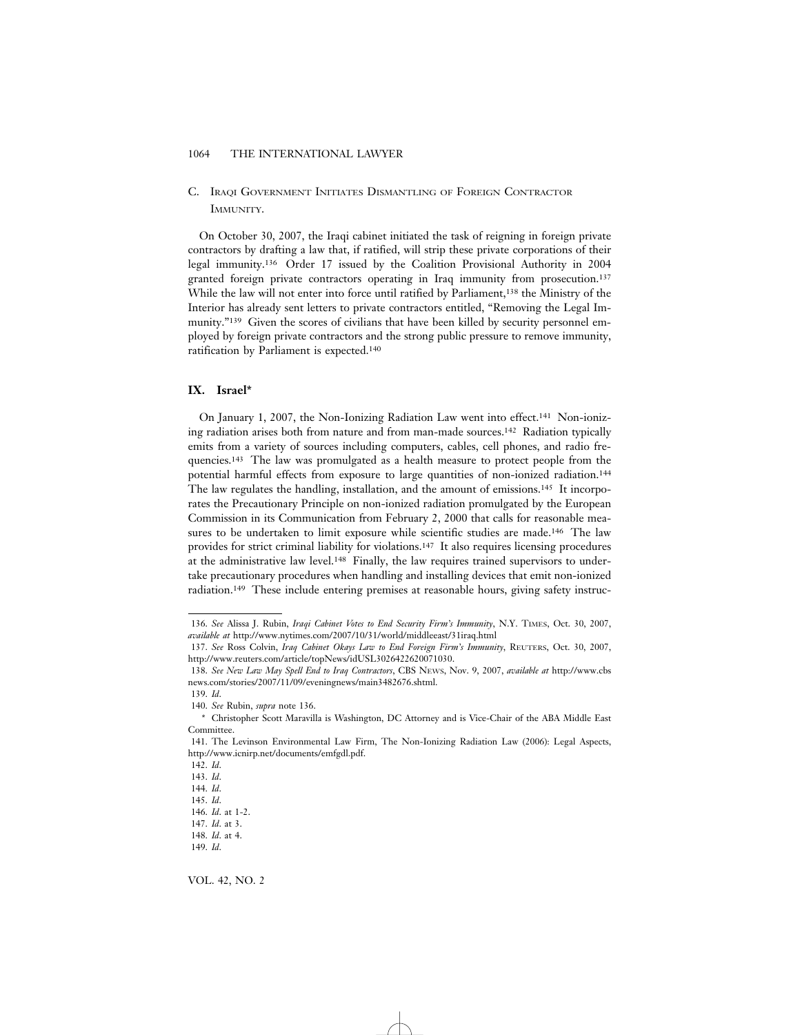### C. Iraqi Government Initiates Dismantling of Foreign Contractor Immunity.

On October 30, 2007, the Iraqi cabinet initiated the task of reigning in foreign private contractors by drafting a law that, if ratified, will strip these private corporations of their legal immunity.[136] Order 17 issued by the Coalition Provisional Authority in 2004 granted foreign private contractors operating in Iraq immunity from prosecution.[137] While the law will not enter into force until ratified by Parliament,[138] the Ministry of the Interior has already sent letters to private contractors entitled, "Removing the Legal Immunity."[139] Given the scores of civilians that have been killed by security personnel employed by foreign private contractors and the strong public pressure to remove immunity, ratification by Parliament is expected.[140]

## IX. Israel*

On January 1, 2007, the Non-Ionizing Radiation Law went into effect.[141] Non-ionizing radiation arises both from nature and from man-made sources.[142] Radiation typically emits from a variety of sources including computers, cables, cell phones, and radio frequencies.[143] The law was promulgated as a health measure to protect people from the potential harmful effects from exposure to large quantities of non-ionized radiation.[144] The law regulates the handling, installation, and the amount of emissions.[145] It incorporates the Precautionary Principle on non-ionized radiation promulgated by the European Commission in its Communication from February 2, 2000 that calls for reasonable measures to be undertaken to limit exposure while scientific studies are made.[146] The law provides for strict criminal liability for violations.[147] It also requires licensing procedures at the administrative law level.[148] Finally, the law requires trained supervisors to undertake precautionary procedures when handling and installing devices that emit non-ionized radiation.[149] These include entering premises at reasonable hours, giving safety instruc-

---

136. *See* Alissa J. Rubin, *Iraqi Cabinet Votes to End Security Firm's Immunity*, N.Y. Times, Oct. 30, 2007, *available at* http://www.nytimes.com/2007/10/31/world/middleeast/31iraq.html

137. *See* Ross Colvin, *Iraq Cabinet Okays Law to End Foreign Firm's Immunity*, Reuters, Oct. 30, 2007, http://www.reuters.com/article/topNews/idUSL3026422620071030.

138. *See New Law May Spell End to Iraq Contractors*, CBS News, Nov. 9, 2007, *available at* http://www.cbsnews.com/stories/2007/11/09/eveningnews/main3482676.shtml.

139. *Id*.

140. *See* Rubin, *supra* note 136.

\* Christopher Scott Maravilla is Washington, DC Attorney and is Vice-Chair of the ABA Middle East Committee.

141. The Levinson Environmental Law Firm, The Non-Ionizing Radiation Law (2006): Legal Aspects, http://www.icnirp.net/documents/emfgdl.pdf.

142. *Id*.

143. *Id*.

144. *Id*.

145. *Id*.

146. *Id*. at 1-2.

147. *Id*. at 3.

148. *Id*. at 4.

149. *Id*.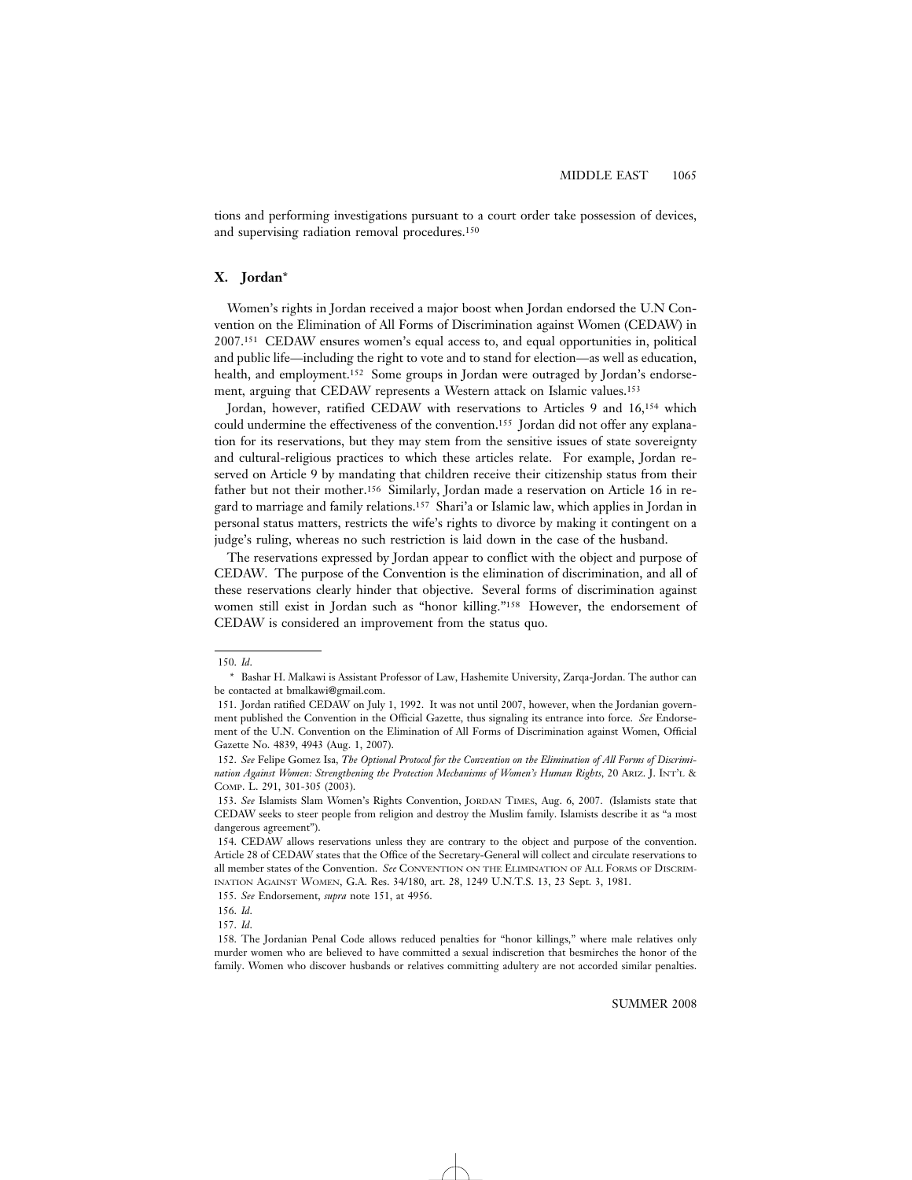tions and performing investigations pursuant to a court order take possession of devices, and supervising radiation removal procedures.[150]

## X. Jordan*

Women's rights in Jordan received a major boost when Jordan endorsed the U.N Convention on the Elimination of All Forms of Discrimination against Women (CEDAW) in 2007.[151] CEDAW ensures women's equal access to, and equal opportunities in, political and public life—including the right to vote and to stand for election—as well as education, health, and employment.[152] Some groups in Jordan were outraged by Jordan's endorsement, arguing that CEDAW represents a Western attack on Islamic values.[153]

Jordan, however, ratified CEDAW with reservations to Articles 9 and 16,[154] which could undermine the effectiveness of the convention.[155] Jordan did not offer any explanation for its reservations, but they may stem from the sensitive issues of state sovereignty and cultural-religious practices to which these articles relate. For example, Jordan reserved on Article 9 by mandating that children receive their citizenship status from their father but not their mother.[156] Similarly, Jordan made a reservation on Article 16 in regard to marriage and family relations.[157] Shari'a or Islamic law, which applies in Jordan in personal status matters, restricts the wife's rights to divorce by making it contingent on a judge's ruling, whereas no such restriction is laid down in the case of the husband.

The reservations expressed by Jordan appear to conflict with the object and purpose of CEDAW. The purpose of the Convention is the elimination of discrimination, and all of these reservations clearly hinder that objective. Several forms of discrimination against women still exist in Jordan such as "honor killing."[158] However, the endorsement of CEDAW is considered an improvement from the status quo.

---

150. *Id.*

\* Bashar H. Malkawi is Assistant Professor of Law, Hashemite University, Zarqa-Jordan. The author can be contacted at bmalkawi@gmail.com.

151. Jordan ratified CEDAW on July 1, 1992. It was not until 2007, however, when the Jordanian government published the Convention in the Official Gazette, thus signaling its entrance into force. *See* Endorsement of the U.N. Convention on the Elimination of All Forms of Discrimination against Women, Official Gazette No. 4839, 4943 (Aug. 1, 2007).

152. *See* Felipe Gomez Isa, *The Optional Protocol for the Convention on the Elimination of All Forms of Discrimination Against Women: Strengthening the Protection Mechanisms of Women's Human Rights*, 20 ARIZ. J. INT'L & COMP. L. 291, 301-305 (2003).

153. *See* Islamists Slam Women's Rights Convention, JORDAN TIMES, Aug. 6, 2007. (Islamists state that CEDAW seeks to steer people from religion and destroy the Muslim family. Islamists describe it as "a most dangerous agreement").

154. CEDAW allows reservations unless they are contrary to the object and purpose of the convention. Article 28 of CEDAW states that the Office of the Secretary-General will collect and circulate reservations to all member states of the Convention. *See* CONVENTION ON THE ELIMINATION OF ALL FORMS OF DISCRIMINATION AGAINST WOMEN, G.A. Res. 34/180, art. 28, 1249 U.N.T.S. 13, 23 Sept. 3, 1981.

155. *See* Endorsement, *supra* note 151, at 4956.

156. *Id.*

157. *Id.*

158. The Jordanian Penal Code allows reduced penalties for "honor killings," where male relatives only murder women who are believed to have committed a sexual indiscretion that besmirches the honor of the family. Women who discover husbands or relatives committing adultery are not accorded similar penalties.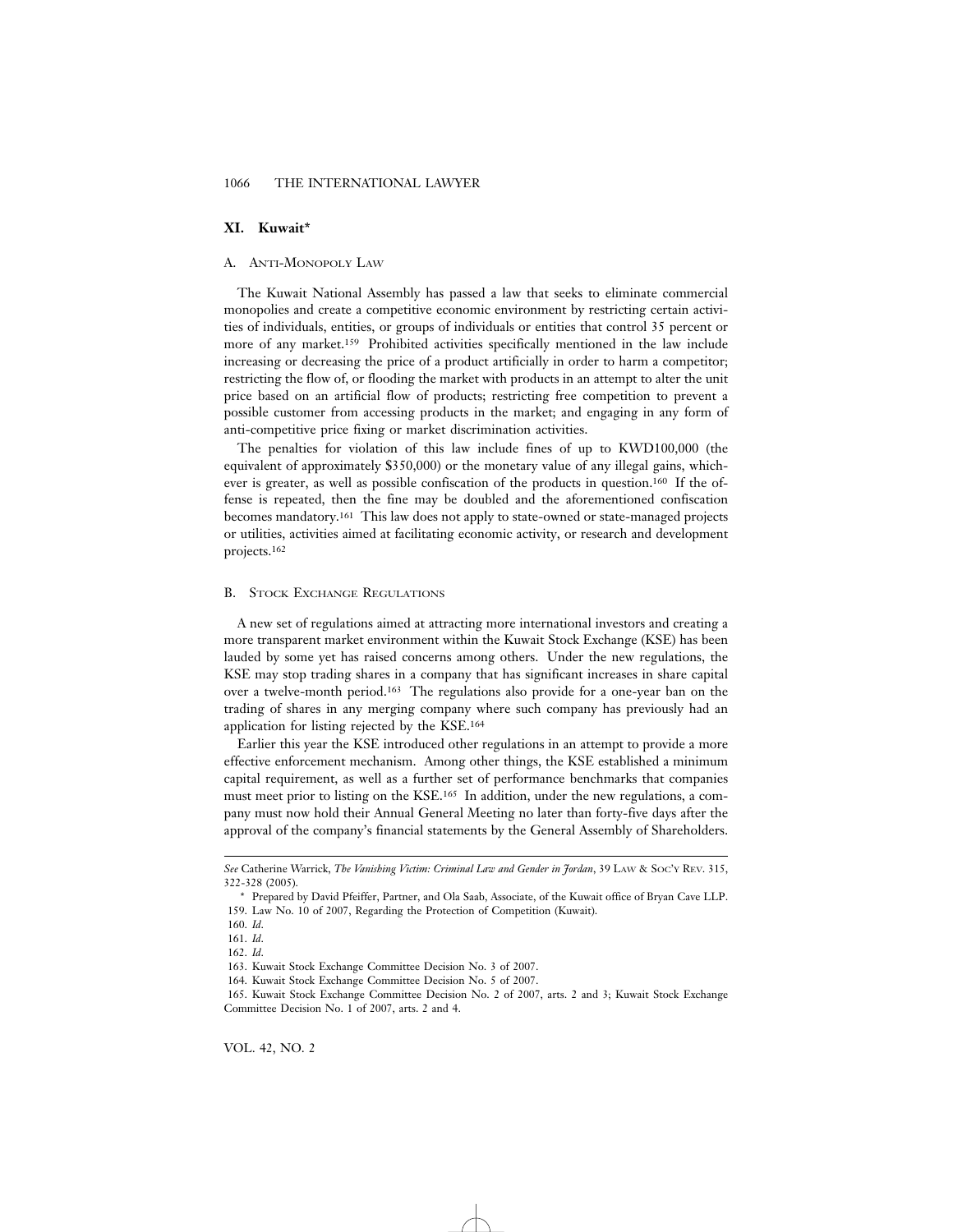## XI. Kuwait*

### A. Anti-Monopoly Law

The Kuwait National Assembly has passed a law that seeks to eliminate commercial monopolies and create a competitive economic environment by restricting certain activities of individuals, entities, or groups of individuals or entities that control 35 percent or more of any market.[159] Prohibited activities specifically mentioned in the law include increasing or decreasing the price of a product artificially in order to harm a competitor; restricting the flow of, or flooding the market with products in an attempt to alter the unit price based on an artificial flow of products; restricting free competition to prevent a possible customer from accessing products in the market; and engaging in any form of anti-competitive price fixing or market discrimination activities.

The penalties for violation of this law include fines of up to KWD100,000 (the equivalent of approximately $350,000) or the monetary value of any illegal gains, whichever is greater, as well as possible confiscation of the products in question.[160] If the offense is repeated, then the fine may be doubled and the aforementioned confiscation becomes mandatory.[161] This law does not apply to state-owned or state-managed projects or utilities, activities aimed at facilitating economic activity, or research and development projects.[162]

### B. Stock Exchange Regulations

A new set of regulations aimed at attracting more international investors and creating a more transparent market environment within the Kuwait Stock Exchange (KSE) has been lauded by some yet has raised concerns among others. Under the new regulations, the KSE may stop trading shares in a company that has significant increases in share capital over a twelve-month period.[163] The regulations also provide for a one-year ban on the trading of shares in any merging company where such company has previously had an application for listing rejected by the KSE.[164]

Earlier this year the KSE introduced other regulations in an attempt to provide a more effective enforcement mechanism. Among other things, the KSE established a minimum capital requirement, as well as a further set of performance benchmarks that companies must meet prior to listing on the KSE.[165] In addition, under the new regulations, a company must now hold their Annual General Meeting no later than forty-five days after the approval of the company's financial statements by the General Assembly of Shareholders.

---

*See* Catherine Warrick, *The Vanishing Victim: Criminal Law and Gender in Jordan*, 39 Law & Soc'y Rev. 315, 322-328 (2005).

\* Prepared by David Pfeiffer, Partner, and Ola Saab, Associate, of the Kuwait office of Bryan Cave LLP.

159. Law No. 10 of 2007, Regarding the Protection of Competition (Kuwait).

160. *Id*.

161. *Id*.

162. *Id*.

163. Kuwait Stock Exchange Committee Decision No. 3 of 2007.

164. Kuwait Stock Exchange Committee Decision No. 5 of 2007.

165. Kuwait Stock Exchange Committee Decision No. 2 of 2007, arts. 2 and 3; Kuwait Stock Exchange Committee Decision No. 1 of 2007, arts. 2 and 4.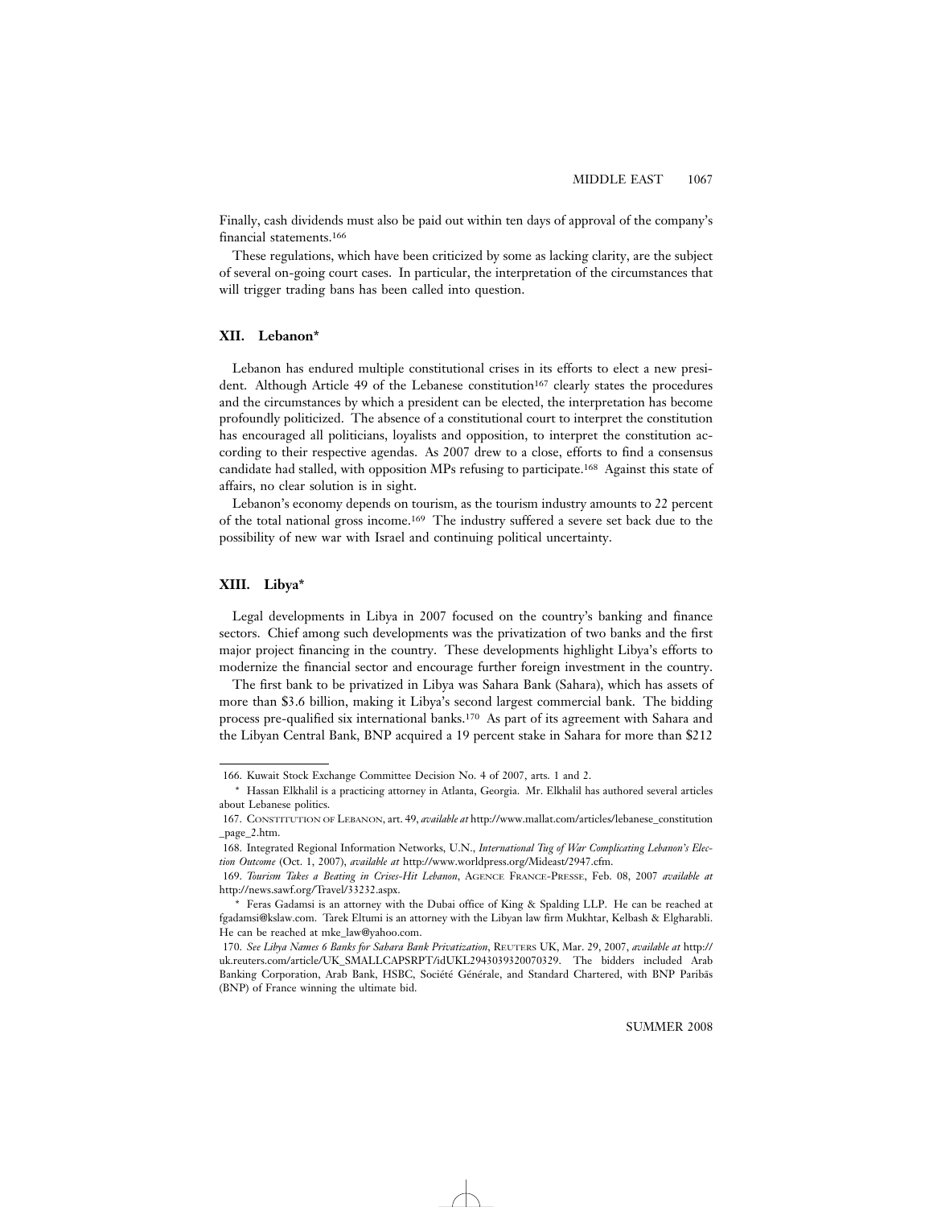Finally, cash dividends must also be paid out within ten days of approval of the company's financial statements.[166]

These regulations, which have been criticized by some as lacking clarity, are the subject of several on-going court cases. In particular, the interpretation of the circumstances that will trigger trading bans has been called into question.

## XII. Lebanon*

Lebanon has endured multiple constitutional crises in its efforts to elect a new president. Although Article 49 of the Lebanese constitution[167] clearly states the procedures and the circumstances by which a president can be elected, the interpretation has become profoundly politicized. The absence of a constitutional court to interpret the constitution has encouraged all politicians, loyalists and opposition, to interpret the constitution according to their respective agendas. As 2007 drew to a close, efforts to find a consensus candidate had stalled, with opposition MPs refusing to participate.[168] Against this state of affairs, no clear solution is in sight.

Lebanon's economy depends on tourism, as the tourism industry amounts to 22 percent of the total national gross income.[169] The industry suffered a severe set back due to the possibility of new war with Israel and continuing political uncertainty.

## XIII. Libya*

Legal developments in Libya in 2007 focused on the country's banking and finance sectors. Chief among such developments was the privatization of two banks and the first major project financing in the country. These developments highlight Libya's efforts to modernize the financial sector and encourage further foreign investment in the country.

The first bank to be privatized in Libya was Sahara Bank (Sahara), which has assets of more than $3.6 billion, making it Libya's second largest commercial bank. The bidding process pre-qualified six international banks.[170] As part of its agreement with Sahara and the Libyan Central Bank, BNP acquired a 19 percent stake in Sahara for more than $212

---

166. Kuwait Stock Exchange Committee Decision No. 4 of 2007, arts. 1 and 2.

\* Hassan Elkhalil is a practicing attorney in Atlanta, Georgia. Mr. Elkhalil has authored several articles about Lebanese politics.

167. Constitution of Lebanon, art. 49, *available at* http://www.mallat.com/articles/lebanese_constitution_page_2.htm.

168. Integrated Regional Information Networks, U.N., *International Tug of War Complicating Lebanon's Election Outcome* (Oct. 1, 2007), *available at* http://www.worldpress.org/Mideast/2947.cfm.

169. *Tourism Takes a Beating in Crises-Hit Lebanon*, Agence France-Presse, Feb. 08, 2007 *available at* http://news.sawf.org/Travel/33232.aspx.

\* Feras Gadamsi is an attorney with the Dubai office of King & Spalding LLP. He can be reached at fgadamsi@kslaw.com. Tarek Eltumi is an attorney with the Libyan law firm Mukhtar, Kelbash & Elgharabli. He can be reached at mke_law@yahoo.com.

170. *See Libya Names 6 Banks for Sahara Bank Privatization*, Reuters UK, Mar. 29, 2007, *available at* http://uk.reuters.com/article/UK_SMALLCAPSRPT/idUKL2943039320070329. The bidders included Arab Banking Corporation, Arab Bank, HSBC, Société Générale, and Standard Chartered, with BNP Paribās (BNP) of France winning the ultimate bid.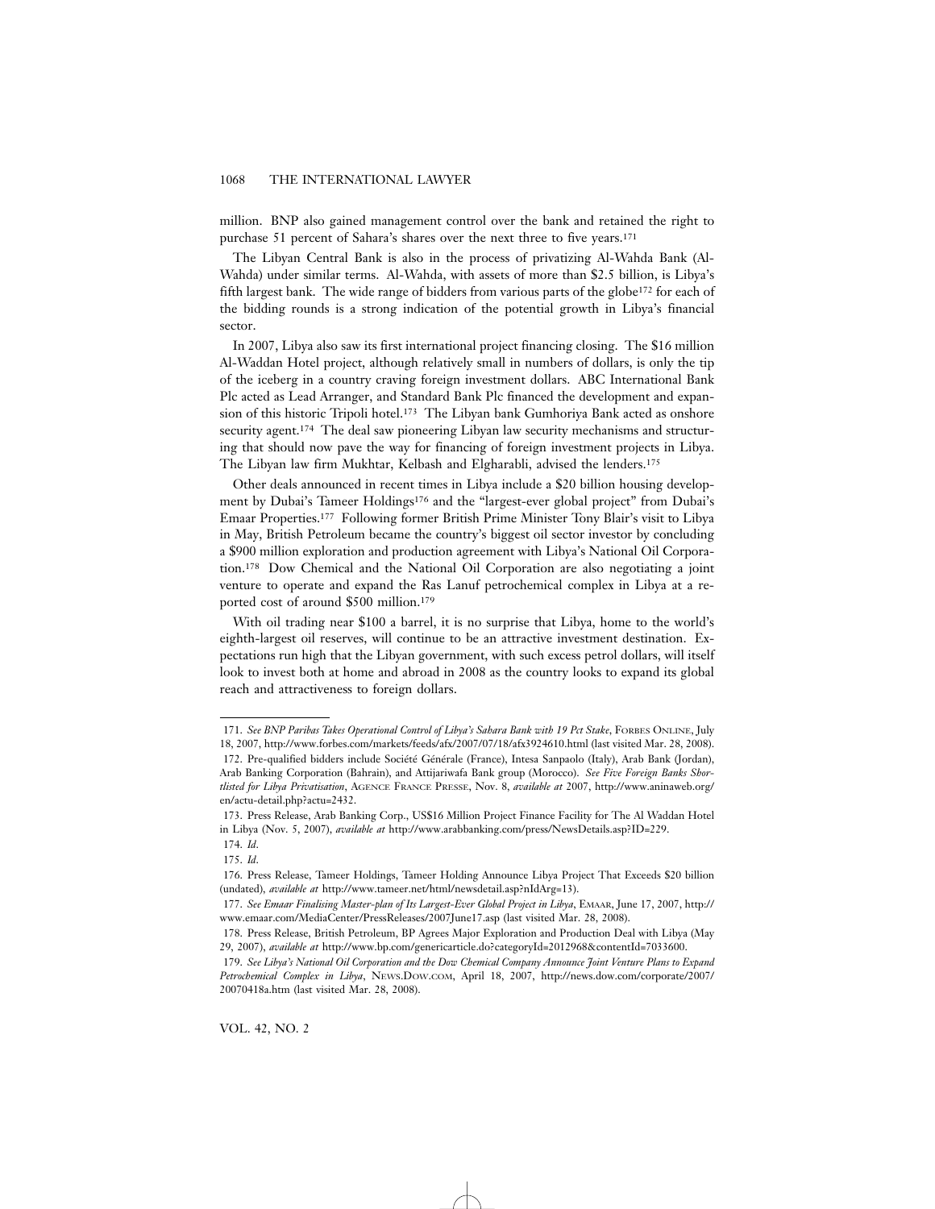million. BNP also gained management control over the bank and retained the right to purchase 51 percent of Sahara's shares over the next three to five years.[171]

The Libyan Central Bank is also in the process of privatizing Al-Wahda Bank (Al-Wahda) under similar terms. Al-Wahda, with assets of more than $2.5 billion, is Libya's fifth largest bank. The wide range of bidders from various parts of the globe[172] for each of the bidding rounds is a strong indication of the potential growth in Libya's financial sector.

In 2007, Libya also saw its first international project financing closing. The $16 million Al-Waddan Hotel project, although relatively small in numbers of dollars, is only the tip of the iceberg in a country craving foreign investment dollars. ABC International Bank Plc acted as Lead Arranger, and Standard Bank Plc financed the development and expansion of this historic Tripoli hotel.[173] The Libyan bank Gumhoriya Bank acted as onshore security agent.[174] The deal saw pioneering Libyan law security mechanisms and structuring that should now pave the way for financing of foreign investment projects in Libya. The Libyan law firm Mukhtar, Kelbash and Elgharabli, advised the lenders.[175]

Other deals announced in recent times in Libya include a $20 billion housing development by Dubai's Tameer Holdings[176] and the "largest-ever global project" from Dubai's Emaar Properties.[177] Following former British Prime Minister Tony Blair's visit to Libya in May, British Petroleum became the country's biggest oil sector investor by concluding a $900 million exploration and production agreement with Libya's National Oil Corporation.[178] Dow Chemical and the National Oil Corporation are also negotiating a joint venture to operate and expand the Ras Lanuf petrochemical complex in Libya at a reported cost of around $500 million.[179]

With oil trading near $100 a barrel, it is no surprise that Libya, home to the world's eighth-largest oil reserves, will continue to be an attractive investment destination. Expectations run high that the Libyan government, with such excess petrol dollars, will itself look to invest both at home and abroad in 2008 as the country looks to expand its global reach and attractiveness to foreign dollars.

---

171. *See BNP Paribas Takes Operational Control of Libya's Sahara Bank with 19 Pct Stake*, FORBES ONLINE, July 18, 2007, http://www.forbes.com/markets/feeds/afx/2007/07/18/afx3924610.html (last visited Mar. 28, 2008).

172. Pre-qualified bidders include Société Générale (France), Intesa Sanpaolo (Italy), Arab Bank (Jordan), Arab Banking Corporation (Bahrain), and Attijariwafa Bank group (Morocco). *See Five Foreign Banks Shortlisted for Libya Privatisation*, AGENCE FRANCE PRESSE, Nov. 8, *available at* 2007, http://www.aninaweb.org/en/actu-detail.php?actu=2432.

173. Press Release, Arab Banking Corp., US$16 Million Project Finance Facility for The Al Waddan Hotel in Libya (Nov. 5, 2007), *available at* http://www.arabbanking.com/press/NewsDetails.asp?ID=229.

174. *Id*.

175. *Id*.

176. Press Release, Tameer Holdings, Tameer Holding Announce Libya Project That Exceeds $20 billion (undated), *available at* http://www.tameer.net/html/newsdetail.asp?nIdArg=13).

177. *See Emaar Finalising Master-plan of Its Largest-Ever Global Project in Libya*, EMAAR, June 17, 2007, http://www.emaar.com/MediaCenter/PressReleases/2007June17.asp (last visited Mar. 28, 2008).

178. Press Release, British Petroleum, BP Agrees Major Exploration and Production Deal with Libya (May 29, 2007), *available at* http://www.bp.com/genericarticle.do?categoryId=2012968&contentId=7033600.

179. *See Libya's National Oil Corporation and the Dow Chemical Company Announce Joint Venture Plans to Expand Petrochemical Complex in Libya*, NEWS.DOW.COM, April 18, 2007, http://news.dow.com/corporate/2007/20070418a.htm (last visited Mar. 28, 2008).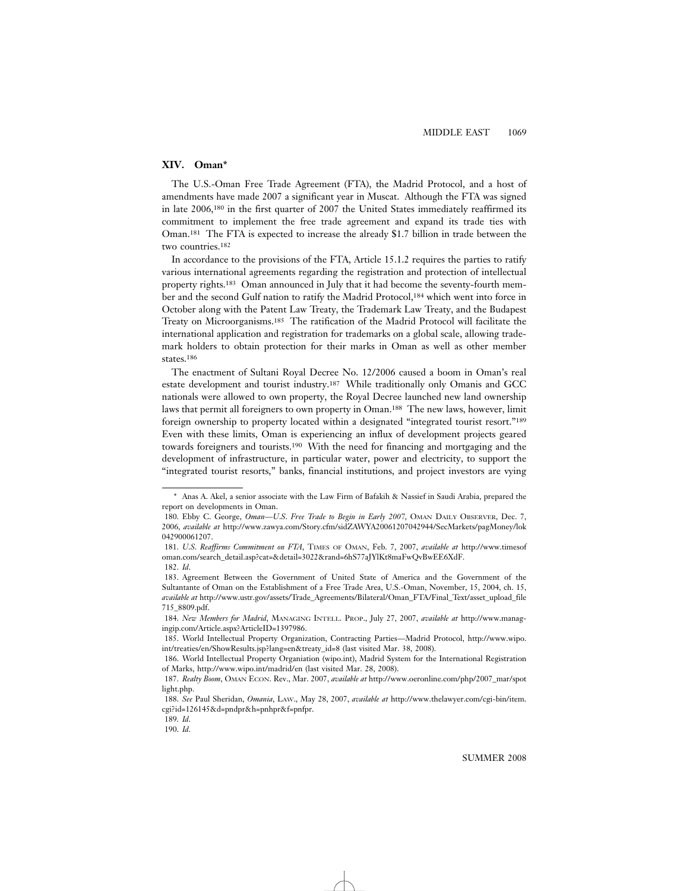## XIV. Oman*

The U.S.-Oman Free Trade Agreement (FTA), the Madrid Protocol, and a host of amendments have made 2007 a significant year in Muscat. Although the FTA was signed in late 2006,[180] in the first quarter of 2007 the United States immediately reaffirmed its commitment to implement the free trade agreement and expand its trade ties with Oman.[181] The FTA is expected to increase the already $1.7 billion in trade between the two countries.[182]

In accordance to the provisions of the FTA, Article 15.1.2 requires the parties to ratify various international agreements regarding the registration and protection of intellectual property rights.[183] Oman announced in July that it had become the seventy-fourth member and the second Gulf nation to ratify the Madrid Protocol,[184] which went into force in October along with the Patent Law Treaty, the Trademark Law Treaty, and the Budapest Treaty on Microorganisms.[185] The ratification of the Madrid Protocol will facilitate the international application and registration for trademarks on a global scale, allowing trademark holders to obtain protection for their marks in Oman as well as other member states.[186]

The enactment of Sultani Royal Decree No. 12/2006 caused a boom in Oman's real estate development and tourist industry.[187] While traditionally only Omanis and GCC nationals were allowed to own property, the Royal Decree launched new land ownership laws that permit all foreigners to own property in Oman.[188] The new laws, however, limit foreign ownership to property located within a designated "integrated tourist resort."[189] Even with these limits, Oman is experiencing an influx of development projects geared towards foreigners and tourists.[190] With the need for financing and mortgaging and the development of infrastructure, in particular water, power and electricity, to support the "integrated tourist resorts," banks, financial institutions, and project investors are vying

---

\* Anas A. Akel, a senior associate with the Law Firm of Bafakih & Nassief in Saudi Arabia, prepared the report on developments in Oman.

180. Ebby C. George, *Oman—U.S. Free Trade to Begin in Early 2007*, OMAN DAILY OBSERVER, Dec. 7, 2006, *available at* http://www.zawya.com/Story.cfm/sidZAWYA20061207042944/SecMarkets/pagMoney/lok042900061207.

181. *U.S. Reaffirms Commitment on FTA*, TIMES OF OMAN, Feb. 7, 2007, *available at* http://www.timesofoman.com/search_detail.asp?cat=&detail=3022&rand=6hS77aJYlKt8maFwQvBwEE6XdF.

182. *Id*.

183. Agreement Between the Government of United State of America and the Government of the Sultantante of Oman on the Establishment of a Free Trade Area, U.S.-Oman, November, 15, 2004, ch. 15, *available at* http://www.ustr.gov/assets/Trade_Agreements/Bilateral/Oman_FTA/Final_Text/asset_upload_file715_8809.pdf.

184. *New Members for Madrid*, MANAGING INTELL. PROP., July 27, 2007, *available at* http://www.managingip.com/Article.aspx?ArticleID=1397986.

185. World Intellectual Property Organization, Contracting Parties—Madrid Protocol, http://www.wipo.int/treaties/en/ShowResults.jsp?lang=en&treaty_id=8 (last visited Mar. 38, 2008).

186. World Intellectual Property Organiation (wipo.int), Madrid System for the International Registration of Marks, http://www.wipo.int/madrid/en (last visited Mar. 28, 2008).

187. *Realty Boom*, OMAN ECON. Rev., Mar. 2007, *available at* http://www.oeronline.com/php/2007_mar/spotlight.php.

188. *See* Paul Sheridan, *Omania*, LAW., May 28, 2007, *available at* http://www.thelawyer.com/cgi-bin/item.cgi?id=126145&d=pndpr&h=pnhpr&f=pnfpr.

189. *Id*.

190. *Id*.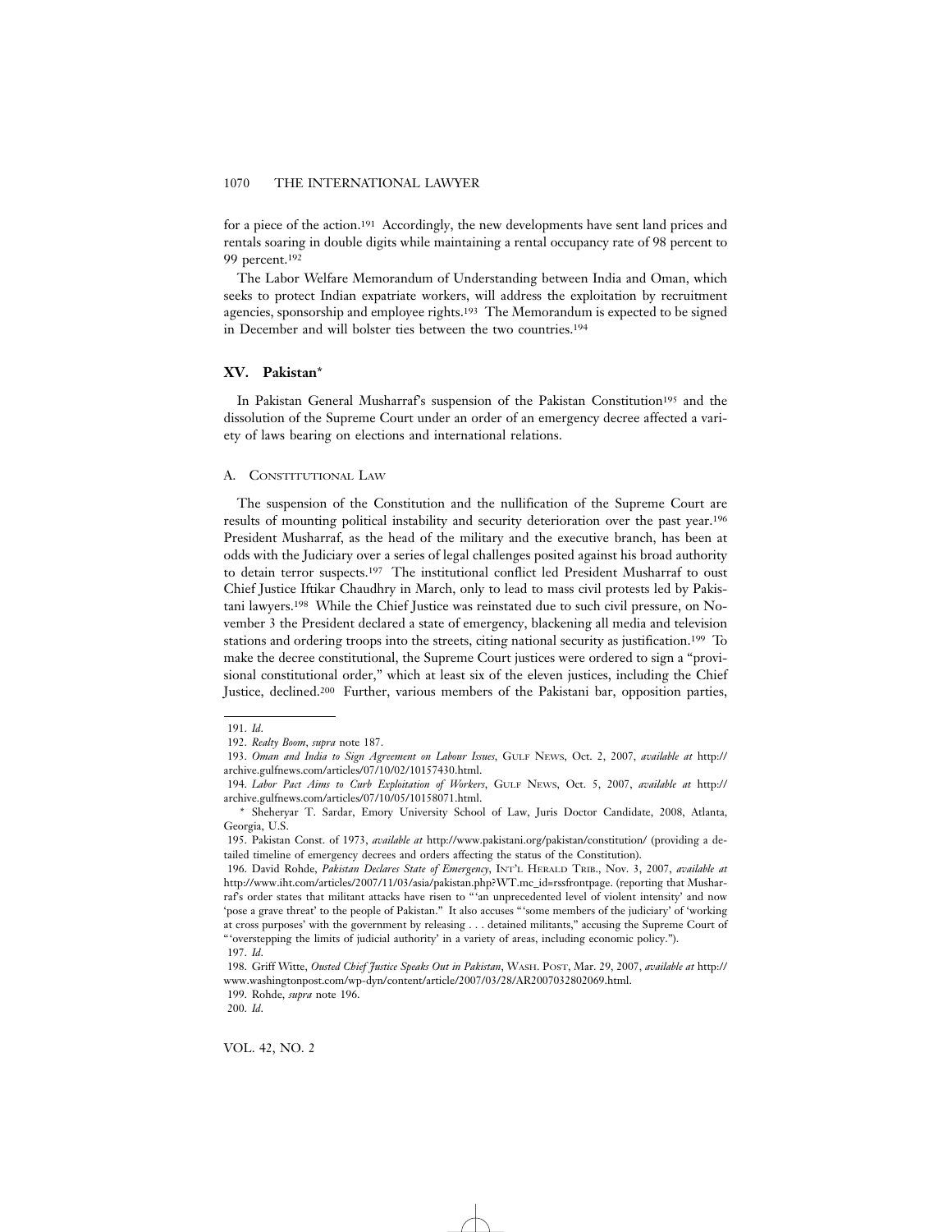for a piece of the action.[191] Accordingly, the new developments have sent land prices and rentals soaring in double digits while maintaining a rental occupancy rate of 98 percent to 99 percent.[192]

The Labor Welfare Memorandum of Understanding between India and Oman, which seeks to protect Indian expatriate workers, will address the exploitation by recruitment agencies, sponsorship and employee rights.[193] The Memorandum is expected to be signed in December and will bolster ties between the two countries.[194]

## XV. Pakistan*

In Pakistan General Musharraf's suspension of the Pakistan Constitution[195] and the dissolution of the Supreme Court under an order of an emergency decree affected a variety of laws bearing on elections and international relations.

### A. Constitutional Law

The suspension of the Constitution and the nullification of the Supreme Court are results of mounting political instability and security deterioration over the past year.[196] President Musharraf, as the head of the military and the executive branch, has been at odds with the Judiciary over a series of legal challenges posited against his broad authority to detain terror suspects.[197] The institutional conflict led President Musharraf to oust Chief Justice Iftikar Chaudhry in March, only to lead to mass civil protests led by Pakistani lawyers.[198] While the Chief Justice was reinstated due to such civil pressure, on November 3 the President declared a state of emergency, blackening all media and television stations and ordering troops into the streets, citing national security as justification.[199] To make the decree constitutional, the Supreme Court justices were ordered to sign a "provisional constitutional order," which at least six of the eleven justices, including the Chief Justice, declined.[200] Further, various members of the Pakistani bar, opposition parties,

---

191. *Id.*

192. *Realty Boom*, *supra* note 187.

193. *Oman and India to Sign Agreement on Labour Issues*, Gulf News, Oct. 2, 2007, *available at* http://archive.gulfnews.com/articles/07/10/02/10157430.html.

194. *Labor Pact Aims to Curb Exploitation of Workers*, Gulf News, Oct. 5, 2007, *available at* http://archive.gulfnews.com/articles/07/10/05/10158071.html.

\* Sheheryar T. Sardar, Emory University School of Law, Juris Doctor Candidate, 2008, Atlanta, Georgia, U.S.

195. Pakistan Const. of 1973, *available at* http://www.pakistani.org/pakistan/constitution/ (providing a detailed timeline of emergency decrees and orders affecting the status of the Constitution).

196. David Rohde, *Pakistan Declares State of Emergency*, Int'l Herald Trib., Nov. 3, 2007, *available at* http://www.iht.com/articles/2007/11/03/asia/pakistan.php?WT.mc_id=rssfrontpage. (reporting that Musharraf's order states that militant attacks have risen to "'an unprecedented level of violent intensity' and now 'pose a grave threat' to the people of Pakistan." It also accuses "'some members of the judiciary' of 'working at cross purposes' with the government by releasing . . . detained militants," accusing the Supreme Court of "'overstepping the limits of judicial authority' in a variety of areas, including economic policy.").

197. *Id.*

198. Griff Witte, *Ousted Chief Justice Speaks Out in Pakistan*, Wash. Post, Mar. 29, 2007, *available at* http://www.washingtonpost.com/wp-dyn/content/article/2007/03/28/AR2007032802069.html.

199. Rohde, *supra* note 196.

200. *Id.*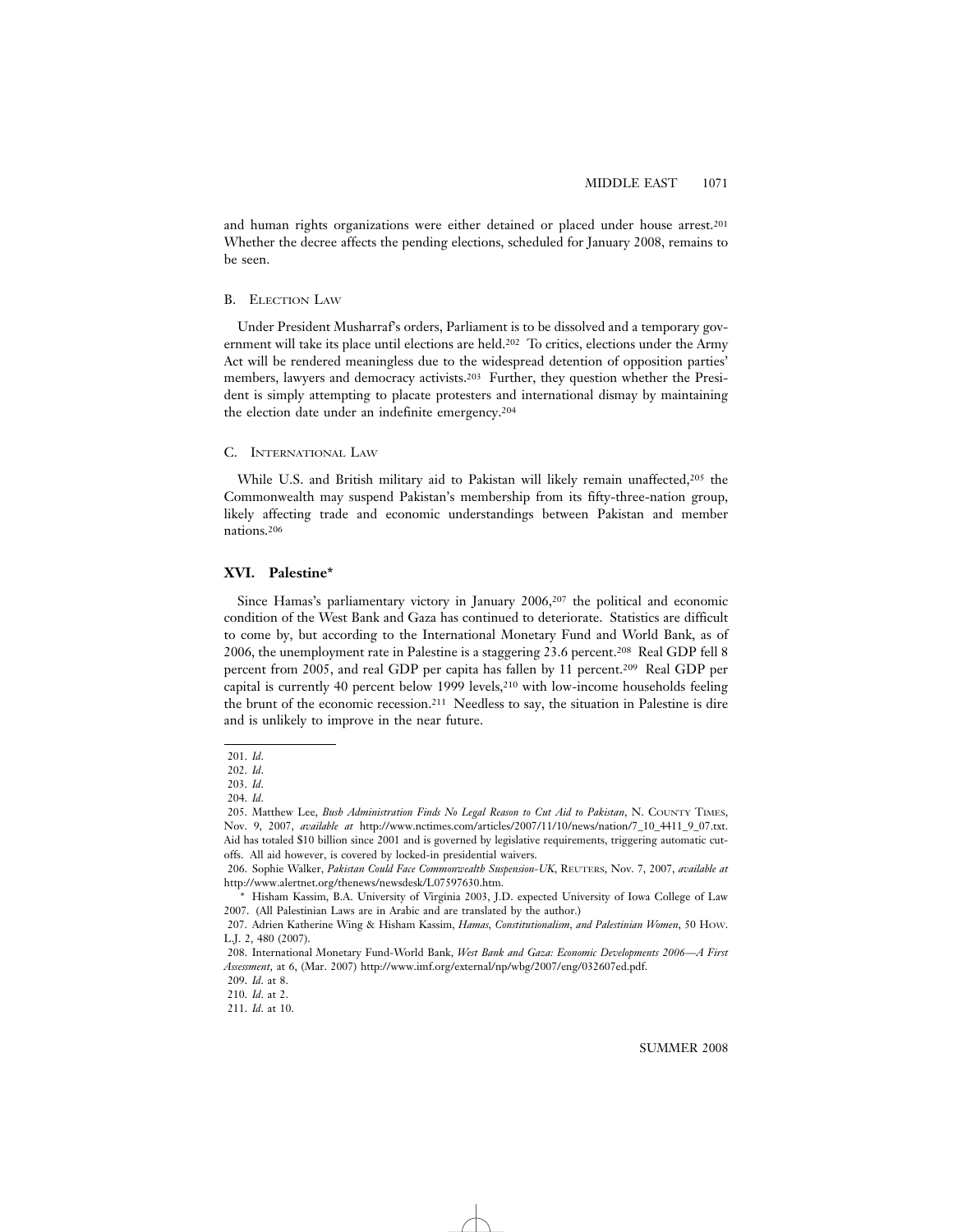and human rights organizations were either detained or placed under house arrest.[201] Whether the decree affects the pending elections, scheduled for January 2008, remains to be seen.

### B. Election Law

Under President Musharraf's orders, Parliament is to be dissolved and a temporary government will take its place until elections are held.[202] To critics, elections under the Army Act will be rendered meaningless due to the widespread detention of opposition parties' members, lawyers and democracy activists.[203] Further, they question whether the President is simply attempting to placate protesters and international dismay by maintaining the election date under an indefinite emergency.[204]

### C. International Law

While U.S. and British military aid to Pakistan will likely remain unaffected,[205] the Commonwealth may suspend Pakistan's membership from its fifty-three-nation group, likely affecting trade and economic understandings between Pakistan and member nations.[206]

## XVI. Palestine*

Since Hamas's parliamentary victory in January 2006,[207] the political and economic condition of the West Bank and Gaza has continued to deteriorate. Statistics are difficult to come by, but according to the International Monetary Fund and World Bank, as of 2006, the unemployment rate in Palestine is a staggering 23.6 percent.[208] Real GDP fell 8 percent from 2005, and real GDP per capita has fallen by 11 percent.[209] Real GDP per capital is currently 40 percent below 1999 levels,[210] with low-income households feeling the brunt of the economic recession.[211] Needless to say, the situation in Palestine is dire and is unlikely to improve in the near future.

---

201. *Id*.
202. *Id*.
203. *Id*.
204. *Id*.
205. Matthew Lee, *Bush Administration Finds No Legal Reason to Cut Aid to Pakistan*, N. County Times, Nov. 9, 2007, *available at* http://www.nctimes.com/articles/2007/11/10/news/nation/7_10_4411_9_07.txt. Aid has totaled $10 billion since 2001 and is governed by legislative requirements, triggering automatic cut-offs. All aid however, is covered by locked-in presidential waivers.
206. Sophie Walker, *Pakistan Could Face Commonwealth Suspension-UK*, Reuters, Nov. 7, 2007, *available at* http://www.alertnet.org/thenews/newsdesk/L07597630.htm.
\* Hisham Kassim, B.A. University of Virginia 2003, J.D. expected University of Iowa College of Law 2007. (All Palestinian Laws are in Arabic and are translated by the author.)
207. Adrien Katherine Wing & Hisham Kassim, *Hamas, Constitutionalism, and Palestinian Women*, 50 How. L.J. 2, 480 (2007).
208. International Monetary Fund-World Bank, *West Bank and Gaza: Economic Developments 2006—A First Assessment*, at 6, (Mar. 2007) http://www.imf.org/external/np/wbg/2007/eng/032607ed.pdf.
209. *Id*. at 8.
210. *Id*. at 2.
211. *Id*. at 10.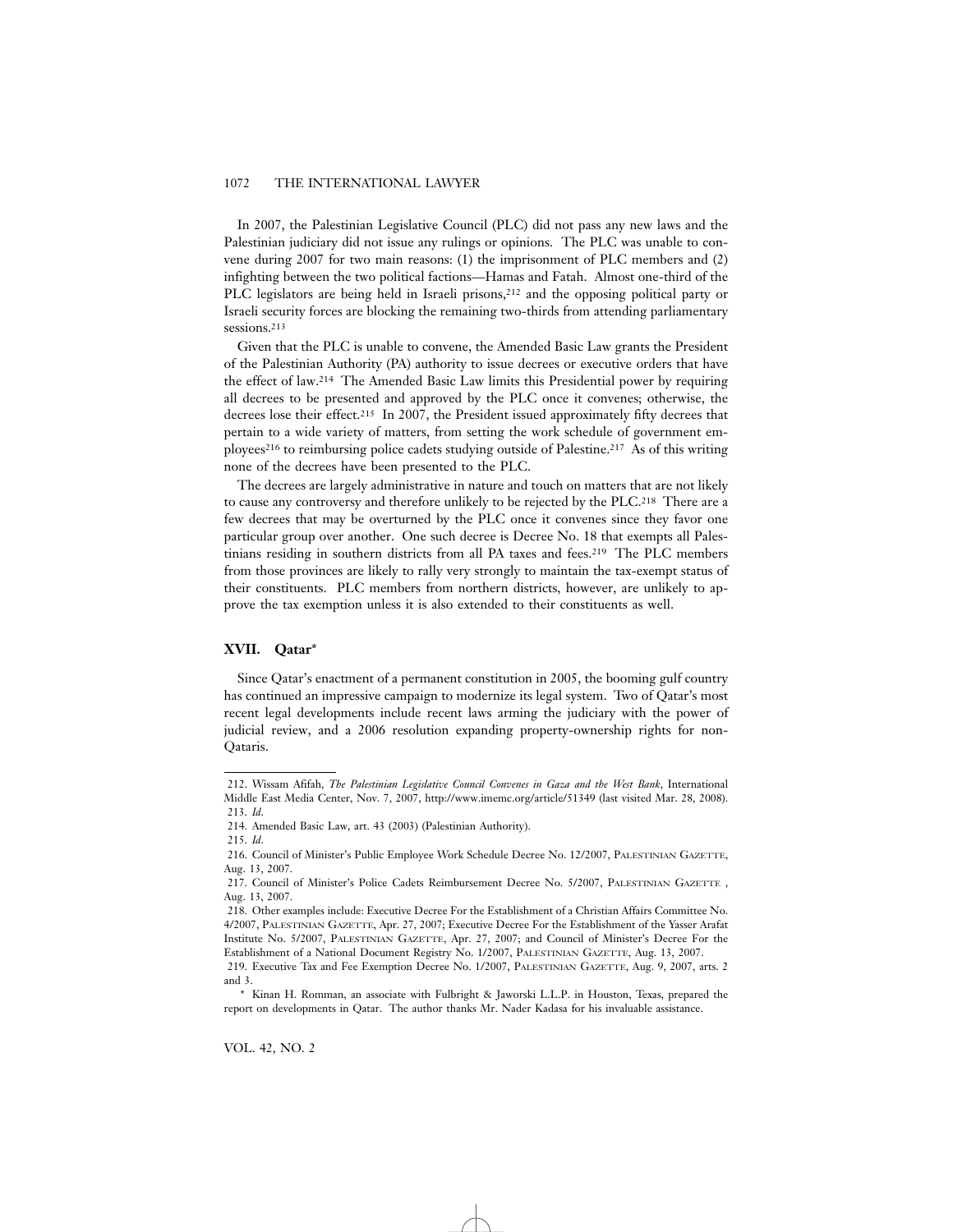In 2007, the Palestinian Legislative Council (PLC) did not pass any new laws and the Palestinian judiciary did not issue any rulings or opinions. The PLC was unable to convene during 2007 for two main reasons: (1) the imprisonment of PLC members and (2) infighting between the two political factions—Hamas and Fatah. Almost one-third of the PLC legislators are being held in Israeli prisons,[212] and the opposing political party or Israeli security forces are blocking the remaining two-thirds from attending parliamentary sessions.[213]

Given that the PLC is unable to convene, the Amended Basic Law grants the President of the Palestinian Authority (PA) authority to issue decrees or executive orders that have the effect of law.[214] The Amended Basic Law limits this Presidential power by requiring all decrees to be presented and approved by the PLC once it convenes; otherwise, the decrees lose their effect.[215] In 2007, the President issued approximately fifty decrees that pertain to a wide variety of matters, from setting the work schedule of government employees[216] to reimbursing police cadets studying outside of Palestine.[217] As of this writing none of the decrees have been presented to the PLC.

The decrees are largely administrative in nature and touch on matters that are not likely to cause any controversy and therefore unlikely to be rejected by the PLC.[218] There are a few decrees that may be overturned by the PLC once it convenes since they favor one particular group over another. One such decree is Decree No. 18 that exempts all Palestinians residing in southern districts from all PA taxes and fees.[219] The PLC members from those provinces are likely to rally very strongly to maintain the tax-exempt status of their constituents. PLC members from northern districts, however, are unlikely to approve the tax exemption unless it is also extended to their constituents as well.

## XVII. Qatar*

Since Qatar's enactment of a permanent constitution in 2005, the booming gulf country has continued an impressive campaign to modernize its legal system. Two of Qatar's most recent legal developments include recent laws arming the judiciary with the power of judicial review, and a 2006 resolution expanding property-ownership rights for non-Qataris.

---

212. Wissam Afifah, *The Palestinian Legislative Council Convenes in Gaza and the West Bank*, International Middle East Media Center, Nov. 7, 2007, http://www.imemc.org/article/51349 (last visited Mar. 28, 2008).

213. *Id*.

214. Amended Basic Law, art. 43 (2003) (Palestinian Authority).

215. *Id*.

216. Council of Minister's Public Employee Work Schedule Decree No. 12/2007, PALESTINIAN GAZETTE, Aug. 13, 2007.

217. Council of Minister's Police Cadets Reimbursement Decree No. 5/2007, PALESTINIAN GAZETTE , Aug. 13, 2007.

218. Other examples include: Executive Decree For the Establishment of a Christian Affairs Committee No. 4/2007, PALESTINIAN GAZETTE, Apr. 27, 2007; Executive Decree For the Establishment of the Yasser Arafat Institute No. 5/2007, PALESTINIAN GAZETTE, Apr. 27, 2007; and Council of Minister's Decree For the Establishment of a National Document Registry No. 1/2007, PALESTINIAN GAZETTE, Aug. 13, 2007.

219. Executive Tax and Fee Exemption Decree No. 1/2007, PALESTINIAN GAZETTE, Aug. 9, 2007, arts. 2 and 3.

\* Kinan H. Romman, an associate with Fulbright & Jaworski L.L.P. in Houston, Texas, prepared the report on developments in Qatar. The author thanks Mr. Nader Kadasa for his invaluable assistance.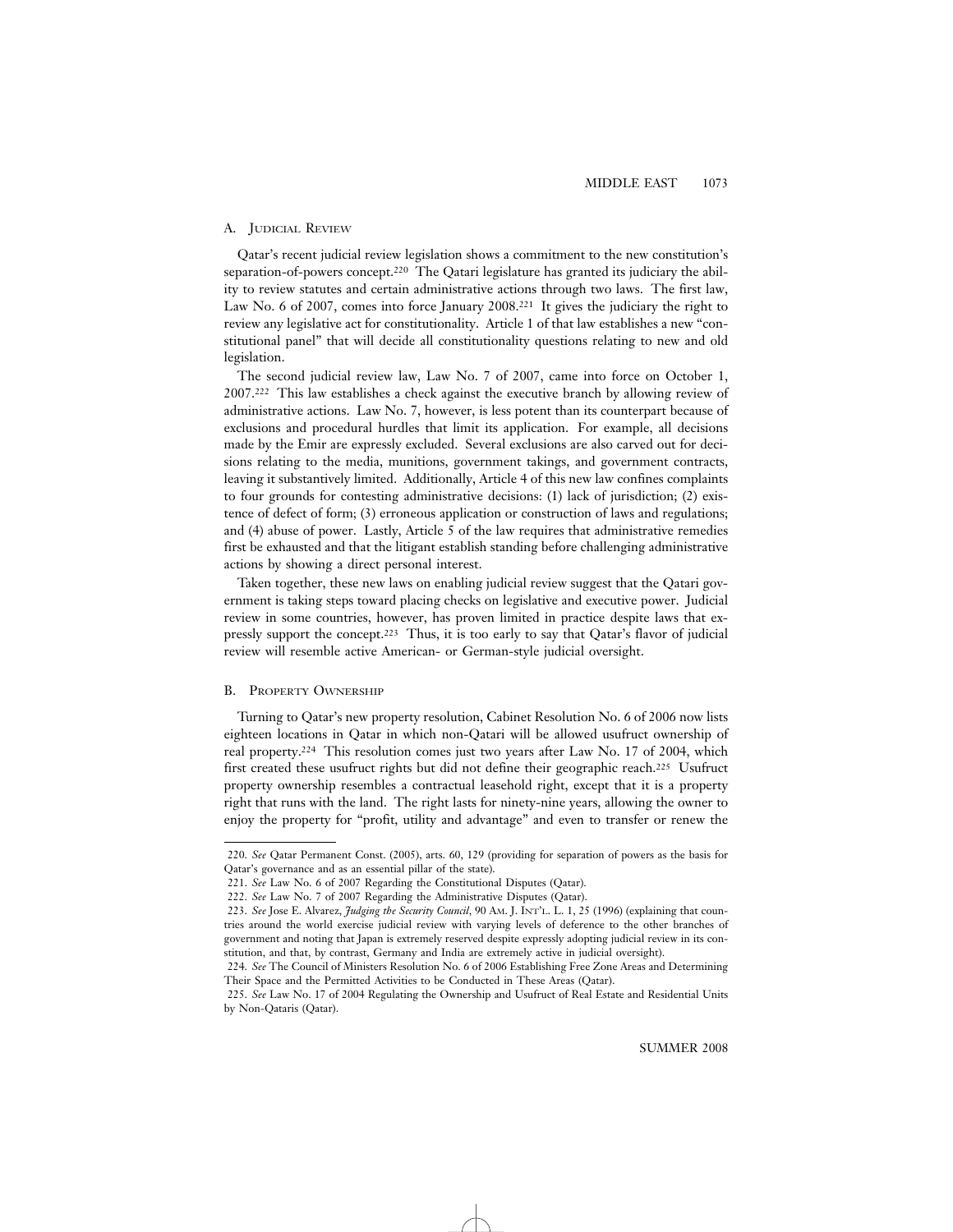### A. Judicial Review

Qatar's recent judicial review legislation shows a commitment to the new constitution's separation-of-powers concept.[220] The Qatari legislature has granted its judiciary the ability to review statutes and certain administrative actions through two laws. The first law, Law No. 6 of 2007, comes into force January 2008.[221] It gives the judiciary the right to review any legislative act for constitutionality. Article 1 of that law establishes a new "constitutional panel" that will decide all constitutionality questions relating to new and old legislation.

The second judicial review law, Law No. 7 of 2007, came into force on October 1, 2007.[222] This law establishes a check against the executive branch by allowing review of administrative actions. Law No. 7, however, is less potent than its counterpart because of exclusions and procedural hurdles that limit its application. For example, all decisions made by the Emir are expressly excluded. Several exclusions are also carved out for decisions relating to the media, munitions, government takings, and government contracts, leaving it substantively limited. Additionally, Article 4 of this new law confines complaints to four grounds for contesting administrative decisions: (1) lack of jurisdiction; (2) existence of defect of form; (3) erroneous application or construction of laws and regulations; and (4) abuse of power. Lastly, Article 5 of the law requires that administrative remedies first be exhausted and that the litigant establish standing before challenging administrative actions by showing a direct personal interest.

Taken together, these new laws on enabling judicial review suggest that the Qatari government is taking steps toward placing checks on legislative and executive power. Judicial review in some countries, however, has proven limited in practice despite laws that expressly support the concept.[223] Thus, it is too early to say that Qatar's flavor of judicial review will resemble active American- or German-style judicial oversight.

### B. Property Ownership

Turning to Qatar's new property resolution, Cabinet Resolution No. 6 of 2006 now lists eighteen locations in Qatar in which non-Qatari will be allowed usufruct ownership of real property.[224] This resolution comes just two years after Law No. 17 of 2004, which first created these usufruct rights but did not define their geographic reach.[225] Usufruct property ownership resembles a contractual leasehold right, except that it is a property right that runs with the land. The right lasts for ninety-nine years, allowing the owner to enjoy the property for "profit, utility and advantage" and even to transfer or renew the

---

220. *See* Qatar Permanent Const. (2005), arts. 60, 129 (providing for separation of powers as the basis for Qatar's governance and as an essential pillar of the state).

221. *See* Law No. 6 of 2007 Regarding the Constitutional Disputes (Qatar).

222. *See* Law No. 7 of 2007 Regarding the Administrative Disputes (Qatar).

223. *See* Jose E. Alvarez, *Judging the Security Council*, 90 Am. J. Int'l L. 1, 25 (1996) (explaining that countries around the world exercise judicial review with varying levels of deference to the other branches of government and noting that Japan is extremely reserved despite expressly adopting judicial review in its constitution, and that, by contrast, Germany and India are extremely active in judicial oversight).

224. *See* The Council of Ministers Resolution No. 6 of 2006 Establishing Free Zone Areas and Determining Their Space and the Permitted Activities to be Conducted in These Areas (Qatar).

225. *See* Law No. 17 of 2004 Regulating the Ownership and Usufruct of Real Estate and Residential Units by Non-Qataris (Qatar).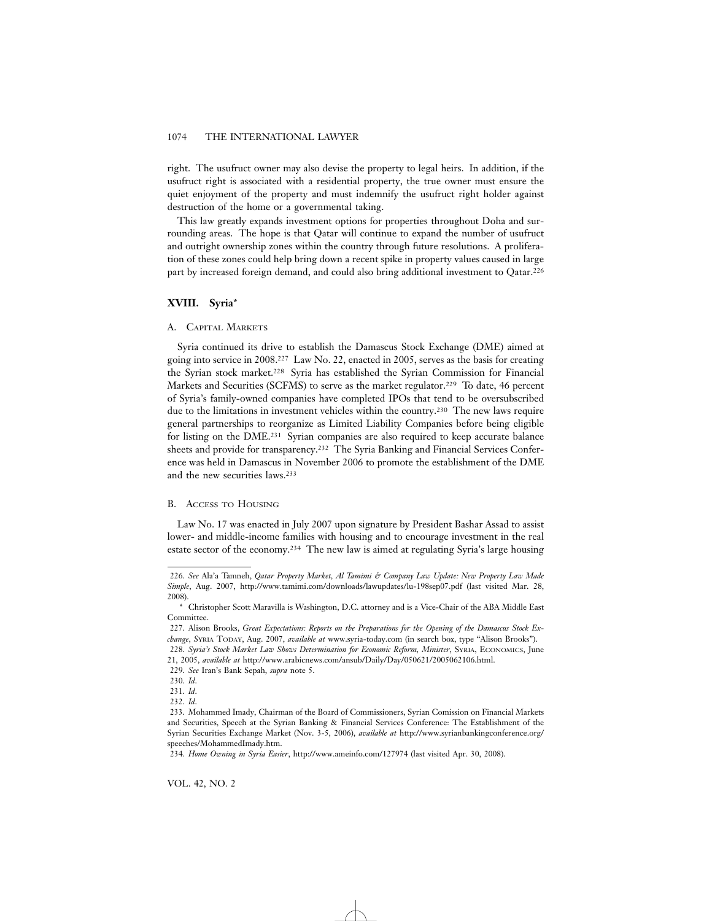right. The usufruct owner may also devise the property to legal heirs. In addition, if the usufruct right is associated with a residential property, the true owner must ensure the quiet enjoyment of the property and must indemnify the usufruct right holder against destruction of the home or a governmental taking.

This law greatly expands investment options for properties throughout Doha and surrounding areas. The hope is that Qatar will continue to expand the number of usufruct and outright ownership zones within the country through future resolutions. A proliferation of these zones could help bring down a recent spike in property values caused in large part by increased foreign demand, and could also bring additional investment to Qatar.[226]

## XVIII. Syria*

### A. Capital Markets

Syria continued its drive to establish the Damascus Stock Exchange (DME) aimed at going into service in 2008.[227] Law No. 22, enacted in 2005, serves as the basis for creating the Syrian stock market.[228] Syria has established the Syrian Commission for Financial Markets and Securities (SCFMS) to serve as the market regulator.[229] To date, 46 percent of Syria's family-owned companies have completed IPOs that tend to be oversubscribed due to the limitations in investment vehicles within the country.[230] The new laws require general partnerships to reorganize as Limited Liability Companies before being eligible for listing on the DME.[231] Syrian companies are also required to keep accurate balance sheets and provide for transparency.[232] The Syria Banking and Financial Services Conference was held in Damascus in November 2006 to promote the establishment of the DME and the new securities laws.[233]

### B. Access to Housing

Law No. 17 was enacted in July 2007 upon signature by President Bashar Assad to assist lower- and middle-income families with housing and to encourage investment in the real estate sector of the economy.[234] The new law is aimed at regulating Syria's large housing

---

226. *See* Ala'a Tamneh, *Qatar Property Market*, *Al Tamimi & Company Law Update: New Property Law Made Simple*, Aug. 2007, http://www.tamimi.com/downloads/lawupdates/lu-198sep07.pdf (last visited Mar. 28, 2008).

\* Christopher Scott Maravilla is Washington, D.C. attorney and is a Vice-Chair of the ABA Middle East Committee.

227. Alison Brooks, *Great Expectations: Reports on the Preparations for the Opening of the Damascus Stock Exchange*, Syria Today, Aug. 2007, *available at* www.syria-today.com (in search box, type "Alison Brooks").

228. *Syria's Stock Market Law Shows Determination for Economic Reform, Minister*, Syria, Economics, June 21, 2005, *available at* http://www.arabicnews.com/ansub/Daily/Day/050621/2005062106.html.

229. *See* Iran's Bank Sepah, *supra* note 5.

230. *Id*.

231. *Id*.

232. *Id*.

233. Mohammed Imady, Chairman of the Board of Commissioners, Syrian Comission on Financial Markets and Securities, Speech at the Syrian Banking & Financial Services Conference: The Establishment of the Syrian Securities Exchange Market (Nov. 3-5, 2006), *available at* http://www.syrianbankingconference.org/speeches/MohammedImady.htm.

234. *Home Owning in Syria Easier*, http://www.ameinfo.com/127974 (last visited Apr. 30, 2008).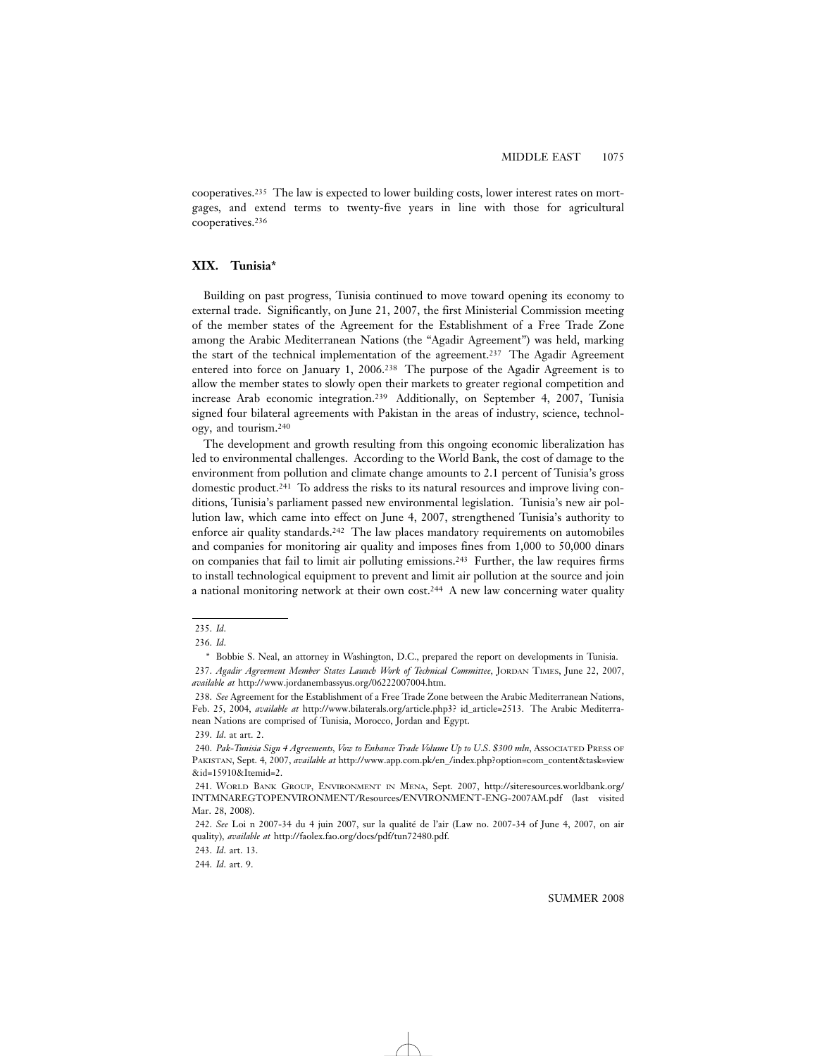cooperatives.[235] The law is expected to lower building costs, lower interest rates on mortgages, and extend terms to twenty-five years in line with those for agricultural cooperatives.[236]

## XIX. Tunisia*

Building on past progress, Tunisia continued to move toward opening its economy to external trade. Significantly, on June 21, 2007, the first Ministerial Commission meeting of the member states of the Agreement for the Establishment of a Free Trade Zone among the Arabic Mediterranean Nations (the "Agadir Agreement") was held, marking the start of the technical implementation of the agreement.[237] The Agadir Agreement entered into force on January 1, 2006.[238] The purpose of the Agadir Agreement is to allow the member states to slowly open their markets to greater regional competition and increase Arab economic integration.[239] Additionally, on September 4, 2007, Tunisia signed four bilateral agreements with Pakistan in the areas of industry, science, technology, and tourism.[240]

The development and growth resulting from this ongoing economic liberalization has led to environmental challenges. According to the World Bank, the cost of damage to the environment from pollution and climate change amounts to 2.1 percent of Tunisia's gross domestic product.[241] To address the risks to its natural resources and improve living conditions, Tunisia's parliament passed new environmental legislation. Tunisia's new air pollution law, which came into effect on June 4, 2007, strengthened Tunisia's authority to enforce air quality standards.[242] The law places mandatory requirements on automobiles and companies for monitoring air quality and imposes fines from 1,000 to 50,000 dinars on companies that fail to limit air polluting emissions.[243] Further, the law requires firms to install technological equipment to prevent and limit air pollution at the source and join a national monitoring network at their own cost.[244] A new law concerning water quality

---

235. *Id.*

236. *Id.*

\* Bobbie S. Neal, an attorney in Washington, D.C., prepared the report on developments in Tunisia.

237. *Agadir Agreement Member States Launch Work of Technical Committee*, JORDAN TIMES, June 22, 2007, *available at* http://www.jordanembassyus.org/06222007004.htm.

238. *See* Agreement for the Establishment of a Free Trade Zone between the Arabic Mediterranean Nations, Feb. 25, 2004, *available at* http://www.bilaterals.org/article.php3? id_article=2513. The Arabic Mediterranean Nations are comprised of Tunisia, Morocco, Jordan and Egypt.

239. *Id.* at art. 2.

240. *Pak-Tunisia Sign 4 Agreements, Vow to Enhance Trade Volume Up to U.S. $300 mln*, ASSOCIATED PRESS OF PAKISTAN, Sept. 4, 2007, *available at* http://www.app.com.pk/en_/index.php?option=com_content&task=view&id=15910&Itemid=2.

241. WORLD BANK GROUP, ENVIRONMENT IN MENA, Sept. 2007, http://siteresources.worldbank.org/INTMNAREGTOPENVIRONMENT/Resources/ENVIRONMENT-ENG-2007AM.pdf (last visited Mar. 28, 2008).

242. *See* Loi n 2007-34 du 4 juin 2007, sur la qualité de l'air (Law no. 2007-34 of June 4, 2007, on air quality), *available at* http://faolex.fao.org/docs/pdf/tun72480.pdf.

243. *Id.* art. 13.

244. *Id.* art. 9.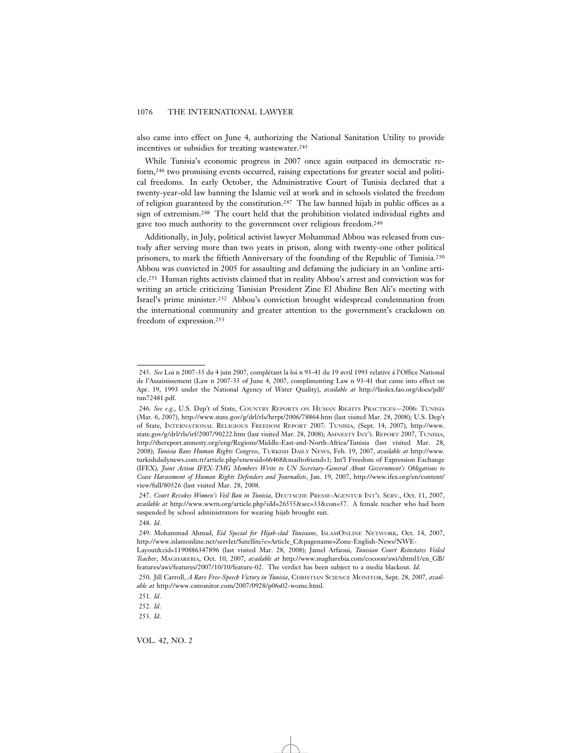also came into effect on June 4, authorizing the National Sanitation Utility to provide incentives or subsidies for treating wastewater.[245]

While Tunisia's economic progress in 2007 once again outpaced its democratic reform,[246] two promising events occurred, raising expectations for greater social and political freedoms. In early October, the Administrative Court of Tunisia declared that a twenty-year-old law banning the Islamic veil at work and in schools violated the freedom of religion guaranteed by the constitution.[247] The law banned hijab in public offices as a sign of extremism.[248] The court held that the prohibition violated individual rights and gave too much authority to the government over religious freedom.[249]

Additionally, in July, political activist lawyer Mohammad Abbou was released from custody after serving more than two years in prison, along with twenty-one other political prisoners, to mark the fiftieth Anniversary of the founding of the Republic of Tunisia.[250] Abbou was convicted in 2005 for assaulting and defaming the judiciary in an \online article.[251] Human rights activists claimed that in reality Abbou's arrest and conviction was for writing an article criticizing Tunisian President Zine El Abidine Ben Ali's meeting with Israel's prime minister.[252] Abbou's conviction brought widespread condemnation from the international community and greater attention to the government's crackdown on freedom of expression.[253]

---

245. *See* Loi n 2007-35 du 4 juin 2007, complétant la loi n 93-41 du 19 avril 1993 relative á l'Office National de l'Assainissement (Law n 2007-35 of June 4, 2007, complimenting Law n 93-41 that came into effect on Apr. 19, 1993 under the National Agency of Water Quality), *available at* http://faolex.fao.org/docs/pdf/tun72481.pdf.

246. *See e.g.*, U.S. Dep't of State, COUNTRY REPORTS ON HUMAN RIGHTS PRACTICES—2006: TUNISIA (Mar. 6, 2007), http://www.state.gov/g/drl/rls/hrrpt/2006/78864.htm (last visited Mar. 28, 2008); U.S. Dep't of State, INTERNATIONAL RELIGIOUS FREEDOM REPORT 2007: TUNISIA, (Sept. 14, 2007), http://www.state.gov/g/drl/rls/irf/2007/90222.htm (last visited Mar. 28, 2008); AMNESTY INT'L REPORT 2007, TUNISIA, http://thereport.amnesty.org/eng/Regions/Middle-East-and-North-Africa/Tunisia (last visited Mar. 28, 2008); *Tunisia Bans Human Rights Congress*, TURKISH DAILY NEWS, Feb. 19, 2007, *available at* http://www.turkishdailynews.com.tr/article.php?enewsid=66468&mailtofriend=1; Int'l Freedom of Expression Exchange (IFEX), *Joint Action IFEX-TMG Members Write to UN Secretary-General About Government's Obligations to Cease Harassment of Human Rights Defenders and Journalists*, Jan. 19, 2007, http://www.ifex.org/en/content/view/full/80526 (last visited Mar. 28, 2008.

247. *Court Revokes Women's Veil Ban in Tunisia*, DEUTSCHE PRESSE-AGENTUR INT'L SERV., Oct. 11, 2007, *available at* http://www.wwrn.org/article.php?idd=26555&sec=33&con=57. A female teacher who had been suspended by school administrators for wearing hijab brought suit.

248. *Id*.

249. Mohammad Ahmad, *Eid Special for Hijab-clad Tunisians*, ISLAMONLINE NETWORK, Oct. 14, 2007, http://www.islamonline.net/servlet/Satellite?c=Article_C&pagename=Zone-English-News/NWE-Layout&cid=1190886347896 (last visited Mar. 28, 2008); Jamel Arfaoui, *Tunisian Court Reinstates Veiled Teacher*, MAGHAREBIA, Oct. 10, 2007, *available at* http://www.magharebia.com/cocoon/awi/xhtml1/en_GB/features/awi/features/2007/10/10/feature-02. The verdict has been subject to a media blackout. *Id*.

250. Jill Carroll, *A Rare Free-Speech Victory in Tunisia*, CHRISTIAN SCIENCE MONITOR, Sept. 28, 2007, *available at* http://www.csmonitor.com/2007/0928/p06s02-wome.html.

251. *Id*.

252. *Id*.

253. *Id*.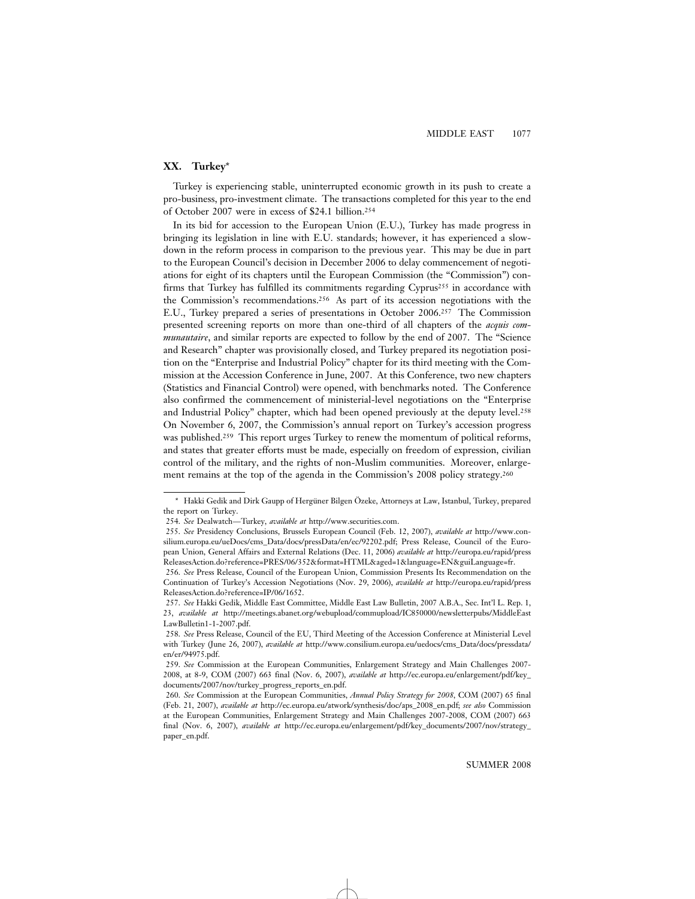## XX. Turkey*

Turkey is experiencing stable, uninterrupted economic growth in its push to create a pro-business, pro-investment climate. The transactions completed for this year to the end of October 2007 were in excess of $24.1 billion.[254]

In its bid for accession to the European Union (E.U.), Turkey has made progress in bringing its legislation in line with E.U. standards; however, it has experienced a slowdown in the reform process in comparison to the previous year. This may be due in part to the European Council's decision in December 2006 to delay commencement of negotiations for eight of its chapters until the European Commission (the "Commission") confirms that Turkey has fulfilled its commitments regarding Cyprus[255] in accordance with the Commission's recommendations.[256] As part of its accession negotiations with the E.U., Turkey prepared a series of presentations in October 2006.[257] The Commission presented screening reports on more than one-third of all chapters of the *acquis communautaire*, and similar reports are expected to follow by the end of 2007. The "Science and Research" chapter was provisionally closed, and Turkey prepared its negotiation position on the "Enterprise and Industrial Policy" chapter for its third meeting with the Commission at the Accession Conference in June, 2007. At this Conference, two new chapters (Statistics and Financial Control) were opened, with benchmarks noted. The Conference also confirmed the commencement of ministerial-level negotiations on the "Enterprise and Industrial Policy" chapter, which had been opened previously at the deputy level.[258] On November 6, 2007, the Commission's annual report on Turkey's accession progress was published.[259] This report urges Turkey to renew the momentum of political reforms, and states that greater efforts must be made, especially on freedom of expression, civilian control of the military, and the rights of non-Muslim communities. Moreover, enlargement remains at the top of the agenda in the Commission's 2008 policy strategy.[260]

---

\* Hakki Gedik and Dirk Gaupp of Hergüner Bilgen Özeke, Attorneys at Law, Istanbul, Turkey, prepared the report on Turkey.

254. *See* Dealwatch—Turkey, *available at* http://www.securities.com.

255. *See* Presidency Conclusions, Brussels European Council (Feb. 12, 2007), *available at* http://www.consilium.europa.eu/ueDocs/cms_Data/docs/pressData/en/ec/92202.pdf; Press Release, Council of the European Union, General Affairs and External Relations (Dec. 11, 2006) *available at* http://europa.eu/rapid/pressReleasesAction.do?reference=PRES/06/352&format=HTML&aged=1&language=EN&guiLanguage=fr.

256. *See* Press Release, Council of the European Union, Commission Presents Its Recommendation on the Continuation of Turkey's Accession Negotiations (Nov. 29, 2006), *available at* http://europa.eu/rapid/pressReleasesAction.do?reference=IP/06/1652.

257. *See* Hakki Gedik, Middle East Committee, Middle East Law Bulletin, 2007 A.B.A., Sec. Int'l L. Rep. 1, 23, *available at* http://meetings.abanet.org/webupload/commupload/IC850000/newsletterpubs/MiddleEastLawBulletin1-1-2007.pdf.

258. *See* Press Release, Council of the EU, Third Meeting of the Accession Conference at Ministerial Level with Turkey (June 26, 2007), *available at* http://www.consilium.europa.eu/uedocs/cms_Data/docs/pressdata/en/er/94975.pdf.

259. *See* Commission at the European Communities, Enlargement Strategy and Main Challenges 2007-2008, at 8-9, COM (2007) 663 final (Nov. 6, 2007), *available at* http://ec.europa.eu/enlargement/pdf/key_documents/2007/nov/turkey_progress_reports_en.pdf.

260. *See* Commission at the European Communities, *Annual Policy Strategy for 2008*, COM (2007) 65 final (Feb. 21, 2007), *available at* http://ec.europa.eu/atwork/synthesis/doc/aps_2008_en.pdf; *see also* Commission at the European Communities, Enlargement Strategy and Main Challenges 2007-2008, COM (2007) 663 final (Nov. 6, 2007), *available at* http://ec.europa.eu/enlargement/pdf/key_documents/2007/nov/strategy_paper_en.pdf.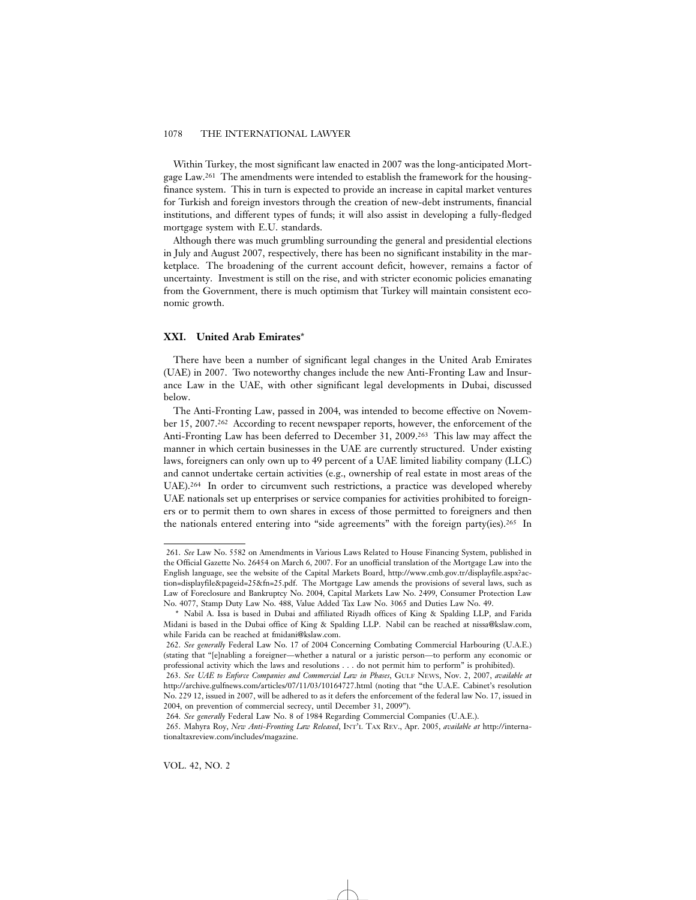Within Turkey, the most significant law enacted in 2007 was the long-anticipated Mortgage Law.[261] The amendments were intended to establish the framework for the housing-finance system. This in turn is expected to provide an increase in capital market ventures for Turkish and foreign investors through the creation of new-debt instruments, financial institutions, and different types of funds; it will also assist in developing a fully-fledged mortgage system with E.U. standards.

Although there was much grumbling surrounding the general and presidential elections in July and August 2007, respectively, there has been no significant instability in the marketplace. The broadening of the current account deficit, however, remains a factor of uncertainty. Investment is still on the rise, and with stricter economic policies emanating from the Government, there is much optimism that Turkey will maintain consistent economic growth.

### XXI. United Arab Emirates*

There have been a number of significant legal changes in the United Arab Emirates (UAE) in 2007. Two noteworthy changes include the new Anti-Fronting Law and Insurance Law in the UAE, with other significant legal developments in Dubai, discussed below.

The Anti-Fronting Law, passed in 2004, was intended to become effective on November 15, 2007.[262] According to recent newspaper reports, however, the enforcement of the Anti-Fronting Law has been deferred to December 31, 2009.[263] This law may affect the manner in which certain businesses in the UAE are currently structured. Under existing laws, foreigners can only own up to 49 percent of a UAE limited liability company (LLC) and cannot undertake certain activities (e.g., ownership of real estate in most areas of the UAE).[264] In order to circumvent such restrictions, a practice was developed whereby UAE nationals set up enterprises or service companies for activities prohibited to foreigners or to permit them to own shares in excess of those permitted to foreigners and then the nationals entered entering into "side agreements" with the foreign party(ies).[265] In

---

261. *See* Law No. 5582 on Amendments in Various Laws Related to House Financing System, published in the Official Gazette No. 26454 on March 6, 2007. For an unofficial translation of the Mortgage Law into the English language, see the website of the Capital Markets Board, http://www.cmb.gov.tr/displayfile.aspx?action=displayfile&pageid=25&fn=25.pdf. The Mortgage Law amends the provisions of several laws, such as Law of Foreclosure and Bankruptcy No. 2004, Capital Markets Law No. 2499, Consumer Protection Law No. 4077, Stamp Duty Law No. 488, Value Added Tax Law No. 3065 and Duties Law No. 49.

\* Nabil A. Issa is based in Dubai and affiliated Riyadh offices of King & Spalding LLP, and Farida Midani is based in the Dubai office of King & Spalding LLP. Nabil can be reached at nissa@kslaw.com, while Farida can be reached at fmidani@kslaw.com.

262. *See generally* Federal Law No. 17 of 2004 Concerning Combating Commercial Harbouring (U.A.E.) (stating that "[e]nabling a foreigner—whether a natural or a juristic person—to perform any economic or professional activity which the laws and resolutions . . . do not permit him to perform" is prohibited).

263. *See UAE to Enforce Companies and Commercial Law in Phases*, GULF NEWS, Nov. 2, 2007, *available at* http://archive.gulfnews.com/articles/07/11/03/10164727.html (noting that "the U.A.E. Cabinet's resolution No. 229 12, issued in 2007, will be adhered to as it defers the enforcement of the federal law No. 17, issued in 2004, on prevention of commercial secrecy, until December 31, 2009").

264. *See generally* Federal Law No. 8 of 1984 Regarding Commercial Companies (U.A.E.).

265. Mahyra Roy, *New Anti-Fronting Law Released*, INT'L TAX REV., Apr. 2005, *available at* http://internationaltaxreview.com/includes/magazine.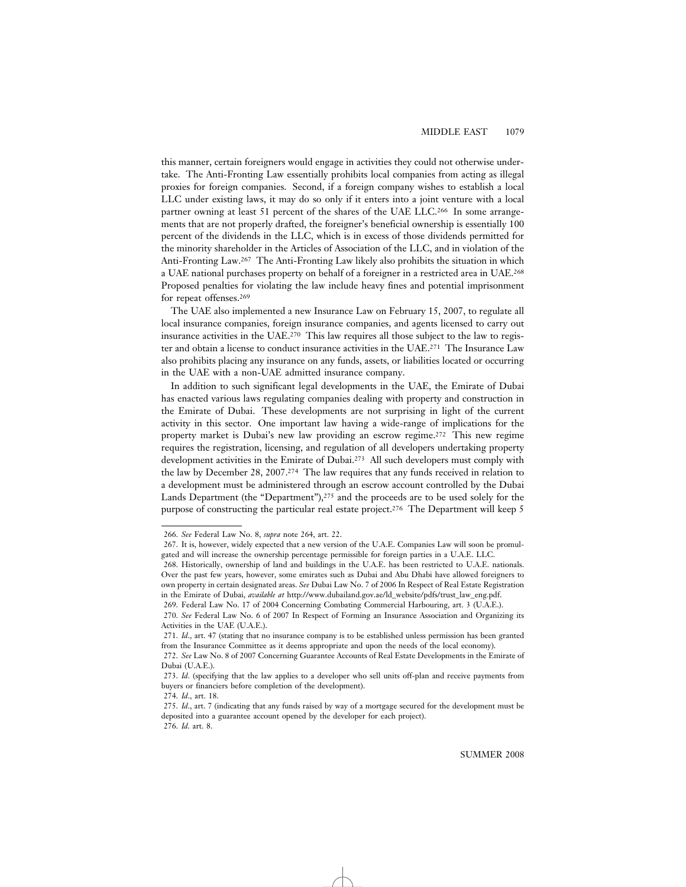this manner, certain foreigners would engage in activities they could not otherwise undertake. The Anti-Fronting Law essentially prohibits local companies from acting as illegal proxies for foreign companies. Second, if a foreign company wishes to establish a local LLC under existing laws, it may do so only if it enters into a joint venture with a local partner owning at least 51 percent of the shares of the UAE LLC.[266] In some arrangements that are not properly drafted, the foreigner's beneficial ownership is essentially 100 percent of the dividends in the LLC, which is in excess of those dividends permitted for the minority shareholder in the Articles of Association of the LLC, and in violation of the Anti-Fronting Law.[267] The Anti-Fronting Law likely also prohibits the situation in which a UAE national purchases property on behalf of a foreigner in a restricted area in UAE.[268] Proposed penalties for violating the law include heavy fines and potential imprisonment for repeat offenses.[269]

The UAE also implemented a new Insurance Law on February 15, 2007, to regulate all local insurance companies, foreign insurance companies, and agents licensed to carry out insurance activities in the UAE.[270] This law requires all those subject to the law to register and obtain a license to conduct insurance activities in the UAE.[271] The Insurance Law also prohibits placing any insurance on any funds, assets, or liabilities located or occurring in the UAE with a non-UAE admitted insurance company.

In addition to such significant legal developments in the UAE, the Emirate of Dubai has enacted various laws regulating companies dealing with property and construction in the Emirate of Dubai. These developments are not surprising in light of the current activity in this sector. One important law having a wide-range of implications for the property market is Dubai's new law providing an escrow regime.[272] This new regime requires the registration, licensing, and regulation of all developers undertaking property development activities in the Emirate of Dubai.[273] All such developers must comply with the law by December 28, 2007.[274] The law requires that any funds received in relation to a development must be administered through an escrow account controlled by the Dubai Lands Department (the "Department"),[275] and the proceeds are to be used solely for the purpose of constructing the particular real estate project.[276] The Department will keep 5

---

266. *See* Federal Law No. 8, *supra* note 264, art. 22.

267. It is, however, widely expected that a new version of the U.A.E. Companies Law will soon be promulgated and will increase the ownership percentage permissible for foreign parties in a U.A.E. LLC.

268. Historically, ownership of land and buildings in the U.A.E. has been restricted to U.A.E. nationals. Over the past few years, however, some emirates such as Dubai and Abu Dhabi have allowed foreigners to own property in certain designated areas. *See* Dubai Law No. 7 of 2006 In Respect of Real Estate Registration in the Emirate of Dubai, *available at* http://www.dubailand.gov.ae/ld_website/pdfs/trust_law_eng.pdf.

269. Federal Law No. 17 of 2004 Concerning Combating Commercial Harbouring, art. 3 (U.A.E.).

270. *See* Federal Law No. 6 of 2007 In Respect of Forming an Insurance Association and Organizing its Activities in the UAE (U.A.E.).

271. *Id.*, art. 47 (stating that no insurance company is to be established unless permission has been granted from the Insurance Committee as it deems appropriate and upon the needs of the local economy).

272. *See* Law No. 8 of 2007 Concerning Guarantee Accounts of Real Estate Developments in the Emirate of Dubai (U.A.E.).

273. *Id.* (specifying that the law applies to a developer who sell units off-plan and receive payments from buyers or financiers before completion of the development).

274. *Id.*, art. 18.

275. *Id.*, art. 7 (indicating that any funds raised by way of a mortgage secured for the development must be deposited into a guarantee account opened by the developer for each project).

276. *Id.* art. 8.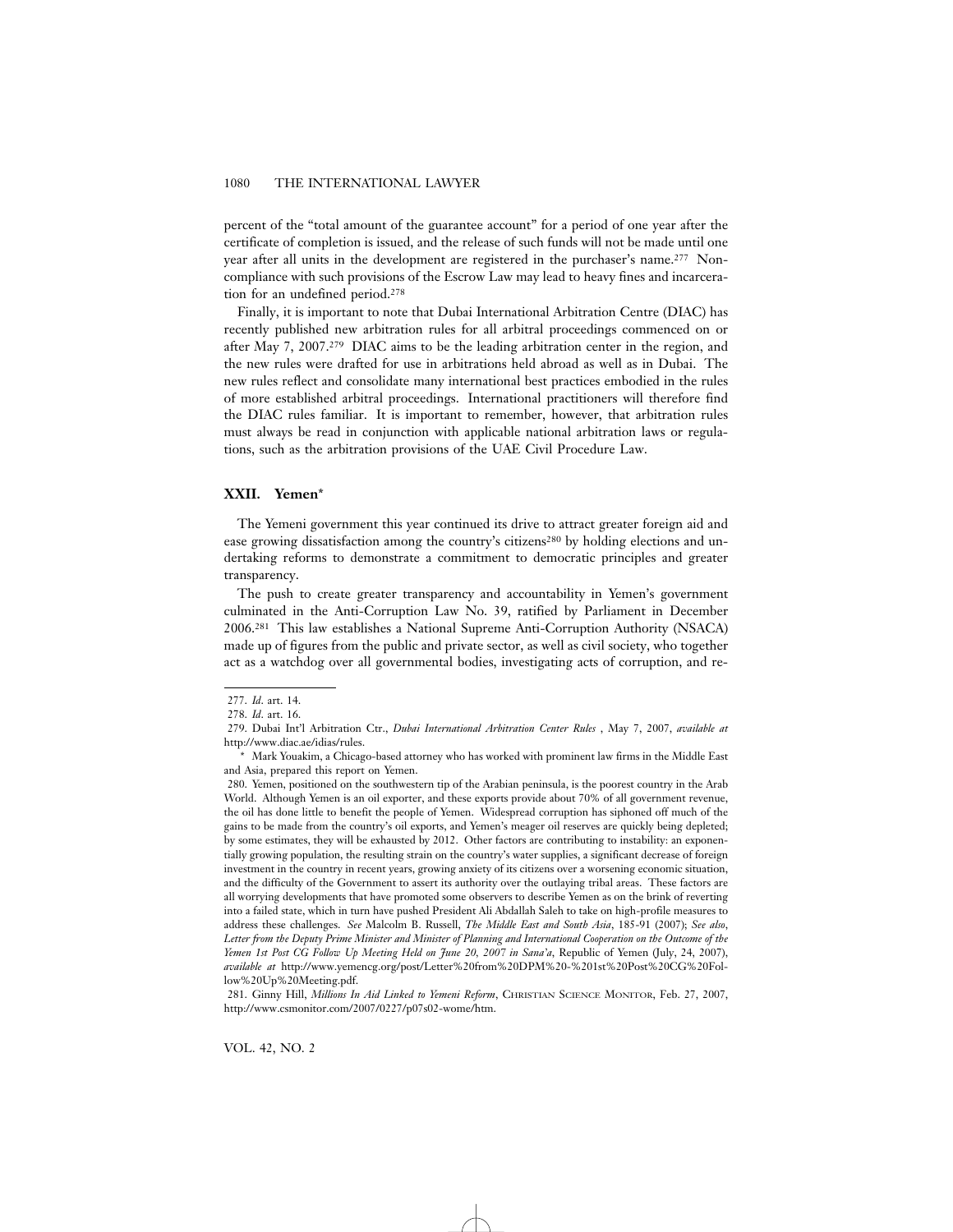percent of the "total amount of the guarantee account" for a period of one year after the certificate of completion is issued, and the release of such funds will not be made until one year after all units in the development are registered in the purchaser's name.[277] Non-compliance with such provisions of the Escrow Law may lead to heavy fines and incarceration for an undefined period.[278]

Finally, it is important to note that Dubai International Arbitration Centre (DIAC) has recently published new arbitration rules for all arbitral proceedings commenced on or after May 7, 2007.[279] DIAC aims to be the leading arbitration center in the region, and the new rules were drafted for use in arbitrations held abroad as well as in Dubai. The new rules reflect and consolidate many international best practices embodied in the rules of more established arbitral proceedings. International practitioners will therefore find the DIAC rules familiar. It is important to remember, however, that arbitration rules must always be read in conjunction with applicable national arbitration laws or regulations, such as the arbitration provisions of the UAE Civil Procedure Law.

## XXII. Yemen*

The Yemeni government this year continued its drive to attract greater foreign aid and ease growing dissatisfaction among the country's citizens[280] by holding elections and undertaking reforms to demonstrate a commitment to democratic principles and greater transparency.

The push to create greater transparency and accountability in Yemen's government culminated in the Anti-Corruption Law No. 39, ratified by Parliament in December 2006.[281] This law establishes a National Supreme Anti-Corruption Authority (NSACA) made up of figures from the public and private sector, as well as civil society, who together act as a watchdog over all governmental bodies, investigating acts of corruption, and re-

---

277. *Id.* art. 14.

278. *Id.* art. 16.

279. Dubai Int'l Arbitration Ctr., *Dubai International Arbitration Center Rules* , May 7, 2007, *available at* http://www.diac.ae/idias/rules.

\* Mark Youakim, a Chicago-based attorney who has worked with prominent law firms in the Middle East and Asia, prepared this report on Yemen.

280. Yemen, positioned on the southwestern tip of the Arabian peninsula, is the poorest country in the Arab World. Although Yemen is an oil exporter, and these exports provide about 70% of all government revenue, the oil has done little to benefit the people of Yemen. Widespread corruption has siphoned off much of the gains to be made from the country's oil exports, and Yemen's meager oil reserves are quickly being depleted; by some estimates, they will be exhausted by 2012. Other factors are contributing to instability: an exponentially growing population, the resulting strain on the country's water supplies, a significant decrease of foreign investment in the country in recent years, growing anxiety of its citizens over a worsening economic situation, and the difficulty of the Government to assert its authority over the outlaying tribal areas. These factors are all worrying developments that have promoted some observers to describe Yemen as on the brink of reverting into a failed state, which in turn have pushed President Ali Abdallah Saleh to take on high-profile measures to address these challenges. *See* Malcolm B. Russell, *The Middle East and South Asia*, 185-91 (2007); *See also*, *Letter from the Deputy Prime Minister and Minister of Planning and International Cooperation on the Outcome of the Yemen 1st Post CG Follow Up Meeting Held on June 20, 2007 in Sana'a*, Republic of Yemen (July, 24, 2007), *available at* http://www.yemencg.org/post/Letter%20from%20DPM%20-%201st%20Post%20CG%20Follow%20Up%20Meeting.pdf.

281. Ginny Hill, *Millions In Aid Linked to Yemeni Reform*, CHRISTIAN SCIENCE MONITOR, Feb. 27, 2007, http://www.csmonitor.com/2007/0227/p07s02-wome/htm.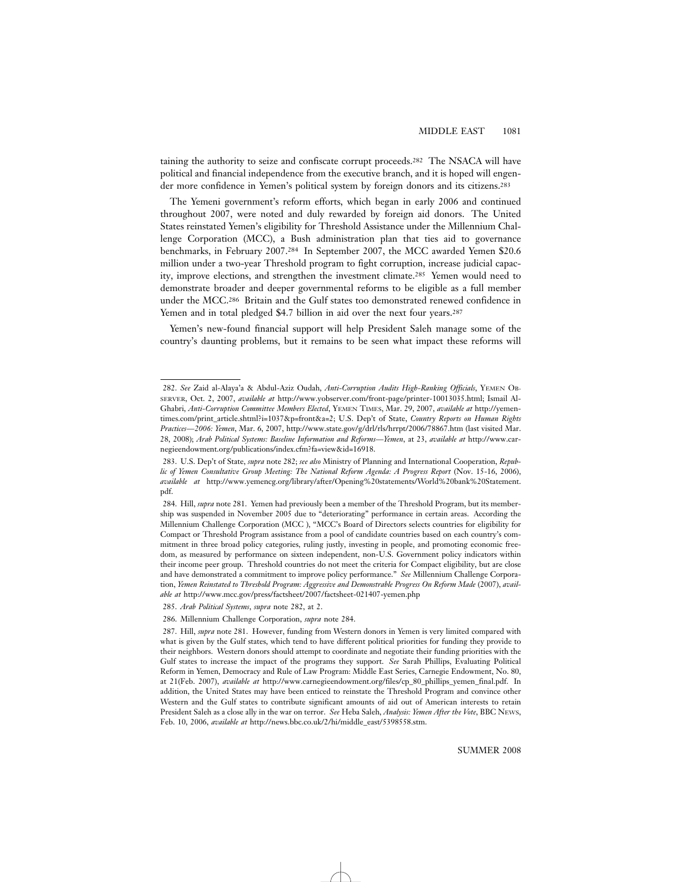taining the authority to seize and confiscate corrupt proceeds.[282] The NSACA will have political and financial independence from the executive branch, and it is hoped will engender more confidence in Yemen's political system by foreign donors and its citizens.[283]

The Yemeni government's reform efforts, which began in early 2006 and continued throughout 2007, were noted and duly rewarded by foreign aid donors. The United States reinstated Yemen's eligibility for Threshold Assistance under the Millennium Challenge Corporation (MCC), a Bush administration plan that ties aid to governance benchmarks, in February 2007.[284] In September 2007, the MCC awarded Yemen $20.6 million under a two-year Threshold program to fight corruption, increase judicial capacity, improve elections, and strengthen the investment climate.[285] Yemen would need to demonstrate broader and deeper governmental reforms to be eligible as a full member under the MCC.[286] Britain and the Gulf states too demonstrated renewed confidence in Yemen and in total pledged $4.7 billion in aid over the next four years.[287]

Yemen's new-found financial support will help President Saleh manage some of the country's daunting problems, but it remains to be seen what impact these reforms will

---

282. *See* Zaid al-Alaya'a & Abdul-Aziz Oudah, *Anti-Corruption Audits High-Ranking Officials*, YEMEN OBSERVER, Oct. 2, 2007, *available at* http://www.yobserver.com/front-page/printer-10013035.html; Ismail Al-Ghabri, *Anti-Corruption Committee Members Elected*, YEMEN TIMES, Mar. 29, 2007, *available at* http://yementimes.com/print_article.shtml?i=1037&p=front&a=2; U.S. Dep't of State, *Country Reports on Human Rights Practices—2006: Yemen*, Mar. 6, 2007, http://www.state.gov/g/drl/rls/hrrpt/2006/78867.htm (last visited Mar. 28, 2008); *Arab Political Systems: Baseline Information and Reforms—Yemen*, at 23, *available at* http://www.carnegieendowment.org/publications/index.cfm?fa=view&id=16918.

283. U.S. Dep't of State, *supra* note 282; *see also* Ministry of Planning and International Cooperation, *Republic of Yemen Consultative Group Meeting: The National Reform Agenda: A Progress Report* (Nov. 15-16, 2006), *available at* http://www.yemencg.org/library/after/Opening%20statements/World%20bank%20Statement.pdf.

284. Hill, *supra* note 281. Yemen had previously been a member of the Threshold Program, but its membership was suspended in November 2005 due to "deteriorating" performance in certain areas. According the Millennium Challenge Corporation (MCC ), "MCC's Board of Directors selects countries for eligibility for Compact or Threshold Program assistance from a pool of candidate countries based on each country's commitment in three broad policy categories, ruling justly, investing in people, and promoting economic freedom, as measured by performance on sixteen independent, non-U.S. Government policy indicators within their income peer group. Threshold countries do not meet the criteria for Compact eligibility, but are close and have demonstrated a commitment to improve policy performance." *See* Millennium Challenge Corporation, *Yemen Reinstated to Threshold Program: Aggressive and Demonstrable Progress On Reform Made* (2007), *available at* http://www.mcc.gov/press/factsheet/2007/factsheet-021407-yemen.php

285. *Arab Political Systems*, *supra* note 282, at 2.

286. Millennium Challenge Corporation, *supra* note 284.

287. Hill, *supra* note 281. However, funding from Western donors in Yemen is very limited compared with what is given by the Gulf states, which tend to have different political priorities for funding they provide to their neighbors. Western donors should attempt to coordinate and negotiate their funding priorities with the Gulf states to increase the impact of the programs they support. *See* Sarah Phillips, Evaluating Political Reform in Yemen, Democracy and Rule of Law Program: Middle East Series, Carnegie Endowment, No. 80, at 21(Feb. 2007), *available at* http://www.carnegieendowment.org/files/cp_80_phillips_yemen_final.pdf. In addition, the United States may have been enticed to reinstate the Threshold Program and convince other Western and the Gulf states to contribute significant amounts of aid out of American interests to retain President Saleh as a close ally in the war on terror. *See* Heba Saleh, *Analysis: Yemen After the Vote*, BBC NEWS, Feb. 10, 2006, *available at* http://news.bbc.co.uk/2/hi/middle_east/5398558.stm.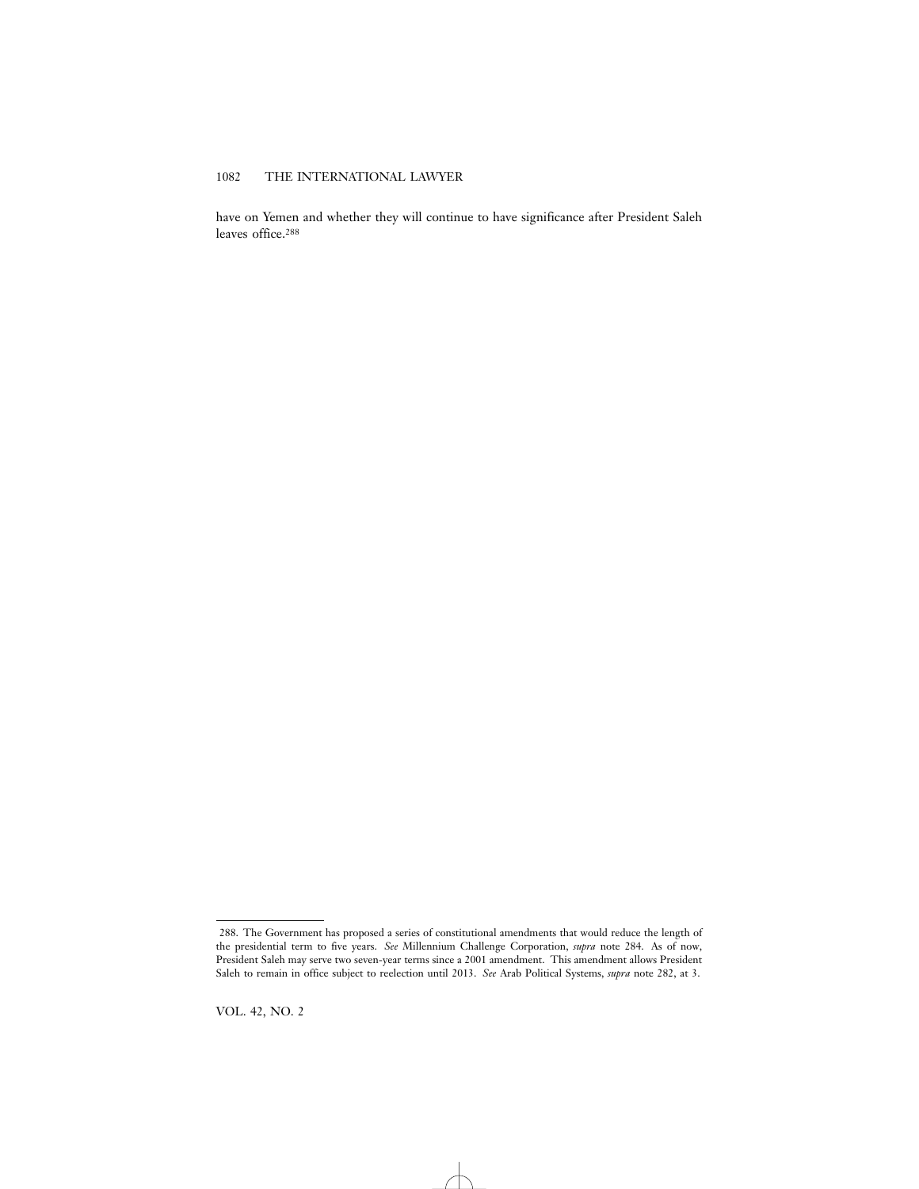have on Yemen and whether they will continue to have significance after President Saleh leaves office.[288]

---

288. The Government has proposed a series of constitutional amendments that would reduce the length of the presidential term to five years. *See* Millennium Challenge Corporation, *supra* note 284. As of now, President Saleh may serve two seven-year terms since a 2001 amendment. This amendment allows President Saleh to remain in office subject to reelection until 2013. *See* Arab Political Systems, *supra* note 282, at 3.